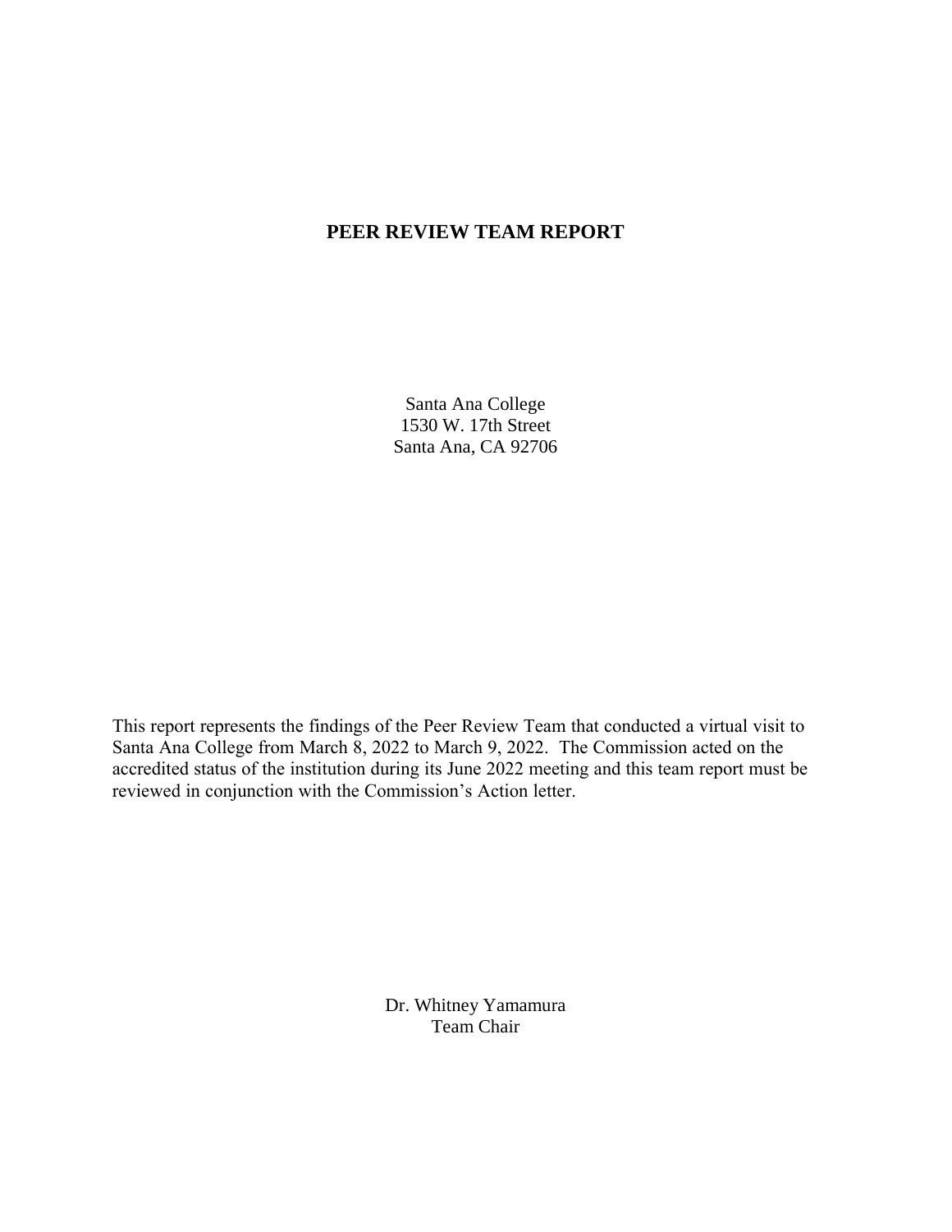# PEER REVIEW TEAM REPORT

Santa Ana College
1530 W. 17th Street
Santa Ana, CA 92706

This report represents the findings of the Peer Review Team that conducted a virtual visit to Santa Ana College from March 8, 2022 to March 9, 2022. The Commission acted on the accredited status of the institution during its June 2022 meeting and this team report must be reviewed in conjunction with the Commission's Action letter.

Dr. Whitney Yamamura
Team Chair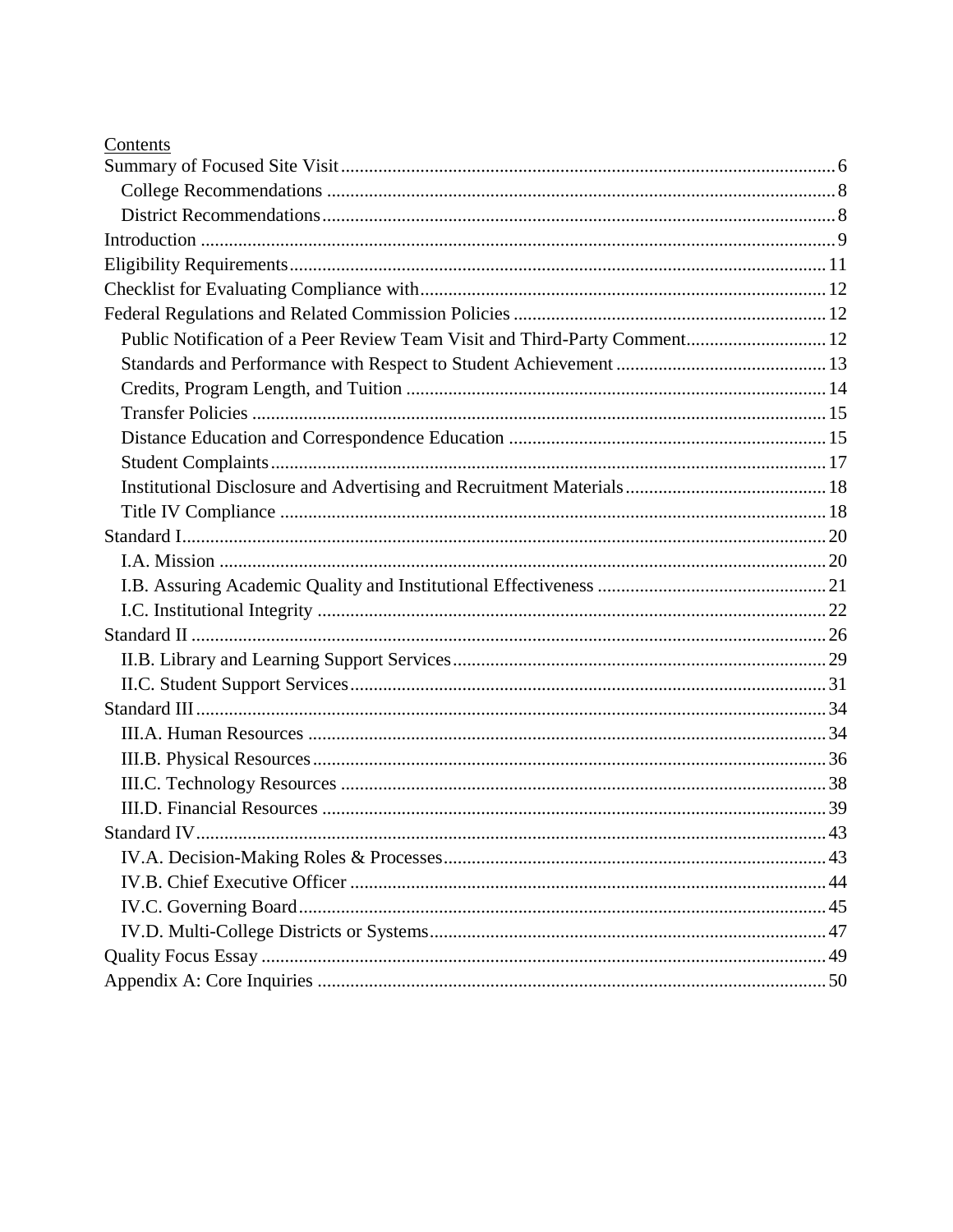Contents

- Summary of Focused Site Visit ... 6
  - College Recommendations ... 8
  - District Recommendations ... 8
- Introduction ... 9
- Eligibility Requirements ... 11
- Checklist for Evaluating Compliance with ... 12
- Federal Regulations and Related Commission Policies ... 12
  - Public Notification of a Peer Review Team Visit and Third-Party Comment ... 12
  - Standards and Performance with Respect to Student Achievement ... 13
  - Credits, Program Length, and Tuition ... 14
  - Transfer Policies ... 15
  - Distance Education and Correspondence Education ... 15
  - Student Complaints ... 17
  - Institutional Disclosure and Advertising and Recruitment Materials ... 18
  - Title IV Compliance ... 18
- Standard I ... 20
  - I.A. Mission ... 20
  - I.B. Assuring Academic Quality and Institutional Effectiveness ... 21
  - I.C. Institutional Integrity ... 22
- Standard II ... 26
  - II.B. Library and Learning Support Services ... 29
  - II.C. Student Support Services ... 31
- Standard III ... 34
  - III.A. Human Resources ... 34
  - III.B. Physical Resources ... 36
  - III.C. Technology Resources ... 38
  - III.D. Financial Resources ... 39
- Standard IV ... 43
  - IV.A. Decision-Making Roles & Processes ... 43
  - IV.B. Chief Executive Officer ... 44
  - IV.C. Governing Board ... 45
  - IV.D. Multi-College Districts or Systems ... 47
- Quality Focus Essay ... 49
- Appendix A: Core Inquiries ... 50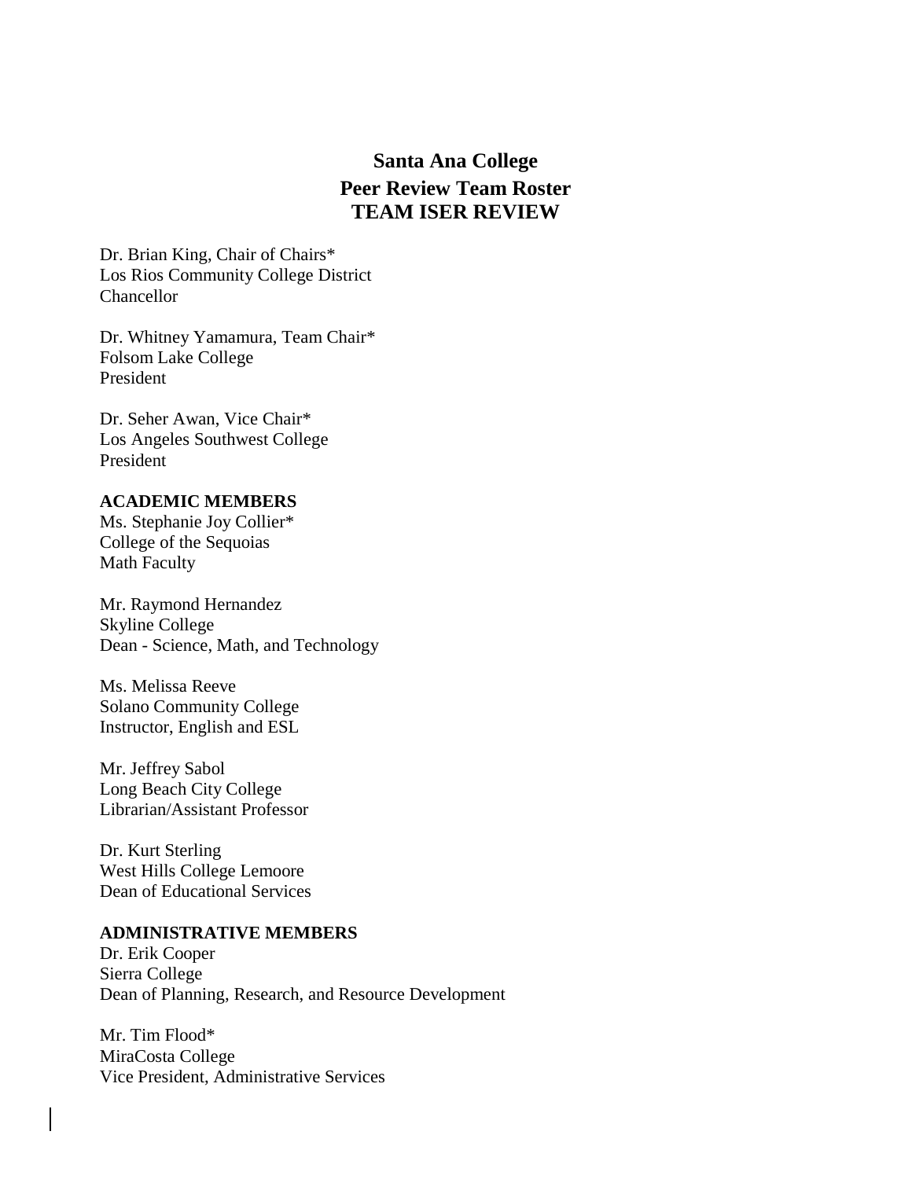# Santa Ana College
## Peer Review Team Roster
## TEAM ISER REVIEW

Dr. Brian King, Chair of Chairs*
Los Rios Community College District
Chancellor

Dr. Whitney Yamamura, Team Chair*
Folsom Lake College
President

Dr. Seher Awan, Vice Chair*
Los Angeles Southwest College
President

**ACADEMIC MEMBERS**

Ms. Stephanie Joy Collier*
College of the Sequoias
Math Faculty

Mr. Raymond Hernandez
Skyline College
Dean - Science, Math, and Technology

Ms. Melissa Reeve
Solano Community College
Instructor, English and ESL

Mr. Jeffrey Sabol
Long Beach City College
Librarian/Assistant Professor

Dr. Kurt Sterling
West Hills College Lemoore
Dean of Educational Services

**ADMINISTRATIVE MEMBERS**

Dr. Erik Cooper
Sierra College
Dean of Planning, Research, and Resource Development

Mr. Tim Flood*
MiraCosta College
Vice President, Administrative Services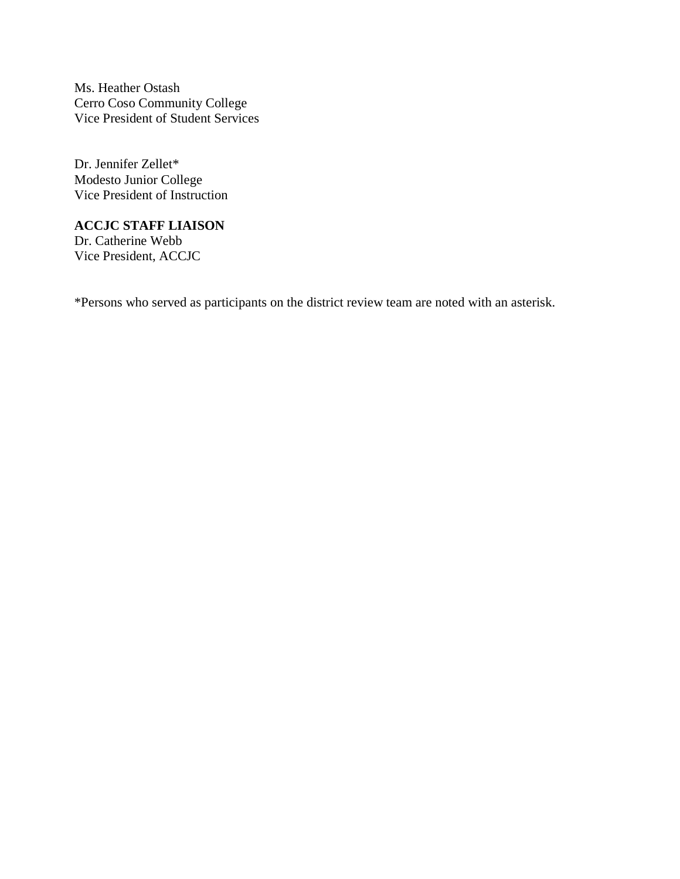Ms. Heather Ostash
Cerro Coso Community College
Vice President of Student Services

Dr. Jennifer Zellet*
Modesto Junior College
Vice President of Instruction

**ACCJC STAFF LIAISON**
Dr. Catherine Webb
Vice President, ACCJC

*Persons who served as participants on the district review team are noted with an asterisk.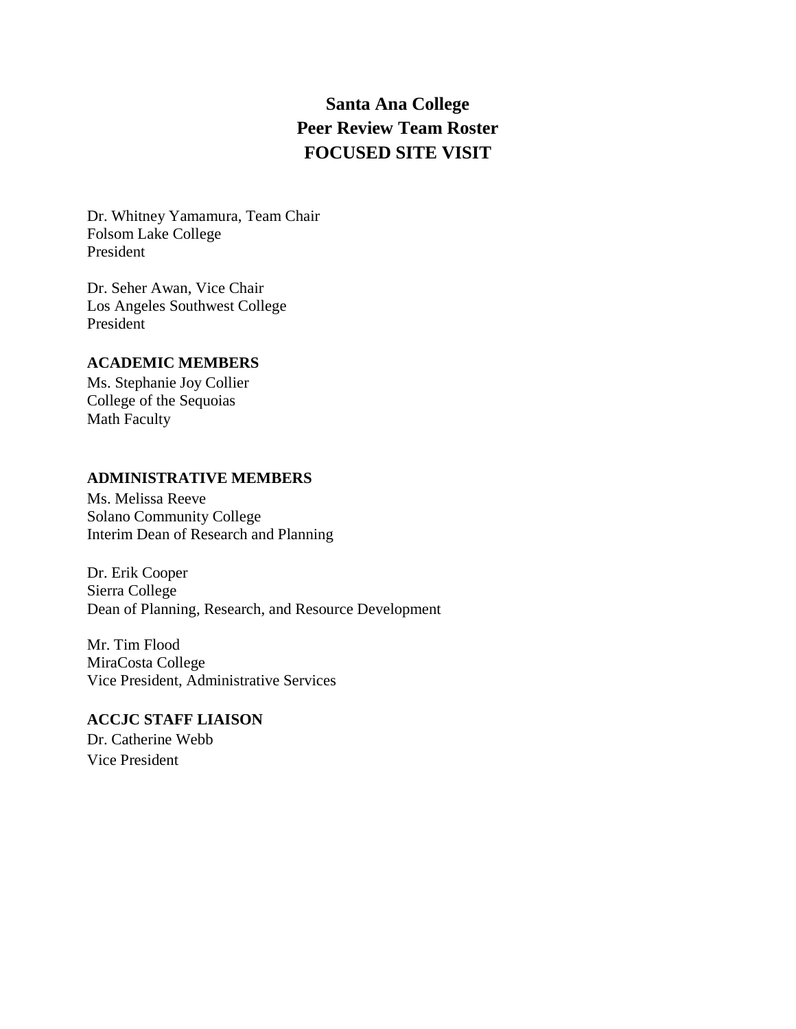# Santa Ana College
# Peer Review Team Roster
# FOCUSED SITE VISIT

Dr. Whitney Yamamura, Team Chair
Folsom Lake College
President

Dr. Seher Awan, Vice Chair
Los Angeles Southwest College
President

**ACADEMIC MEMBERS**

Ms. Stephanie Joy Collier
College of the Sequoias
Math Faculty

**ADMINISTRATIVE MEMBERS**

Ms. Melissa Reeve
Solano Community College
Interim Dean of Research and Planning

Dr. Erik Cooper
Sierra College
Dean of Planning, Research, and Resource Development

Mr. Tim Flood
MiraCosta College
Vice President, Administrative Services

**ACCJC STAFF LIAISON**

Dr. Catherine Webb
Vice President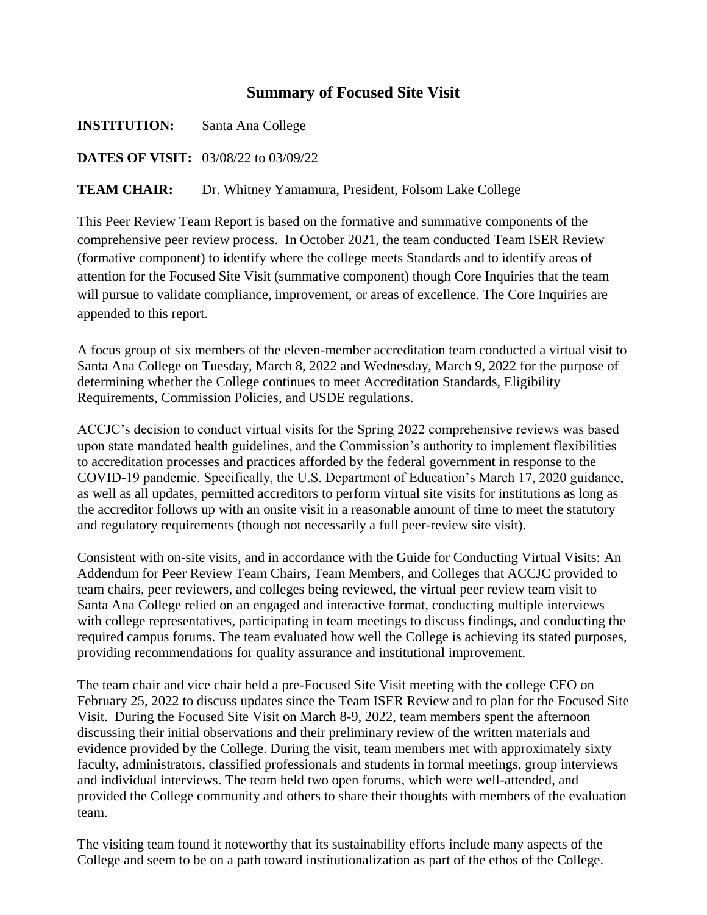## Summary of Focused Site Visit

**INSTITUTION:** Santa Ana College

**DATES OF VISIT:** 03/08/22 to 03/09/22

**TEAM CHAIR:** Dr. Whitney Yamamura, President, Folsom Lake College

This Peer Review Team Report is based on the formative and summative components of the comprehensive peer review process. In October 2021, the team conducted Team ISER Review (formative component) to identify where the college meets Standards and to identify areas of attention for the Focused Site Visit (summative component) though Core Inquiries that the team will pursue to validate compliance, improvement, or areas of excellence. The Core Inquiries are appended to this report.

A focus group of six members of the eleven-member accreditation team conducted a virtual visit to Santa Ana College on Tuesday, March 8, 2022 and Wednesday, March 9, 2022 for the purpose of determining whether the College continues to meet Accreditation Standards, Eligibility Requirements, Commission Policies, and USDE regulations.

ACCJC's decision to conduct virtual visits for the Spring 2022 comprehensive reviews was based upon state mandated health guidelines, and the Commission's authority to implement flexibilities to accreditation processes and practices afforded by the federal government in response to the COVID-19 pandemic. Specifically, the U.S. Department of Education's March 17, 2020 guidance, as well as all updates, permitted accreditors to perform virtual site visits for institutions as long as the accreditor follows up with an onsite visit in a reasonable amount of time to meet the statutory and regulatory requirements (though not necessarily a full peer-review site visit).

Consistent with on-site visits, and in accordance with the Guide for Conducting Virtual Visits: An Addendum for Peer Review Team Chairs, Team Members, and Colleges that ACCJC provided to team chairs, peer reviewers, and colleges being reviewed, the virtual peer review team visit to Santa Ana College relied on an engaged and interactive format, conducting multiple interviews with college representatives, participating in team meetings to discuss findings, and conducting the required campus forums. The team evaluated how well the College is achieving its stated purposes, providing recommendations for quality assurance and institutional improvement.

The team chair and vice chair held a pre-Focused Site Visit meeting with the college CEO on February 25, 2022 to discuss updates since the Team ISER Review and to plan for the Focused Site Visit. During the Focused Site Visit on March 8-9, 2022, team members spent the afternoon discussing their initial observations and their preliminary review of the written materials and evidence provided by the College. During the visit, team members met with approximately sixty faculty, administrators, classified professionals and students in formal meetings, group interviews and individual interviews. The team held two open forums, which were well-attended, and provided the College community and others to share their thoughts with members of the evaluation team.

The visiting team found it noteworthy that its sustainability efforts include many aspects of the College and seem to be on a path toward institutionalization as part of the ethos of the College.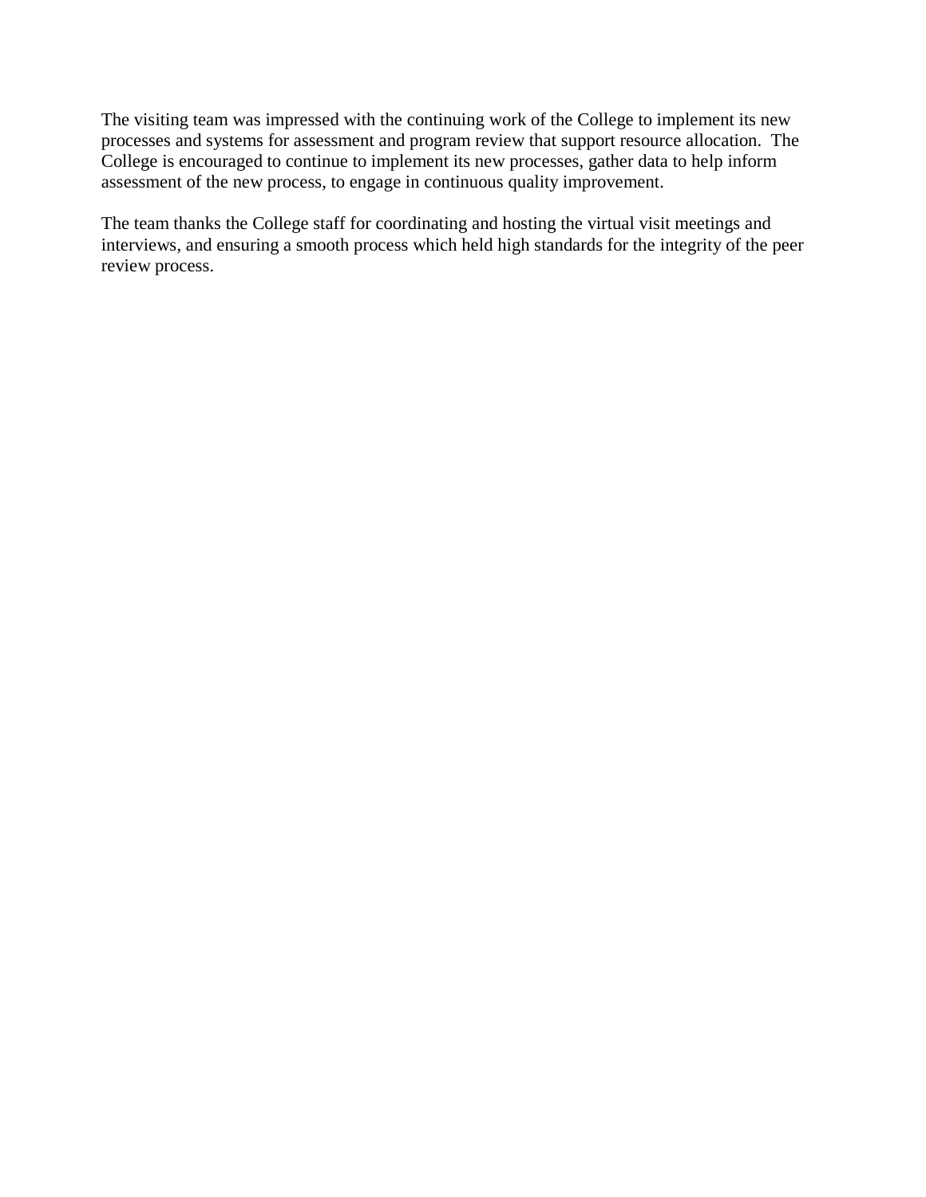The visiting team was impressed with the continuing work of the College to implement its new processes and systems for assessment and program review that support resource allocation. The College is encouraged to continue to implement its new processes, gather data to help inform assessment of the new process, to engage in continuous quality improvement.

The team thanks the College staff for coordinating and hosting the virtual visit meetings and interviews, and ensuring a smooth process which held high standards for the integrity of the peer review process.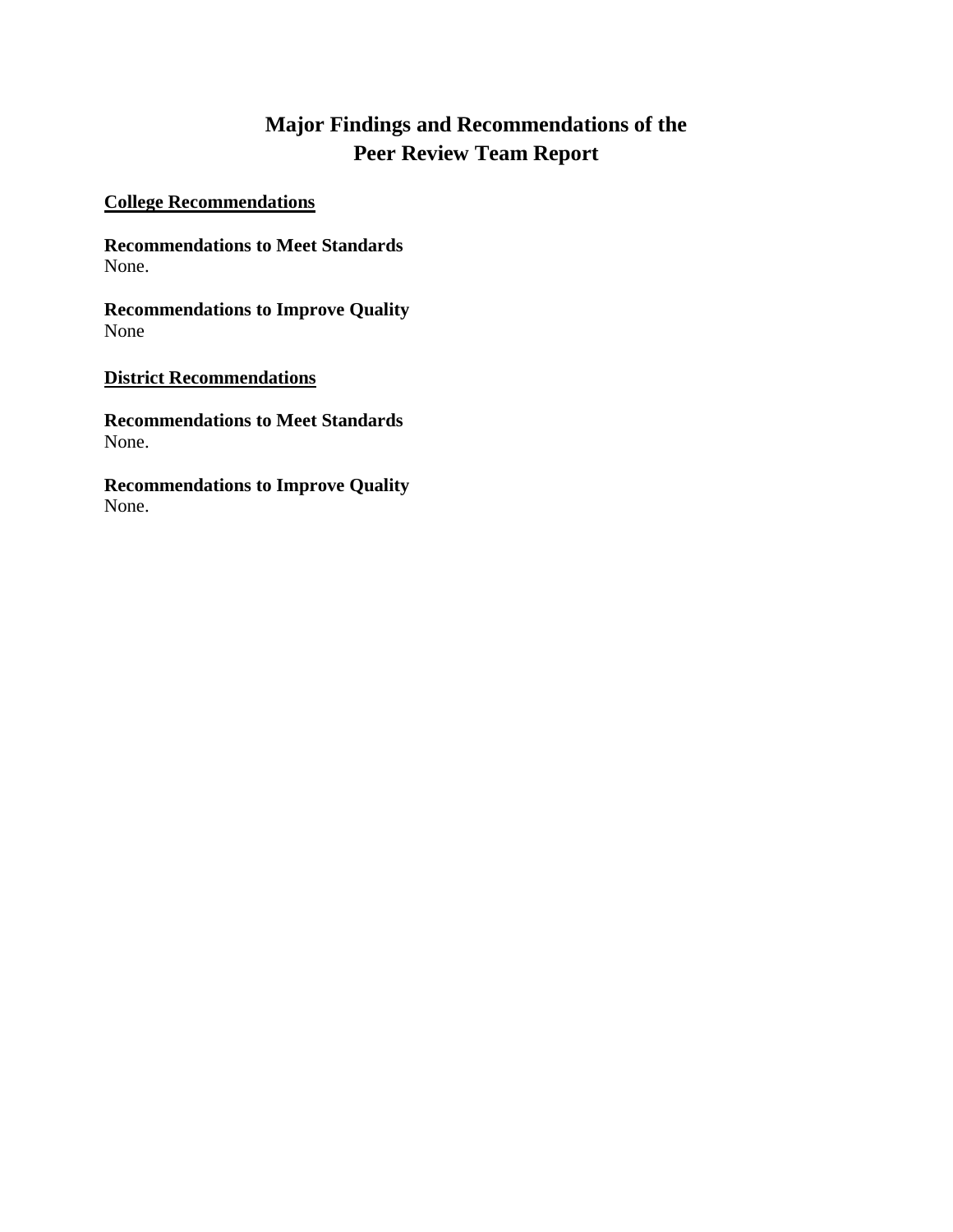# Major Findings and Recommendations of the Peer Review Team Report

## College Recommendations

**Recommendations to Meet Standards**
None.

**Recommendations to Improve Quality**
None

## District Recommendations

**Recommendations to Meet Standards**
None.

**Recommendations to Improve Quality**
None.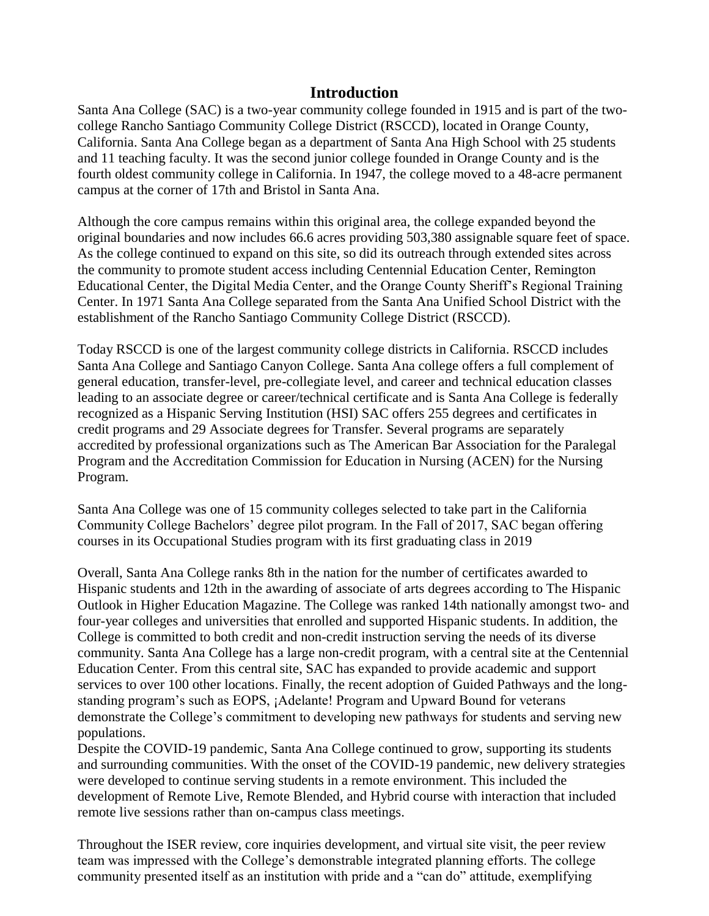## Introduction

Santa Ana College (SAC) is a two-year community college founded in 1915 and is part of the two-college Rancho Santiago Community College District (RSCCD), located in Orange County, California. Santa Ana College began as a department of Santa Ana High School with 25 students and 11 teaching faculty. It was the second junior college founded in Orange County and is the fourth oldest community college in California. In 1947, the college moved to a 48-acre permanent campus at the corner of 17th and Bristol in Santa Ana.

Although the core campus remains within this original area, the college expanded beyond the original boundaries and now includes 66.6 acres providing 503,380 assignable square feet of space. As the college continued to expand on this site, so did its outreach through extended sites across the community to promote student access including Centennial Education Center, Remington Educational Center, the Digital Media Center, and the Orange County Sheriff's Regional Training Center. In 1971 Santa Ana College separated from the Santa Ana Unified School District with the establishment of the Rancho Santiago Community College District (RSCCD).

Today RSCCD is one of the largest community college districts in California. RSCCD includes Santa Ana College and Santiago Canyon College. Santa Ana college offers a full complement of general education, transfer-level, pre-collegiate level, and career and technical education classes leading to an associate degree or career/technical certificate and is Santa Ana College is federally recognized as a Hispanic Serving Institution (HSI) SAC offers 255 degrees and certificates in credit programs and 29 Associate degrees for Transfer. Several programs are separately accredited by professional organizations such as The American Bar Association for the Paralegal Program and the Accreditation Commission for Education in Nursing (ACEN) for the Nursing Program.

Santa Ana College was one of 15 community colleges selected to take part in the California Community College Bachelors' degree pilot program. In the Fall of 2017, SAC began offering courses in its Occupational Studies program with its first graduating class in 2019

Overall, Santa Ana College ranks 8th in the nation for the number of certificates awarded to Hispanic students and 12th in the awarding of associate of arts degrees according to The Hispanic Outlook in Higher Education Magazine. The College was ranked 14th nationally amongst two- and four-year colleges and universities that enrolled and supported Hispanic students. In addition, the College is committed to both credit and non-credit instruction serving the needs of its diverse community. Santa Ana College has a large non-credit program, with a central site at the Centennial Education Center. From this central site, SAC has expanded to provide academic and support services to over 100 other locations. Finally, the recent adoption of Guided Pathways and the long-standing program's such as EOPS, ¡Adelante! Program and Upward Bound for veterans demonstrate the College's commitment to developing new pathways for students and serving new populations.

Despite the COVID-19 pandemic, Santa Ana College continued to grow, supporting its students and surrounding communities. With the onset of the COVID-19 pandemic, new delivery strategies were developed to continue serving students in a remote environment. This included the development of Remote Live, Remote Blended, and Hybrid course with interaction that included remote live sessions rather than on-campus class meetings.

Throughout the ISER review, core inquiries development, and virtual site visit, the peer review team was impressed with the College's demonstrable integrated planning efforts. The college community presented itself as an institution with pride and a "can do" attitude, exemplifying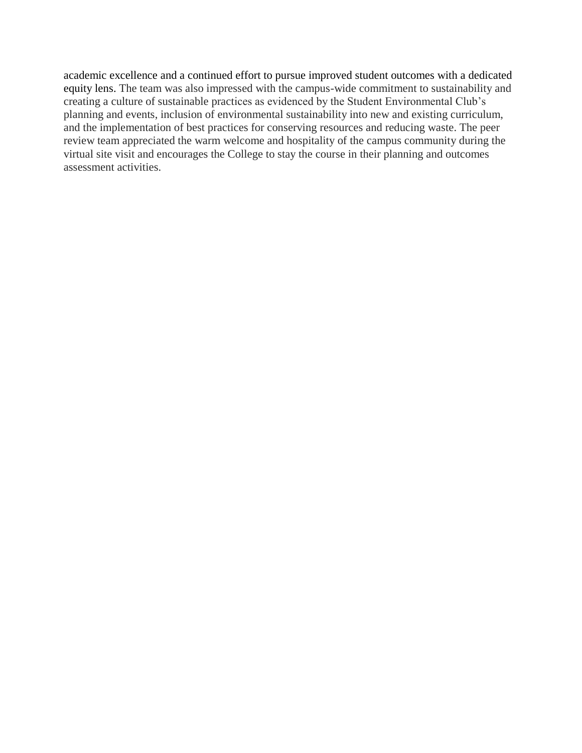academic excellence and a continued effort to pursue improved student outcomes with a dedicated equity lens. The team was also impressed with the campus-wide commitment to sustainability and creating a culture of sustainable practices as evidenced by the Student Environmental Club's planning and events, inclusion of environmental sustainability into new and existing curriculum, and the implementation of best practices for conserving resources and reducing waste. The peer review team appreciated the warm welcome and hospitality of the campus community during the virtual site visit and encourages the College to stay the course in their planning and outcomes assessment activities.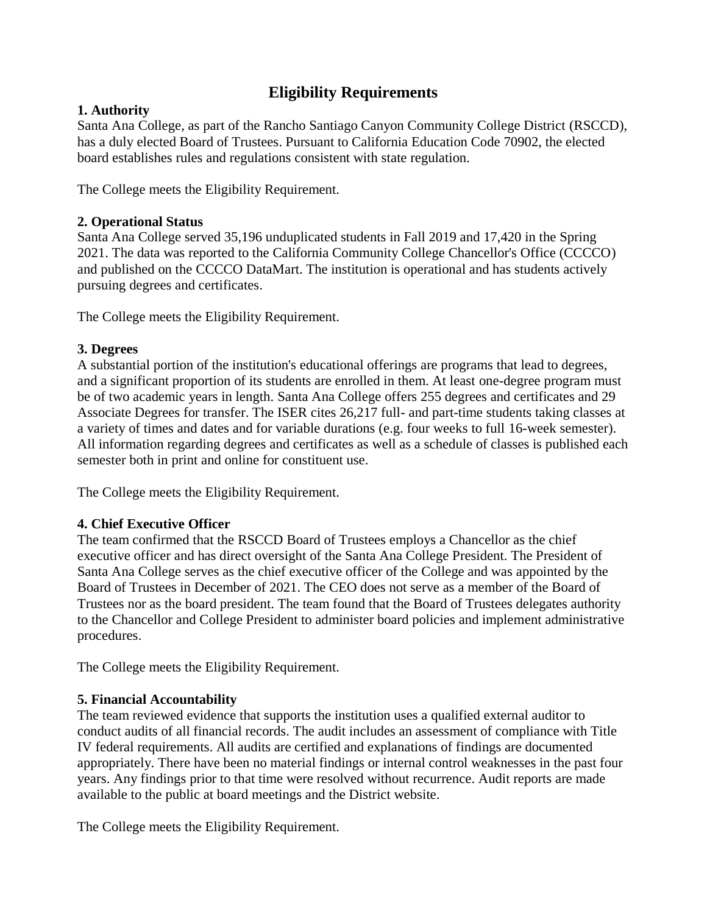# Eligibility Requirements

**1. Authority**

Santa Ana College, as part of the Rancho Santiago Canyon Community College District (RSCCD), has a duly elected Board of Trustees. Pursuant to California Education Code 70902, the elected board establishes rules and regulations consistent with state regulation.

The College meets the Eligibility Requirement.

**2. Operational Status**

Santa Ana College served 35,196 unduplicated students in Fall 2019 and 17,420 in the Spring 2021. The data was reported to the California Community College Chancellor's Office (CCCCO) and published on the CCCCO DataMart. The institution is operational and has students actively pursuing degrees and certificates.

The College meets the Eligibility Requirement.

**3. Degrees**

A substantial portion of the institution's educational offerings are programs that lead to degrees, and a significant proportion of its students are enrolled in them. At least one-degree program must be of two academic years in length. Santa Ana College offers 255 degrees and certificates and 29 Associate Degrees for transfer. The ISER cites 26,217 full- and part-time students taking classes at a variety of times and dates and for variable durations (e.g. four weeks to full 16-week semester). All information regarding degrees and certificates as well as a schedule of classes is published each semester both in print and online for constituent use.

The College meets the Eligibility Requirement.

**4. Chief Executive Officer**

The team confirmed that the RSCCD Board of Trustees employs a Chancellor as the chief executive officer and has direct oversight of the Santa Ana College President. The President of Santa Ana College serves as the chief executive officer of the College and was appointed by the Board of Trustees in December of 2021. The CEO does not serve as a member of the Board of Trustees nor as the board president. The team found that the Board of Trustees delegates authority to the Chancellor and College President to administer board policies and implement administrative procedures.

The College meets the Eligibility Requirement.

**5. Financial Accountability**

The team reviewed evidence that supports the institution uses a qualified external auditor to conduct audits of all financial records. The audit includes an assessment of compliance with Title IV federal requirements. All audits are certified and explanations of findings are documented appropriately. There have been no material findings or internal control weaknesses in the past four years. Any findings prior to that time were resolved without recurrence. Audit reports are made available to the public at board meetings and the District website.

The College meets the Eligibility Requirement.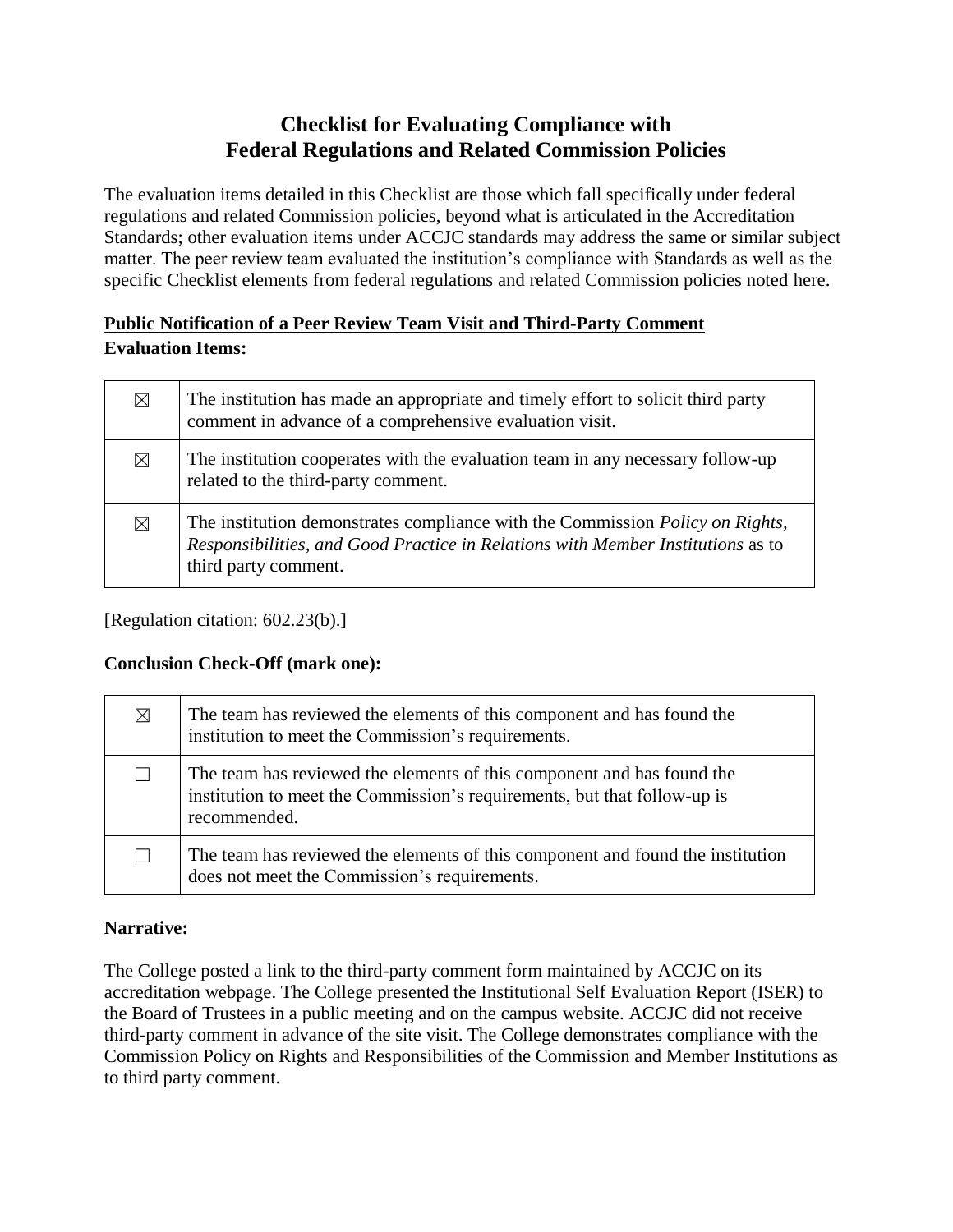# Checklist for Evaluating Compliance with Federal Regulations and Related Commission Policies

The evaluation items detailed in this Checklist are those which fall specifically under federal regulations and related Commission policies, beyond what is articulated in the Accreditation Standards; other evaluation items under ACCJC standards may address the same or similar subject matter. The peer review team evaluated the institution's compliance with Standards as well as the specific Checklist elements from federal regulations and related Commission policies noted here.

## Public Notification of a Peer Review Team Visit and Third-Party Comment

**Evaluation Items:**

| | |
|---|---|
| ☒ | The institution has made an appropriate and timely effort to solicit third party comment in advance of a comprehensive evaluation visit. |
| ☒ | The institution cooperates with the evaluation team in any necessary follow-up related to the third-party comment. |
| ☒ | The institution demonstrates compliance with the Commission *Policy on Rights, Responsibilities, and Good Practice in Relations with Member Institutions* as to third party comment. |

[Regulation citation: 602.23(b).]

**Conclusion Check-Off (mark one):**

| | |
|---|---|
| ☒ | The team has reviewed the elements of this component and has found the institution to meet the Commission's requirements. |
| ☐ | The team has reviewed the elements of this component and has found the institution to meet the Commission's requirements, but that follow-up is recommended. |
| ☐ | The team has reviewed the elements of this component and found the institution does not meet the Commission's requirements. |

**Narrative:**

The College posted a link to the third-party comment form maintained by ACCJC on its accreditation webpage. The College presented the Institutional Self Evaluation Report (ISER) to the Board of Trustees in a public meeting and on the campus website. ACCJC did not receive third-party comment in advance of the site visit. The College demonstrates compliance with the Commission Policy on Rights and Responsibilities of the Commission and Member Institutions as to third party comment.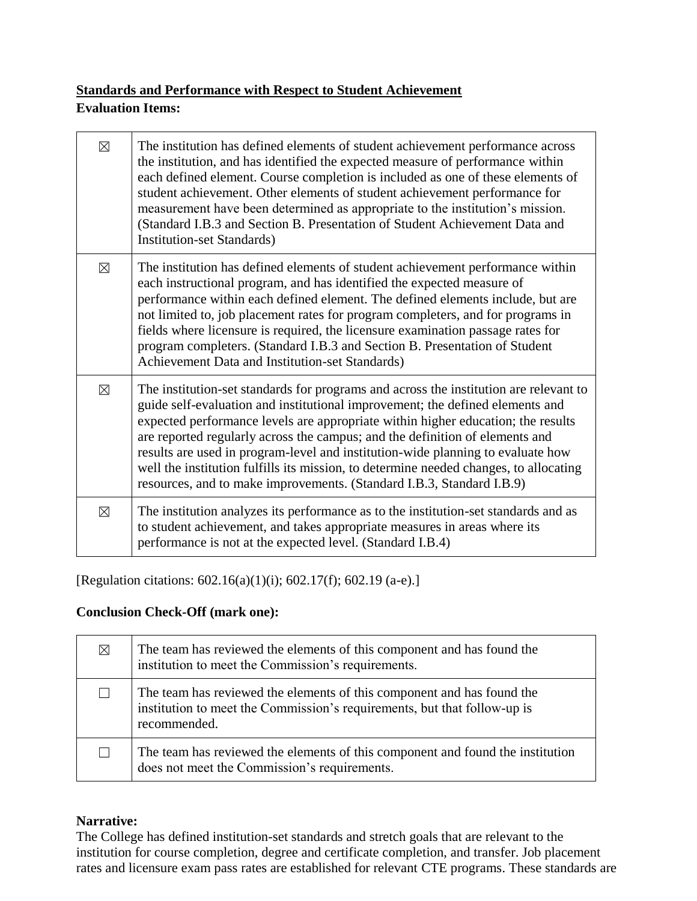**<u>Standards and Performance with Respect to Student Achievement</u>**

**Evaluation Items:**

| | |
|---|---|
| ☒ | The institution has defined elements of student achievement performance across the institution, and has identified the expected measure of performance within each defined element. Course completion is included as one of these elements of student achievement. Other elements of student achievement performance for measurement have been determined as appropriate to the institution's mission. (Standard I.B.3 and Section B. Presentation of Student Achievement Data and Institution-set Standards) |
| ☒ | The institution has defined elements of student achievement performance within each instructional program, and has identified the expected measure of performance within each defined element. The defined elements include, but are not limited to, job placement rates for program completers, and for programs in fields where licensure is required, the licensure examination passage rates for program completers. (Standard I.B.3 and Section B. Presentation of Student Achievement Data and Institution-set Standards) |
| ☒ | The institution-set standards for programs and across the institution are relevant to guide self-evaluation and institutional improvement; the defined elements and expected performance levels are appropriate within higher education; the results are reported regularly across the campus; and the definition of elements and results are used in program-level and institution-wide planning to evaluate how well the institution fulfills its mission, to determine needed changes, to allocating resources, and to make improvements. (Standard I.B.3, Standard I.B.9) |
| ☒ | The institution analyzes its performance as to the institution-set standards and as to student achievement, and takes appropriate measures in areas where its performance is not at the expected level. (Standard I.B.4) |

[Regulation citations: 602.16(a)(1)(i); 602.17(f); 602.19 (a-e).]

**Conclusion Check-Off (mark one):**

| | |
|---|---|
| ☒ | The team has reviewed the elements of this component and has found the institution to meet the Commission's requirements. |
| ☐ | The team has reviewed the elements of this component and has found the institution to meet the Commission's requirements, but that follow-up is recommended. |
| ☐ | The team has reviewed the elements of this component and found the institution does not meet the Commission's requirements. |

**Narrative:**

The College has defined institution-set standards and stretch goals that are relevant to the institution for course completion, degree and certificate completion, and transfer. Job placement rates and licensure exam pass rates are established for relevant CTE programs. These standards are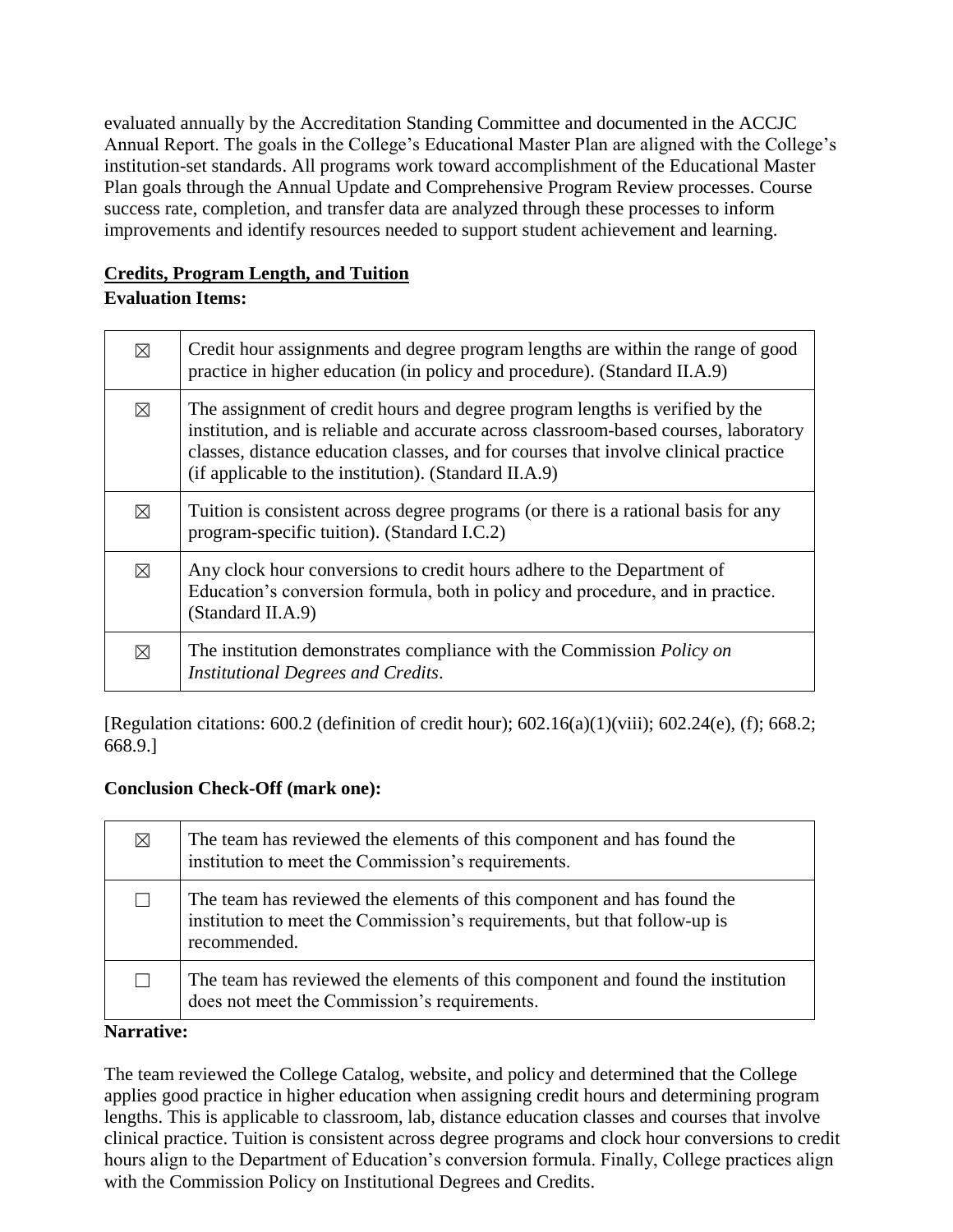evaluated annually by the Accreditation Standing Committee and documented in the ACCJC Annual Report. The goals in the College's Educational Master Plan are aligned with the College's institution-set standards. All programs work toward accomplishment of the Educational Master Plan goals through the Annual Update and Comprehensive Program Review processes. Course success rate, completion, and transfer data are analyzed through these processes to inform improvements and identify resources needed to support student achievement and learning.

**Credits, Program Length, and Tuition**

**Evaluation Items:**

| | |
|---|---|
| ☒ | Credit hour assignments and degree program lengths are within the range of good practice in higher education (in policy and procedure). (Standard II.A.9) |
| ☒ | The assignment of credit hours and degree program lengths is verified by the institution, and is reliable and accurate across classroom-based courses, laboratory classes, distance education classes, and for courses that involve clinical practice (if applicable to the institution). (Standard II.A.9) |
| ☒ | Tuition is consistent across degree programs (or there is a rational basis for any program-specific tuition). (Standard I.C.2) |
| ☒ | Any clock hour conversions to credit hours adhere to the Department of Education's conversion formula, both in policy and procedure, and in practice. (Standard II.A.9) |
| ☒ | The institution demonstrates compliance with the Commission *Policy on Institutional Degrees and Credits*. |

[Regulation citations: 600.2 (definition of credit hour); 602.16(a)(1)(viii); 602.24(e), (f); 668.2; 668.9.]

**Conclusion Check-Off (mark one):**

| | |
|---|---|
| ☒ | The team has reviewed the elements of this component and has found the institution to meet the Commission's requirements. |
| ☐ | The team has reviewed the elements of this component and has found the institution to meet the Commission's requirements, but that follow-up is recommended. |
| ☐ | The team has reviewed the elements of this component and found the institution does not meet the Commission's requirements. |

**Narrative:**

The team reviewed the College Catalog, website, and policy and determined that the College applies good practice in higher education when assigning credit hours and determining program lengths. This is applicable to classroom, lab, distance education classes and courses that involve clinical practice. Tuition is consistent across degree programs and clock hour conversions to credit hours align to the Department of Education's conversion formula. Finally, College practices align with the Commission Policy on Institutional Degrees and Credits.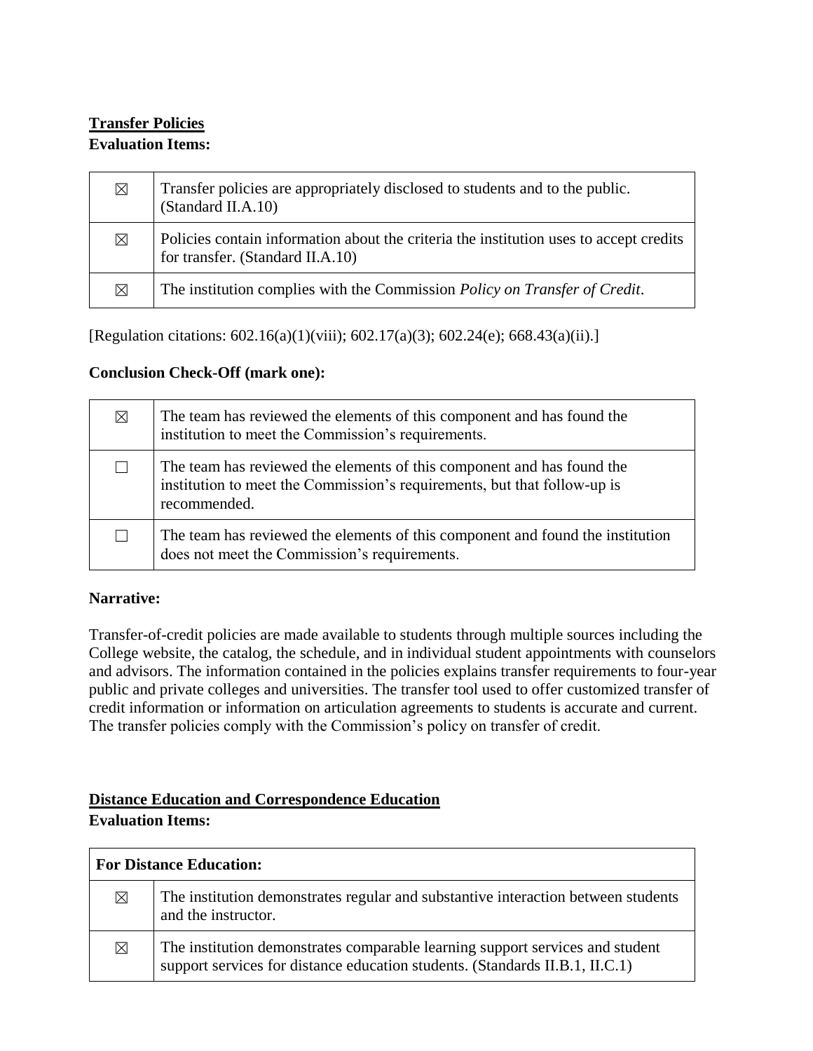**<u>Transfer Policies</u>**
**Evaluation Items:**

| | |
|---|---|
| ☒ | Transfer policies are appropriately disclosed to students and to the public. (Standard II.A.10) |
| ☒ | Policies contain information about the criteria the institution uses to accept credits for transfer. (Standard II.A.10) |
| ☒ | The institution complies with the Commission *Policy on Transfer of Credit*. |

[Regulation citations: 602.16(a)(1)(viii); 602.17(a)(3); 602.24(e); 668.43(a)(ii).]

**Conclusion Check-Off (mark one):**

| | |
|---|---|
| ☒ | The team has reviewed the elements of this component and has found the institution to meet the Commission's requirements. |
| ☐ | The team has reviewed the elements of this component and has found the institution to meet the Commission's requirements, but that follow-up is recommended. |
| ☐ | The team has reviewed the elements of this component and found the institution does not meet the Commission's requirements. |

**Narrative:**

Transfer-of-credit policies are made available to students through multiple sources including the College website, the catalog, the schedule, and in individual student appointments with counselors and advisors. The information contained in the policies explains transfer requirements to four-year public and private colleges and universities. The transfer tool used to offer customized transfer of credit information or information on articulation agreements to students is accurate and current. The transfer policies comply with the Commission's policy on transfer of credit.

**<u>Distance Education and Correspondence Education</u>**
**Evaluation Items:**

| **For Distance Education:** | |
|---|---|
| ☒ | The institution demonstrates regular and substantive interaction between students and the instructor. |
| ☒ | The institution demonstrates comparable learning support services and student support services for distance education students. (Standards II.B.1, II.C.1) |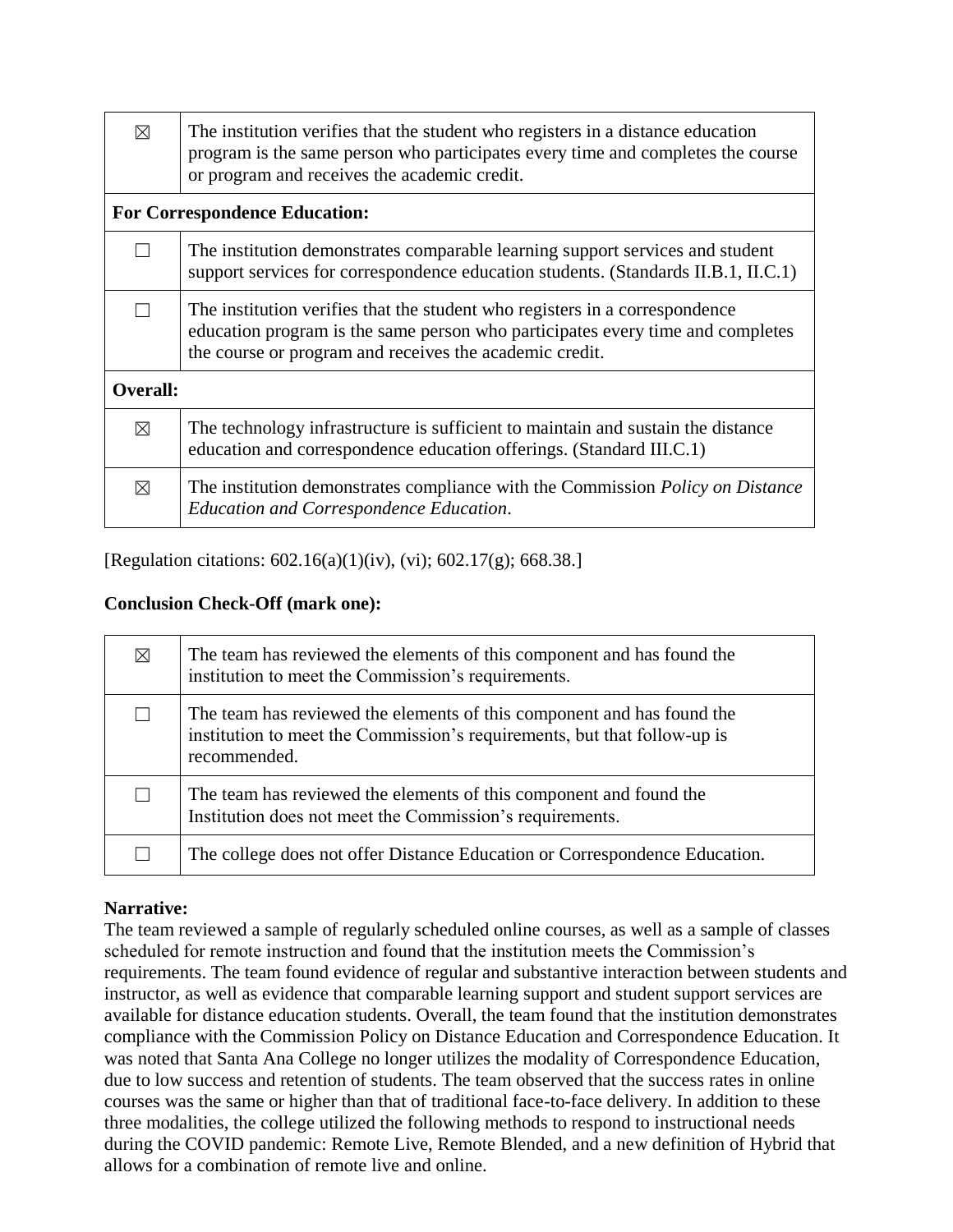| | |
|---|---|
| ☒ | The institution verifies that the student who registers in a distance education program is the same person who participates every time and completes the course or program and receives the academic credit. |
| **For Correspondence Education:** | |
| ☐ | The institution demonstrates comparable learning support services and student support services for correspondence education students. (Standards II.B.1, II.C.1) |
| ☐ | The institution verifies that the student who registers in a correspondence education program is the same person who participates every time and completes the course or program and receives the academic credit. |
| **Overall:** | |
| ☒ | The technology infrastructure is sufficient to maintain and sustain the distance education and correspondence education offerings. (Standard III.C.1) |
| ☒ | The institution demonstrates compliance with the Commission *Policy on Distance Education and Correspondence Education*. |

[Regulation citations: 602.16(a)(1)(iv), (vi); 602.17(g); 668.38.]

**Conclusion Check-Off (mark one):**

| | |
|---|---|
| ☒ | The team has reviewed the elements of this component and has found the institution to meet the Commission's requirements. |
| ☐ | The team has reviewed the elements of this component and has found the institution to meet the Commission's requirements, but that follow-up is recommended. |
| ☐ | The team has reviewed the elements of this component and found the Institution does not meet the Commission's requirements. |
| ☐ | The college does not offer Distance Education or Correspondence Education. |

**Narrative:**

The team reviewed a sample of regularly scheduled online courses, as well as a sample of classes scheduled for remote instruction and found that the institution meets the Commission's requirements. The team found evidence of regular and substantive interaction between students and instructor, as well as evidence that comparable learning support and student support services are available for distance education students. Overall, the team found that the institution demonstrates compliance with the Commission Policy on Distance Education and Correspondence Education. It was noted that Santa Ana College no longer utilizes the modality of Correspondence Education, due to low success and retention of students. The team observed that the success rates in online courses was the same or higher than that of traditional face-to-face delivery. In addition to these three modalities, the college utilized the following methods to respond to instructional needs during the COVID pandemic: Remote Live, Remote Blended, and a new definition of Hybrid that allows for a combination of remote live and online.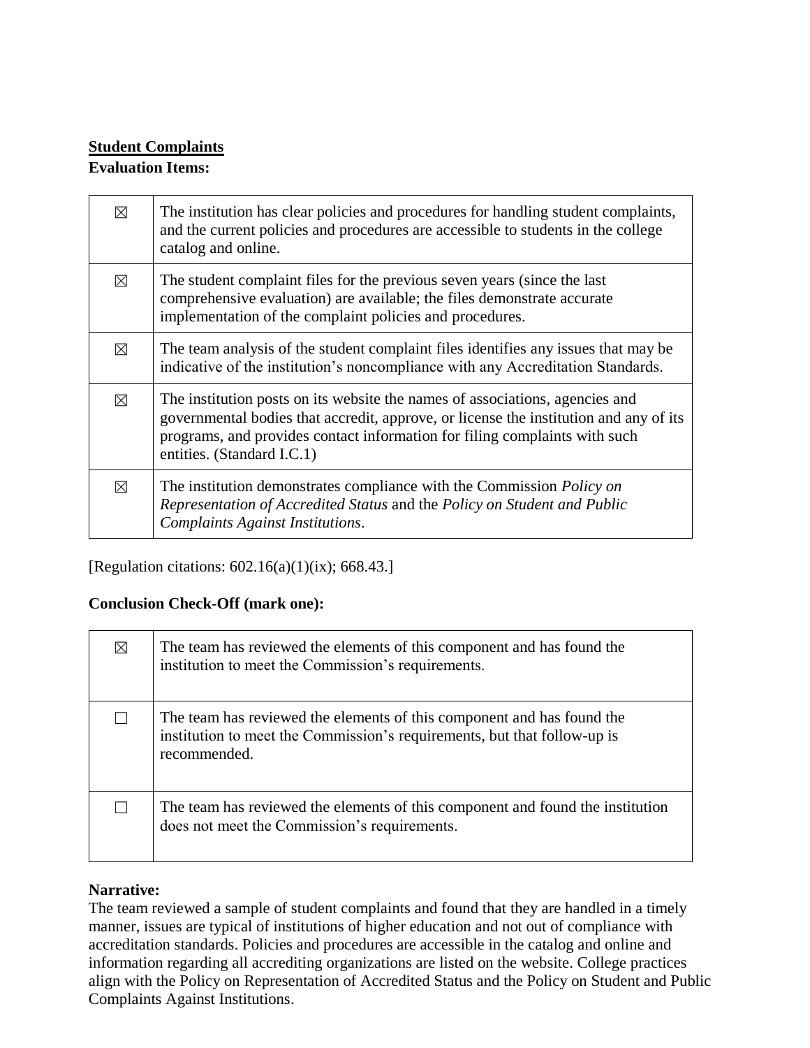**Student Complaints**

**Evaluation Items:**

| | |
|---|---|
| ☒ | The institution has clear policies and procedures for handling student complaints, and the current policies and procedures are accessible to students in the college catalog and online. |
| ☒ | The student complaint files for the previous seven years (since the last comprehensive evaluation) are available; the files demonstrate accurate implementation of the complaint policies and procedures. |
| ☒ | The team analysis of the student complaint files identifies any issues that may be indicative of the institution's noncompliance with any Accreditation Standards. |
| ☒ | The institution posts on its website the names of associations, agencies and governmental bodies that accredit, approve, or license the institution and any of its programs, and provides contact information for filing complaints with such entities. (Standard I.C.1) |
| ☒ | The institution demonstrates compliance with the Commission *Policy on Representation of Accredited Status* and the *Policy on Student and Public Complaints Against Institutions*. |

[Regulation citations: 602.16(a)(1)(ix); 668.43.]

**Conclusion Check-Off (mark one):**

| | |
|---|---|
| ☒ | The team has reviewed the elements of this component and has found the institution to meet the Commission's requirements. |
| ☐ | The team has reviewed the elements of this component and has found the institution to meet the Commission's requirements, but that follow-up is recommended. |
| ☐ | The team has reviewed the elements of this component and found the institution does not meet the Commission's requirements. |

**Narrative:**

The team reviewed a sample of student complaints and found that they are handled in a timely manner, issues are typical of institutions of higher education and not out of compliance with accreditation standards. Policies and procedures are accessible in the catalog and online and information regarding all accrediting organizations are listed on the website. College practices align with the Policy on Representation of Accredited Status and the Policy on Student and Public Complaints Against Institutions.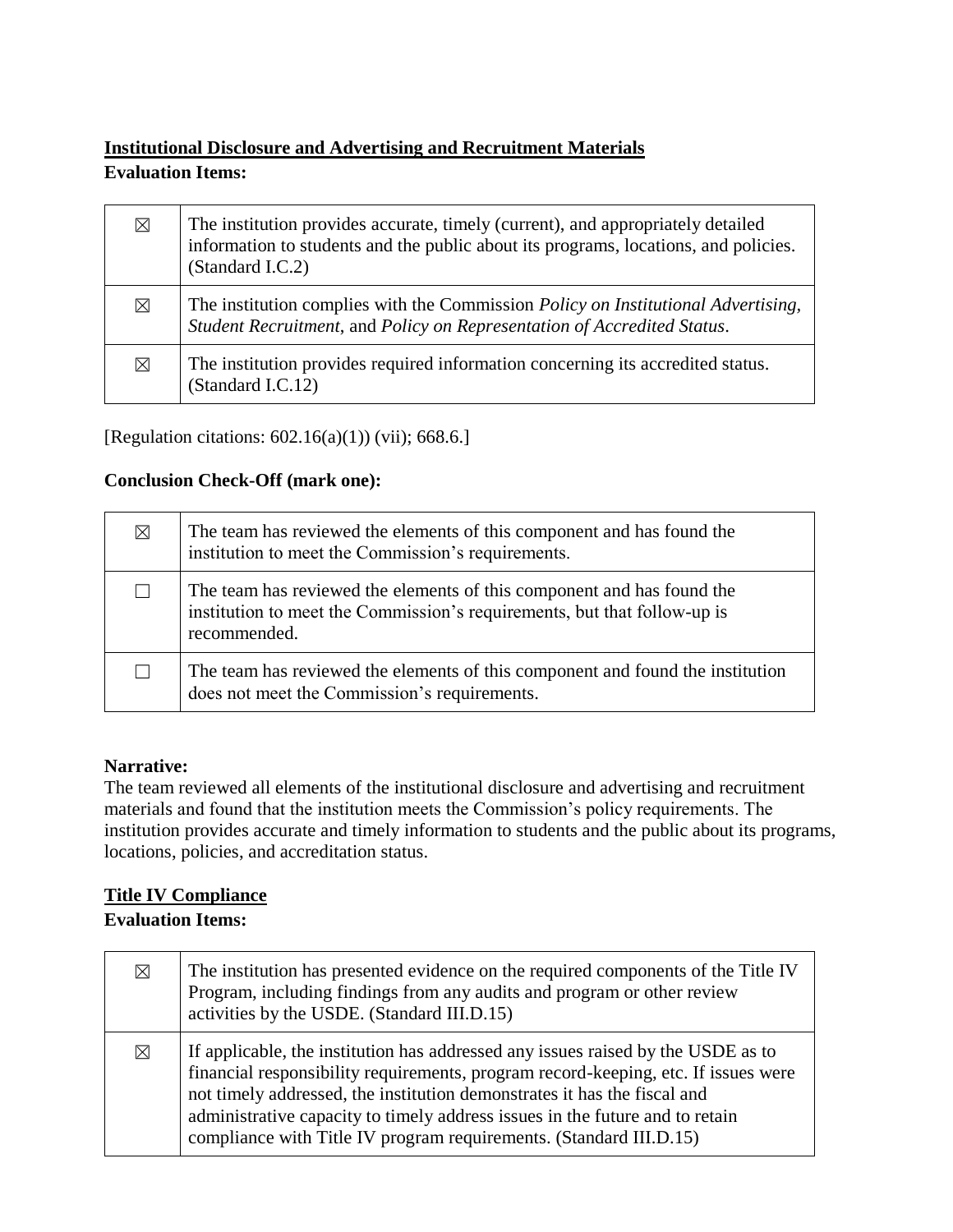**Institutional Disclosure and Advertising and Recruitment Materials**

**Evaluation Items:**

| | |
|---|---|
| ☒ | The institution provides accurate, timely (current), and appropriately detailed information to students and the public about its programs, locations, and policies. (Standard I.C.2) |
| ☒ | The institution complies with the Commission *Policy on Institutional Advertising, Student Recruitment*, and *Policy on Representation of Accredited Status*. |
| ☒ | The institution provides required information concerning its accredited status. (Standard I.C.12) |

[Regulation citations: 602.16(a)(1)) (vii); 668.6.]

**Conclusion Check-Off (mark one):**

| | |
|---|---|
| ☒ | The team has reviewed the elements of this component and has found the institution to meet the Commission's requirements. |
| ☐ | The team has reviewed the elements of this component and has found the institution to meet the Commission's requirements, but that follow-up is recommended. |
| ☐ | The team has reviewed the elements of this component and found the institution does not meet the Commission's requirements. |

**Narrative:**

The team reviewed all elements of the institutional disclosure and advertising and recruitment materials and found that the institution meets the Commission's policy requirements. The institution provides accurate and timely information to students and the public about its programs, locations, policies, and accreditation status.

**Title IV Compliance**

**Evaluation Items:**

| | |
|---|---|
| ☒ | The institution has presented evidence on the required components of the Title IV Program, including findings from any audits and program or other review activities by the USDE. (Standard III.D.15) |
| ☒ | If applicable, the institution has addressed any issues raised by the USDE as to financial responsibility requirements, program record-keeping, etc. If issues were not timely addressed, the institution demonstrates it has the fiscal and administrative capacity to timely address issues in the future and to retain compliance with Title IV program requirements. (Standard III.D.15) |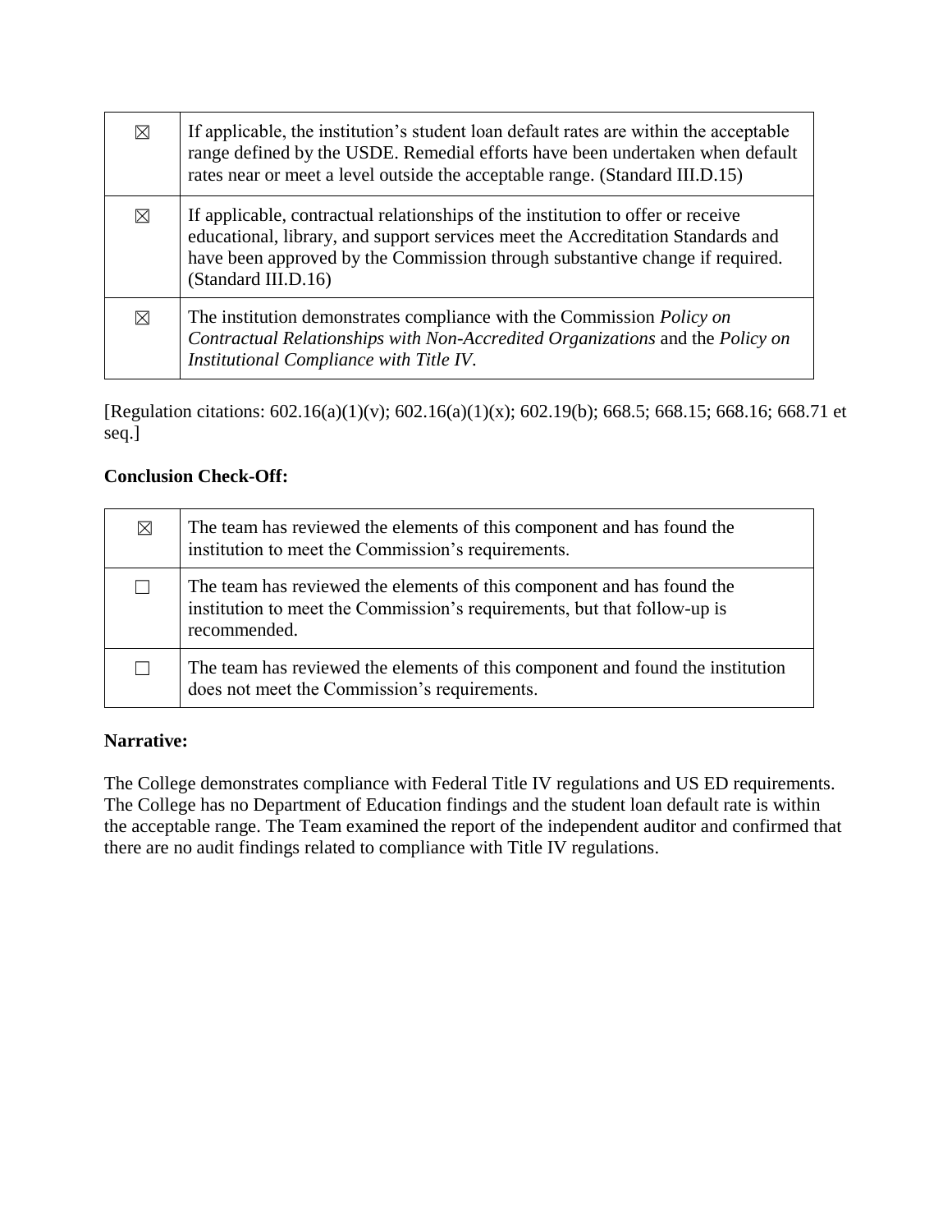| | |
|---|---|
| ☒ | If applicable, the institution's student loan default rates are within the acceptable range defined by the USDE. Remedial efforts have been undertaken when default rates near or meet a level outside the acceptable range. (Standard III.D.15) |
| ☒ | If applicable, contractual relationships of the institution to offer or receive educational, library, and support services meet the Accreditation Standards and have been approved by the Commission through substantive change if required. (Standard III.D.16) |
| ☒ | The institution demonstrates compliance with the Commission *Policy on Contractual Relationships with Non-Accredited Organizations* and the *Policy on Institutional Compliance with Title IV*. |

[Regulation citations: 602.16(a)(1)(v); 602.16(a)(1)(x); 602.19(b); 668.5; 668.15; 668.16; 668.71 et seq.]

**Conclusion Check-Off:**

| | |
|---|---|
| ☒ | The team has reviewed the elements of this component and has found the institution to meet the Commission's requirements. |
| ☐ | The team has reviewed the elements of this component and has found the institution to meet the Commission's requirements, but that follow-up is recommended. |
| ☐ | The team has reviewed the elements of this component and found the institution does not meet the Commission's requirements. |

**Narrative:**

The College demonstrates compliance with Federal Title IV regulations and US ED requirements. The College has no Department of Education findings and the student loan default rate is within the acceptable range. The Team examined the report of the independent auditor and confirmed that there are no audit findings related to compliance with Title IV regulations.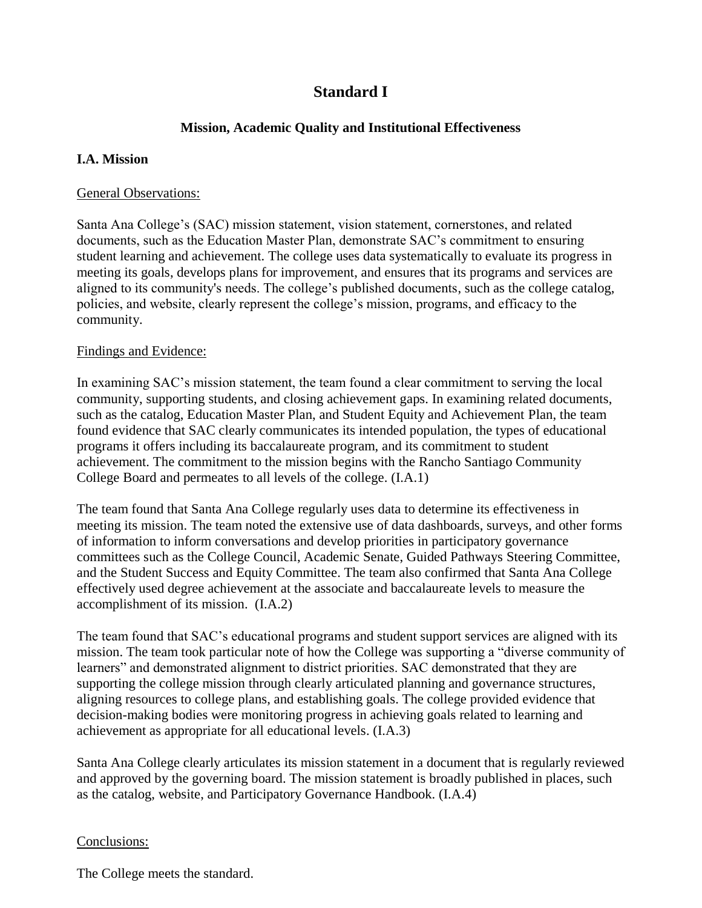# Standard I

## Mission, Academic Quality and Institutional Effectiveness

### I.A. Mission

General Observations:

Santa Ana College's (SAC) mission statement, vision statement, cornerstones, and related documents, such as the Education Master Plan, demonstrate SAC's commitment to ensuring student learning and achievement. The college uses data systematically to evaluate its progress in meeting its goals, develops plans for improvement, and ensures that its programs and services are aligned to its community's needs. The college's published documents, such as the college catalog, policies, and website, clearly represent the college's mission, programs, and efficacy to the community.

Findings and Evidence:

In examining SAC's mission statement, the team found a clear commitment to serving the local community, supporting students, and closing achievement gaps. In examining related documents, such as the catalog, Education Master Plan, and Student Equity and Achievement Plan, the team found evidence that SAC clearly communicates its intended population, the types of educational programs it offers including its baccalaureate program, and its commitment to student achievement. The commitment to the mission begins with the Rancho Santiago Community College Board and permeates to all levels of the college. (I.A.1)

The team found that Santa Ana College regularly uses data to determine its effectiveness in meeting its mission. The team noted the extensive use of data dashboards, surveys, and other forms of information to inform conversations and develop priorities in participatory governance committees such as the College Council, Academic Senate, Guided Pathways Steering Committee, and the Student Success and Equity Committee. The team also confirmed that Santa Ana College effectively used degree achievement at the associate and baccalaureate levels to measure the accomplishment of its mission. (I.A.2)

The team found that SAC's educational programs and student support services are aligned with its mission. The team took particular note of how the College was supporting a "diverse community of learners" and demonstrated alignment to district priorities. SAC demonstrated that they are supporting the college mission through clearly articulated planning and governance structures, aligning resources to college plans, and establishing goals. The college provided evidence that decision-making bodies were monitoring progress in achieving goals related to learning and achievement as appropriate for all educational levels. (I.A.3)

Santa Ana College clearly articulates its mission statement in a document that is regularly reviewed and approved by the governing board. The mission statement is broadly published in places, such as the catalog, website, and Participatory Governance Handbook. (I.A.4)

Conclusions:

The College meets the standard.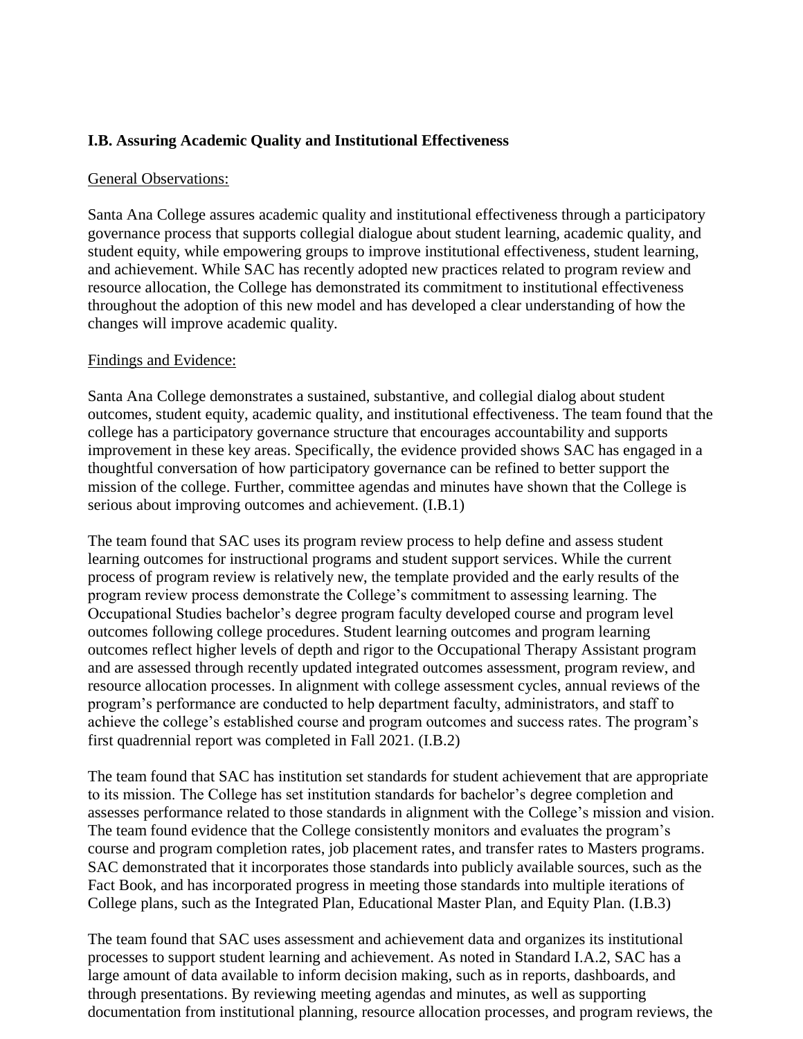**I.B. Assuring Academic Quality and Institutional Effectiveness**

General Observations:

Santa Ana College assures academic quality and institutional effectiveness through a participatory governance process that supports collegial dialogue about student learning, academic quality, and student equity, while empowering groups to improve institutional effectiveness, student learning, and achievement. While SAC has recently adopted new practices related to program review and resource allocation, the College has demonstrated its commitment to institutional effectiveness throughout the adoption of this new model and has developed a clear understanding of how the changes will improve academic quality.

Findings and Evidence:

Santa Ana College demonstrates a sustained, substantive, and collegial dialog about student outcomes, student equity, academic quality, and institutional effectiveness. The team found that the college has a participatory governance structure that encourages accountability and supports improvement in these key areas. Specifically, the evidence provided shows SAC has engaged in a thoughtful conversation of how participatory governance can be refined to better support the mission of the college. Further, committee agendas and minutes have shown that the College is serious about improving outcomes and achievement. (I.B.1)

The team found that SAC uses its program review process to help define and assess student learning outcomes for instructional programs and student support services. While the current process of program review is relatively new, the template provided and the early results of the program review process demonstrate the College's commitment to assessing learning. The Occupational Studies bachelor's degree program faculty developed course and program level outcomes following college procedures. Student learning outcomes and program learning outcomes reflect higher levels of depth and rigor to the Occupational Therapy Assistant program and are assessed through recently updated integrated outcomes assessment, program review, and resource allocation processes. In alignment with college assessment cycles, annual reviews of the program's performance are conducted to help department faculty, administrators, and staff to achieve the college's established course and program outcomes and success rates. The program's first quadrennial report was completed in Fall 2021. (I.B.2)

The team found that SAC has institution set standards for student achievement that are appropriate to its mission. The College has set institution standards for bachelor's degree completion and assesses performance related to those standards in alignment with the College's mission and vision. The team found evidence that the College consistently monitors and evaluates the program's course and program completion rates, job placement rates, and transfer rates to Masters programs. SAC demonstrated that it incorporates those standards into publicly available sources, such as the Fact Book, and has incorporated progress in meeting those standards into multiple iterations of College plans, such as the Integrated Plan, Educational Master Plan, and Equity Plan. (I.B.3)

The team found that SAC uses assessment and achievement data and organizes its institutional processes to support student learning and achievement. As noted in Standard I.A.2, SAC has a large amount of data available to inform decision making, such as in reports, dashboards, and through presentations. By reviewing meeting agendas and minutes, as well as supporting documentation from institutional planning, resource allocation processes, and program reviews, the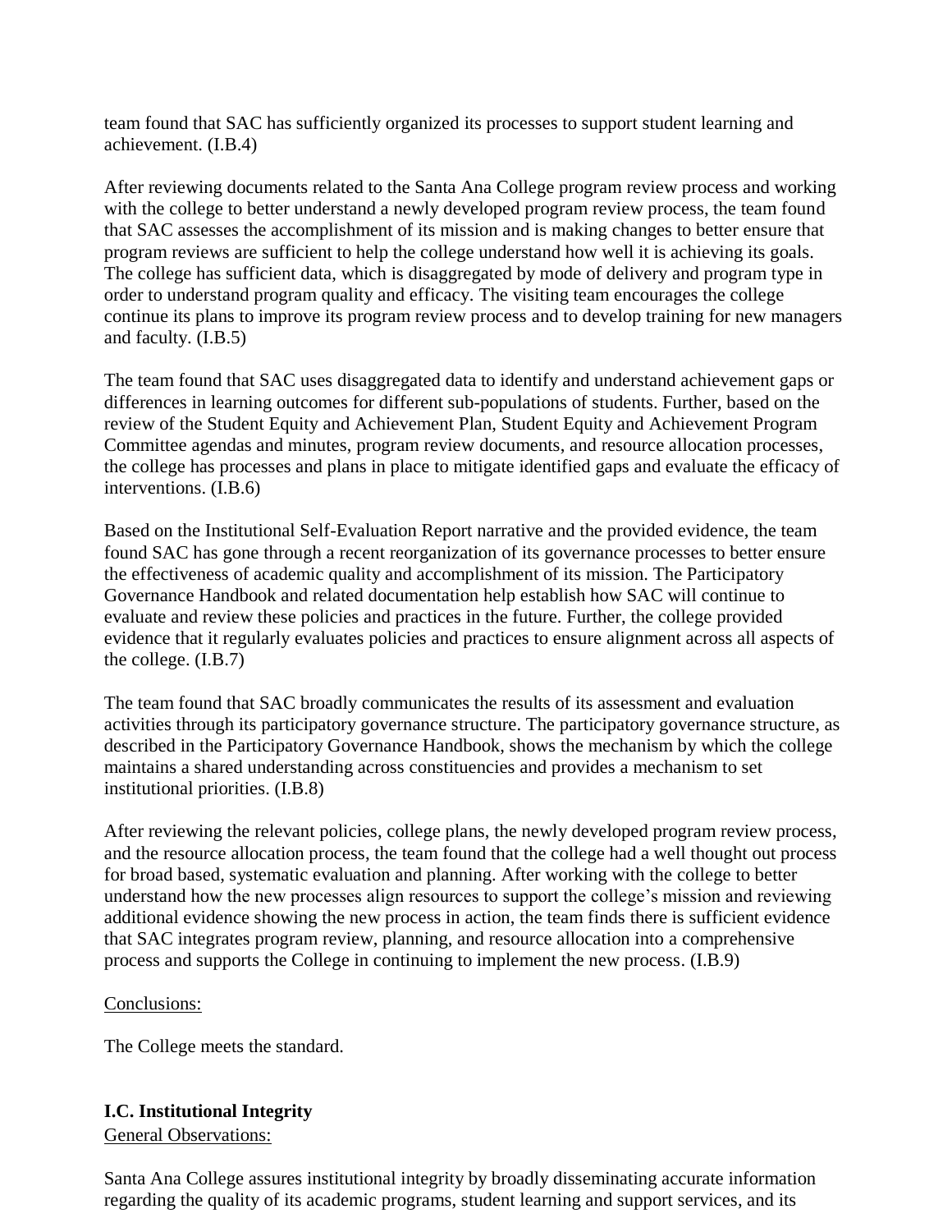team found that SAC has sufficiently organized its processes to support student learning and achievement. (I.B.4)

After reviewing documents related to the Santa Ana College program review process and working with the college to better understand a newly developed program review process, the team found that SAC assesses the accomplishment of its mission and is making changes to better ensure that program reviews are sufficient to help the college understand how well it is achieving its goals. The college has sufficient data, which is disaggregated by mode of delivery and program type in order to understand program quality and efficacy. The visiting team encourages the college continue its plans to improve its program review process and to develop training for new managers and faculty. (I.B.5)

The team found that SAC uses disaggregated data to identify and understand achievement gaps or differences in learning outcomes for different sub-populations of students. Further, based on the review of the Student Equity and Achievement Plan, Student Equity and Achievement Program Committee agendas and minutes, program review documents, and resource allocation processes, the college has processes and plans in place to mitigate identified gaps and evaluate the efficacy of interventions. (I.B.6)

Based on the Institutional Self-Evaluation Report narrative and the provided evidence, the team found SAC has gone through a recent reorganization of its governance processes to better ensure the effectiveness of academic quality and accomplishment of its mission. The Participatory Governance Handbook and related documentation help establish how SAC will continue to evaluate and review these policies and practices in the future. Further, the college provided evidence that it regularly evaluates policies and practices to ensure alignment across all aspects of the college. (I.B.7)

The team found that SAC broadly communicates the results of its assessment and evaluation activities through its participatory governance structure. The participatory governance structure, as described in the Participatory Governance Handbook, shows the mechanism by which the college maintains a shared understanding across constituencies and provides a mechanism to set institutional priorities. (I.B.8)

After reviewing the relevant policies, college plans, the newly developed program review process, and the resource allocation process, the team found that the college had a well thought out process for broad based, systematic evaluation and planning. After working with the college to better understand how the new processes align resources to support the college's mission and reviewing additional evidence showing the new process in action, the team finds there is sufficient evidence that SAC integrates program review, planning, and resource allocation into a comprehensive process and supports the College in continuing to implement the new process. (I.B.9)

Conclusions:

The College meets the standard.

### I.C. Institutional Integrity

General Observations:

Santa Ana College assures institutional integrity by broadly disseminating accurate information regarding the quality of its academic programs, student learning and support services, and its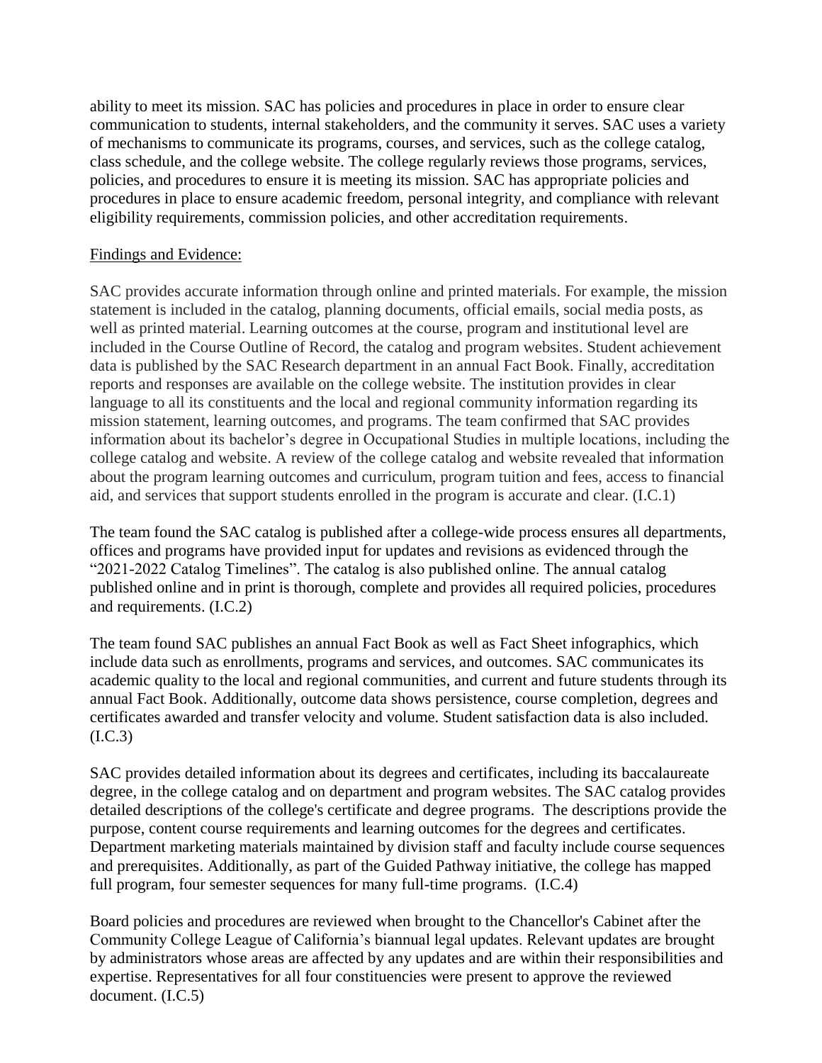ability to meet its mission. SAC has policies and procedures in place in order to ensure clear communication to students, internal stakeholders, and the community it serves. SAC uses a variety of mechanisms to communicate its programs, courses, and services, such as the college catalog, class schedule, and the college website. The college regularly reviews those programs, services, policies, and procedures to ensure it is meeting its mission. SAC has appropriate policies and procedures in place to ensure academic freedom, personal integrity, and compliance with relevant eligibility requirements, commission policies, and other accreditation requirements.

<u>Findings and Evidence:</u>

SAC provides accurate information through online and printed materials. For example, the mission statement is included in the catalog, planning documents, official emails, social media posts, as well as printed material. Learning outcomes at the course, program and institutional level are included in the Course Outline of Record, the catalog and program websites. Student achievement data is published by the SAC Research department in an annual Fact Book. Finally, accreditation reports and responses are available on the college website. The institution provides in clear language to all its constituents and the local and regional community information regarding its mission statement, learning outcomes, and programs. The team confirmed that SAC provides information about its bachelor's degree in Occupational Studies in multiple locations, including the college catalog and website. A review of the college catalog and website revealed that information about the program learning outcomes and curriculum, program tuition and fees, access to financial aid, and services that support students enrolled in the program is accurate and clear. (I.C.1)

The team found the SAC catalog is published after a college-wide process ensures all departments, offices and programs have provided input for updates and revisions as evidenced through the "2021-2022 Catalog Timelines". The catalog is also published online. The annual catalog published online and in print is thorough, complete and provides all required policies, procedures and requirements. (I.C.2)

The team found SAC publishes an annual Fact Book as well as Fact Sheet infographics, which include data such as enrollments, programs and services, and outcomes. SAC communicates its academic quality to the local and regional communities, and current and future students through its annual Fact Book. Additionally, outcome data shows persistence, course completion, degrees and certificates awarded and transfer velocity and volume. Student satisfaction data is also included. (I.C.3)

SAC provides detailed information about its degrees and certificates, including its baccalaureate degree, in the college catalog and on department and program websites. The SAC catalog provides detailed descriptions of the college's certificate and degree programs. The descriptions provide the purpose, content course requirements and learning outcomes for the degrees and certificates. Department marketing materials maintained by division staff and faculty include course sequences and prerequisites. Additionally, as part of the Guided Pathway initiative, the college has mapped full program, four semester sequences for many full-time programs. (I.C.4)

Board policies and procedures are reviewed when brought to the Chancellor's Cabinet after the Community College League of California's biannual legal updates. Relevant updates are brought by administrators whose areas are affected by any updates and are within their responsibilities and expertise. Representatives for all four constituencies were present to approve the reviewed document. (I.C.5)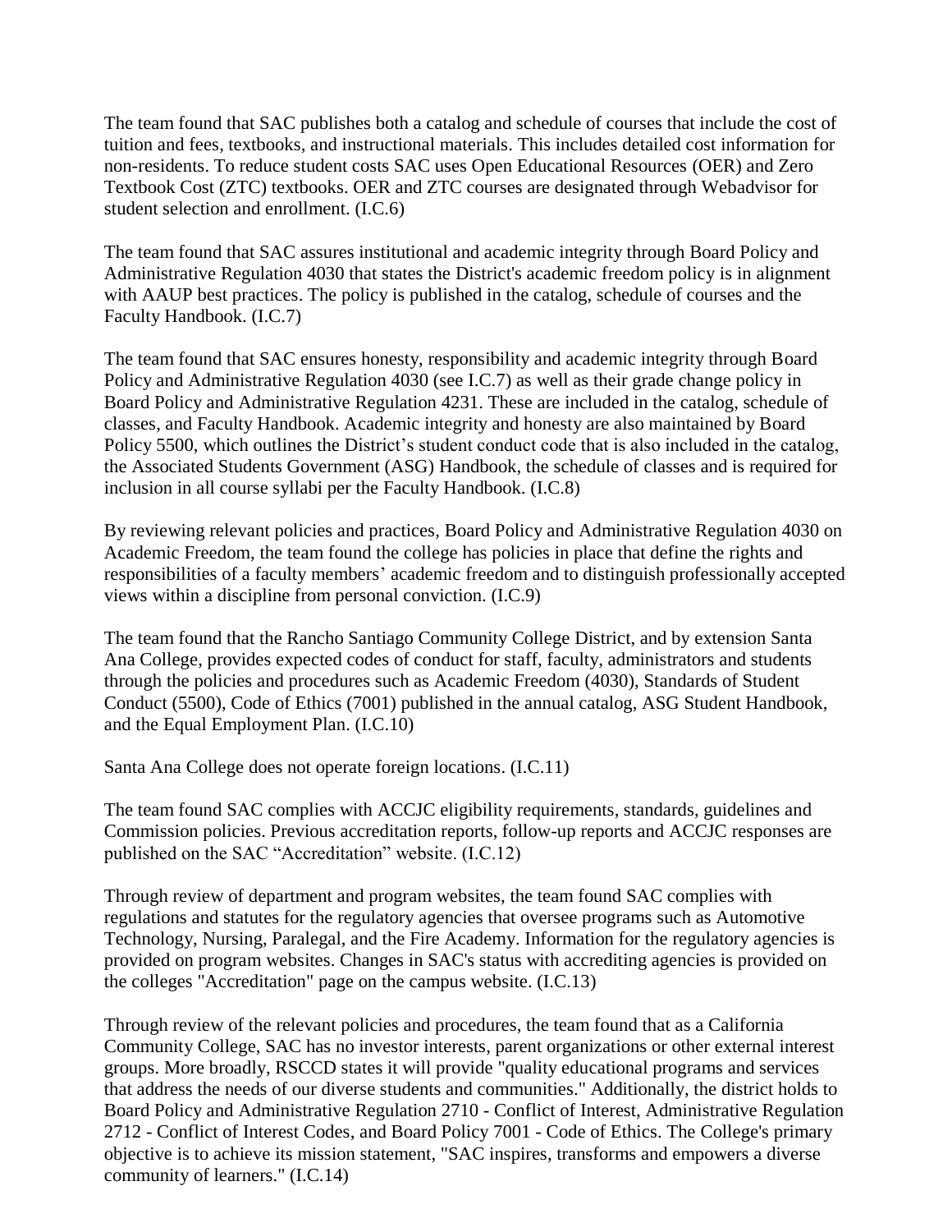The team found that SAC publishes both a catalog and schedule of courses that include the cost of tuition and fees, textbooks, and instructional materials. This includes detailed cost information for non-residents. To reduce student costs SAC uses Open Educational Resources (OER) and Zero Textbook Cost (ZTC) textbooks. OER and ZTC courses are designated through Webadvisor for student selection and enrollment. (I.C.6)

The team found that SAC assures institutional and academic integrity through Board Policy and Administrative Regulation 4030 that states the District's academic freedom policy is in alignment with AAUP best practices. The policy is published in the catalog, schedule of courses and the Faculty Handbook. (I.C.7)

The team found that SAC ensures honesty, responsibility and academic integrity through Board Policy and Administrative Regulation 4030 (see I.C.7) as well as their grade change policy in Board Policy and Administrative Regulation 4231. These are included in the catalog, schedule of classes, and Faculty Handbook. Academic integrity and honesty are also maintained by Board Policy 5500, which outlines the District's student conduct code that is also included in the catalog, the Associated Students Government (ASG) Handbook, the schedule of classes and is required for inclusion in all course syllabi per the Faculty Handbook. (I.C.8)

By reviewing relevant policies and practices, Board Policy and Administrative Regulation 4030 on Academic Freedom, the team found the college has policies in place that define the rights and responsibilities of a faculty members' academic freedom and to distinguish professionally accepted views within a discipline from personal conviction. (I.C.9)

The team found that the Rancho Santiago Community College District, and by extension Santa Ana College, provides expected codes of conduct for staff, faculty, administrators and students through the policies and procedures such as Academic Freedom (4030), Standards of Student Conduct (5500), Code of Ethics (7001) published in the annual catalog, ASG Student Handbook, and the Equal Employment Plan. (I.C.10)

Santa Ana College does not operate foreign locations. (I.C.11)

The team found SAC complies with ACCJC eligibility requirements, standards, guidelines and Commission policies. Previous accreditation reports, follow-up reports and ACCJC responses are published on the SAC "Accreditation" website. (I.C.12)

Through review of department and program websites, the team found SAC complies with regulations and statutes for the regulatory agencies that oversee programs such as Automotive Technology, Nursing, Paralegal, and the Fire Academy. Information for the regulatory agencies is provided on program websites. Changes in SAC's status with accrediting agencies is provided on the colleges "Accreditation" page on the campus website. (I.C.13)

Through review of the relevant policies and procedures, the team found that as a California Community College, SAC has no investor interests, parent organizations or other external interest groups. More broadly, RSCCD states it will provide "quality educational programs and services that address the needs of our diverse students and communities." Additionally, the district holds to Board Policy and Administrative Regulation 2710 - Conflict of Interest, Administrative Regulation 2712 - Conflict of Interest Codes, and Board Policy 7001 - Code of Ethics. The College's primary objective is to achieve its mission statement, "SAC inspires, transforms and empowers a diverse community of learners." (I.C.14)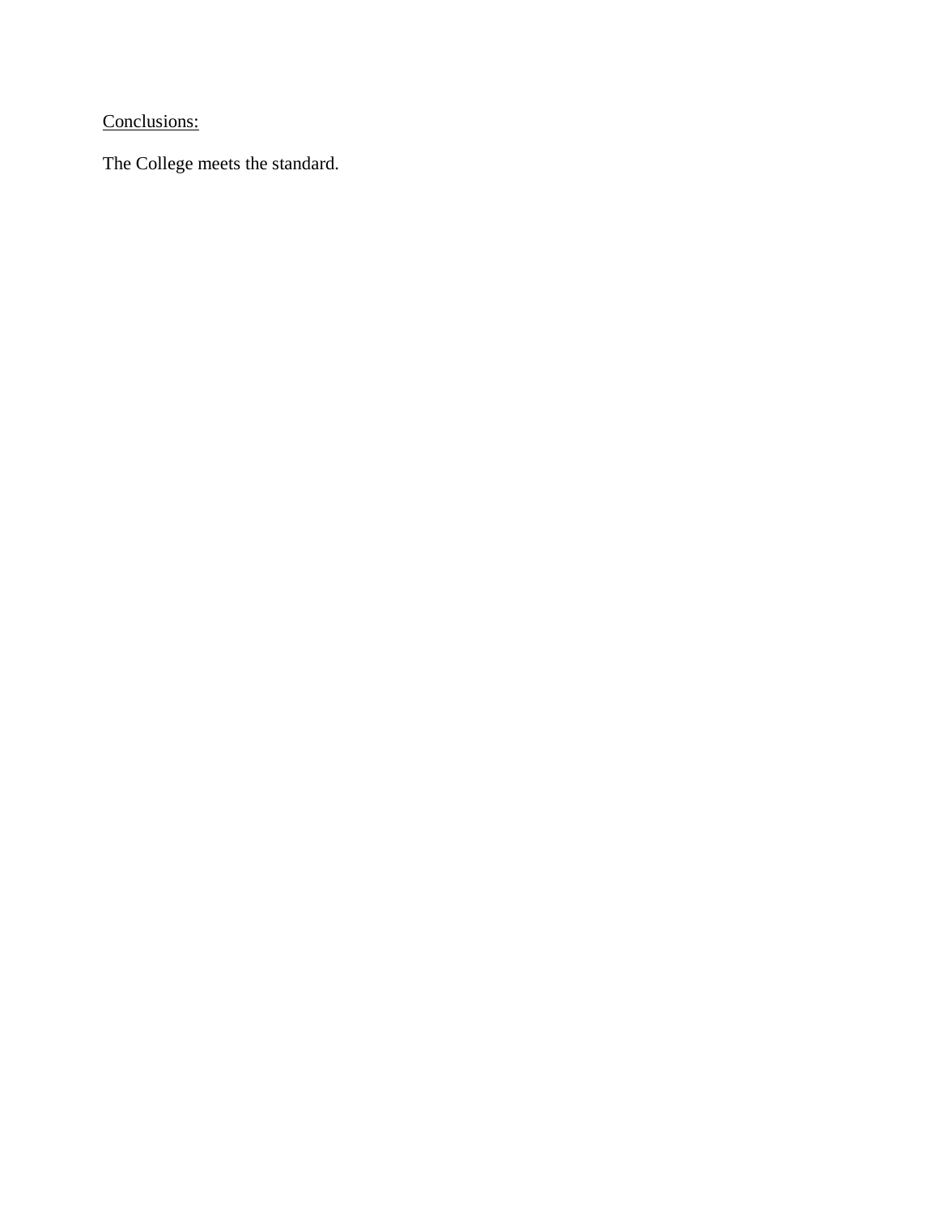<u>Conclusions:</u>

The College meets the standard.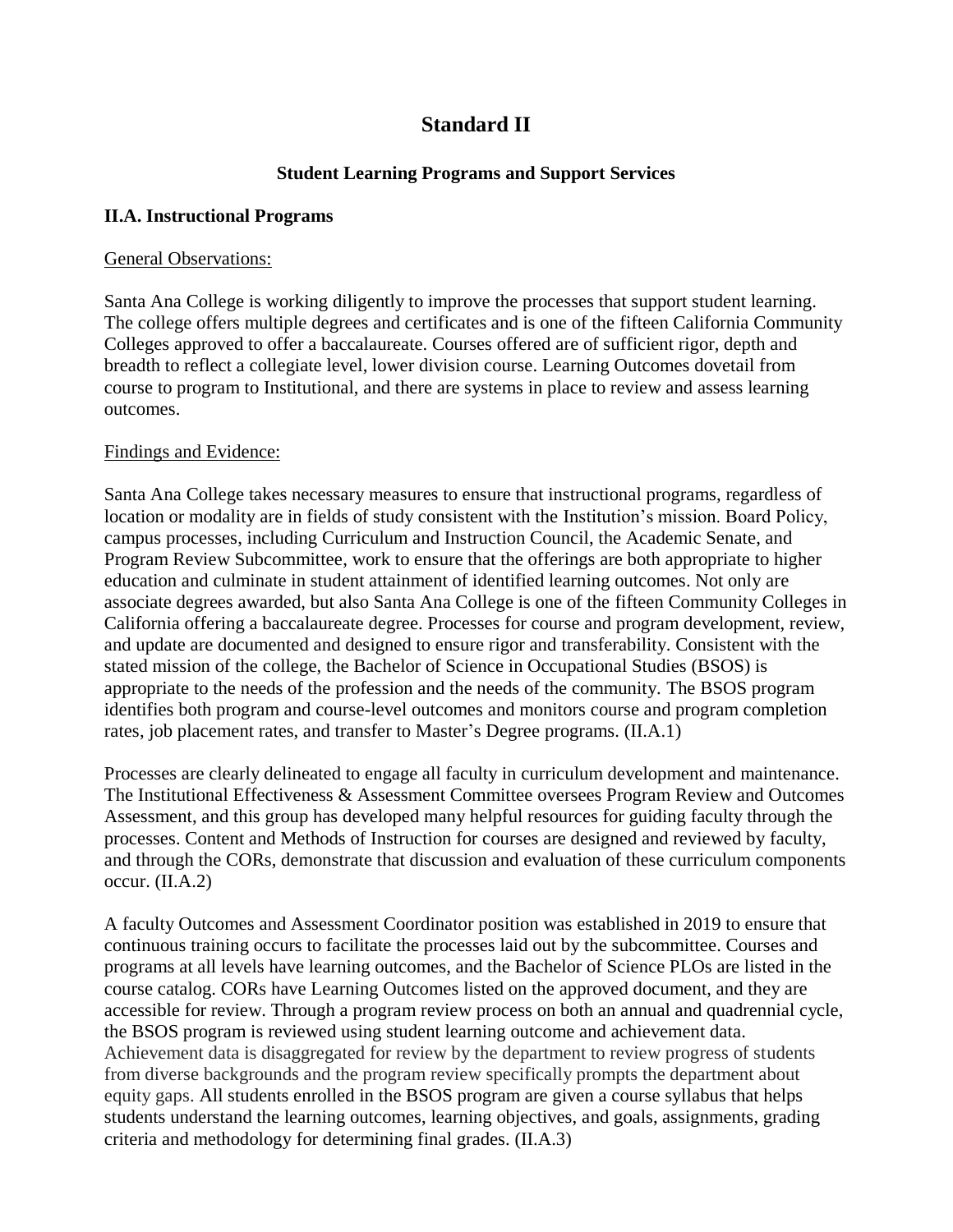# Standard II

## Student Learning Programs and Support Services

### II.A. Instructional Programs

General Observations:

Santa Ana College is working diligently to improve the processes that support student learning. The college offers multiple degrees and certificates and is one of the fifteen California Community Colleges approved to offer a baccalaureate. Courses offered are of sufficient rigor, depth and breadth to reflect a collegiate level, lower division course. Learning Outcomes dovetail from course to program to Institutional, and there are systems in place to review and assess learning outcomes.

Findings and Evidence:

Santa Ana College takes necessary measures to ensure that instructional programs, regardless of location or modality are in fields of study consistent with the Institution's mission. Board Policy, campus processes, including Curriculum and Instruction Council, the Academic Senate, and Program Review Subcommittee, work to ensure that the offerings are both appropriate to higher education and culminate in student attainment of identified learning outcomes. Not only are associate degrees awarded, but also Santa Ana College is one of the fifteen Community Colleges in California offering a baccalaureate degree. Processes for course and program development, review, and update are documented and designed to ensure rigor and transferability. Consistent with the stated mission of the college, the Bachelor of Science in Occupational Studies (BSOS) is appropriate to the needs of the profession and the needs of the community. The BSOS program identifies both program and course-level outcomes and monitors course and program completion rates, job placement rates, and transfer to Master's Degree programs. (II.A.1)

Processes are clearly delineated to engage all faculty in curriculum development and maintenance. The Institutional Effectiveness & Assessment Committee oversees Program Review and Outcomes Assessment, and this group has developed many helpful resources for guiding faculty through the processes. Content and Methods of Instruction for courses are designed and reviewed by faculty, and through the CORs, demonstrate that discussion and evaluation of these curriculum components occur. (II.A.2)

A faculty Outcomes and Assessment Coordinator position was established in 2019 to ensure that continuous training occurs to facilitate the processes laid out by the subcommittee. Courses and programs at all levels have learning outcomes, and the Bachelor of Science PLOs are listed in the course catalog. CORs have Learning Outcomes listed on the approved document, and they are accessible for review. Through a program review process on both an annual and quadrennial cycle, the BSOS program is reviewed using student learning outcome and achievement data. Achievement data is disaggregated for review by the department to review progress of students from diverse backgrounds and the program review specifically prompts the department about equity gaps. All students enrolled in the BSOS program are given a course syllabus that helps students understand the learning outcomes, learning objectives, and goals, assignments, grading criteria and methodology for determining final grades. (II.A.3)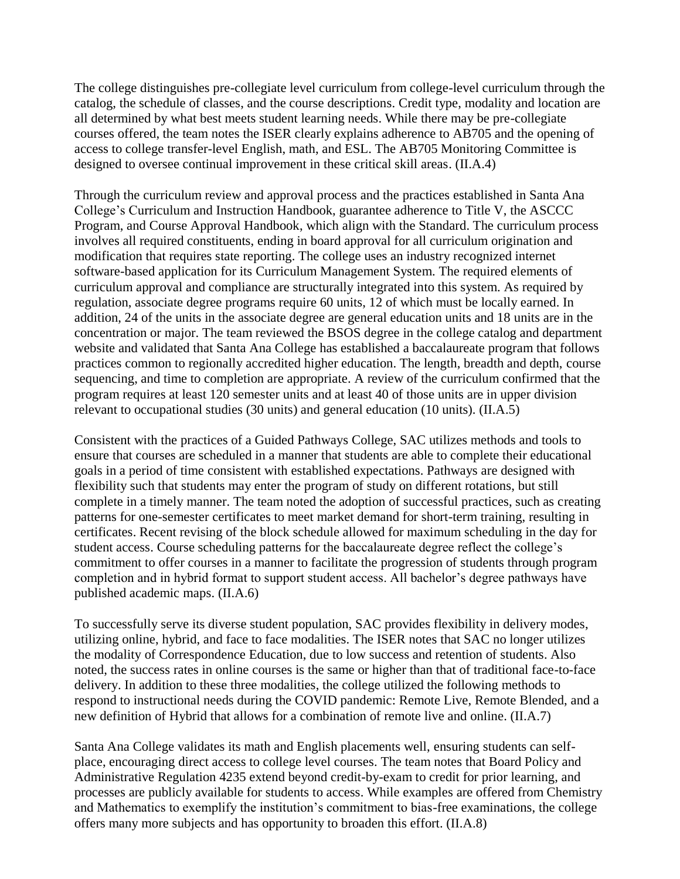The college distinguishes pre-collegiate level curriculum from college-level curriculum through the catalog, the schedule of classes, and the course descriptions. Credit type, modality and location are all determined by what best meets student learning needs. While there may be pre-collegiate courses offered, the team notes the ISER clearly explains adherence to AB705 and the opening of access to college transfer-level English, math, and ESL. The AB705 Monitoring Committee is designed to oversee continual improvement in these critical skill areas. (II.A.4)

Through the curriculum review and approval process and the practices established in Santa Ana College's Curriculum and Instruction Handbook, guarantee adherence to Title V, the ASCCC Program, and Course Approval Handbook, which align with the Standard. The curriculum process involves all required constituents, ending in board approval for all curriculum origination and modification that requires state reporting. The college uses an industry recognized internet software-based application for its Curriculum Management System. The required elements of curriculum approval and compliance are structurally integrated into this system. As required by regulation, associate degree programs require 60 units, 12 of which must be locally earned. In addition, 24 of the units in the associate degree are general education units and 18 units are in the concentration or major. The team reviewed the BSOS degree in the college catalog and department website and validated that Santa Ana College has established a baccalaureate program that follows practices common to regionally accredited higher education. The length, breadth and depth, course sequencing, and time to completion are appropriate. A review of the curriculum confirmed that the program requires at least 120 semester units and at least 40 of those units are in upper division relevant to occupational studies (30 units) and general education (10 units). (II.A.5)

Consistent with the practices of a Guided Pathways College, SAC utilizes methods and tools to ensure that courses are scheduled in a manner that students are able to complete their educational goals in a period of time consistent with established expectations. Pathways are designed with flexibility such that students may enter the program of study on different rotations, but still complete in a timely manner. The team noted the adoption of successful practices, such as creating patterns for one-semester certificates to meet market demand for short-term training, resulting in certificates. Recent revising of the block schedule allowed for maximum scheduling in the day for student access. Course scheduling patterns for the baccalaureate degree reflect the college's commitment to offer courses in a manner to facilitate the progression of students through program completion and in hybrid format to support student access. All bachelor's degree pathways have published academic maps. (II.A.6)

To successfully serve its diverse student population, SAC provides flexibility in delivery modes, utilizing online, hybrid, and face to face modalities. The ISER notes that SAC no longer utilizes the modality of Correspondence Education, due to low success and retention of students. Also noted, the success rates in online courses is the same or higher than that of traditional face-to-face delivery. In addition to these three modalities, the college utilized the following methods to respond to instructional needs during the COVID pandemic: Remote Live, Remote Blended, and a new definition of Hybrid that allows for a combination of remote live and online. (II.A.7)

Santa Ana College validates its math and English placements well, ensuring students can self-place, encouraging direct access to college level courses. The team notes that Board Policy and Administrative Regulation 4235 extend beyond credit-by-exam to credit for prior learning, and processes are publicly available for students to access. While examples are offered from Chemistry and Mathematics to exemplify the institution's commitment to bias-free examinations, the college offers many more subjects and has opportunity to broaden this effort. (II.A.8)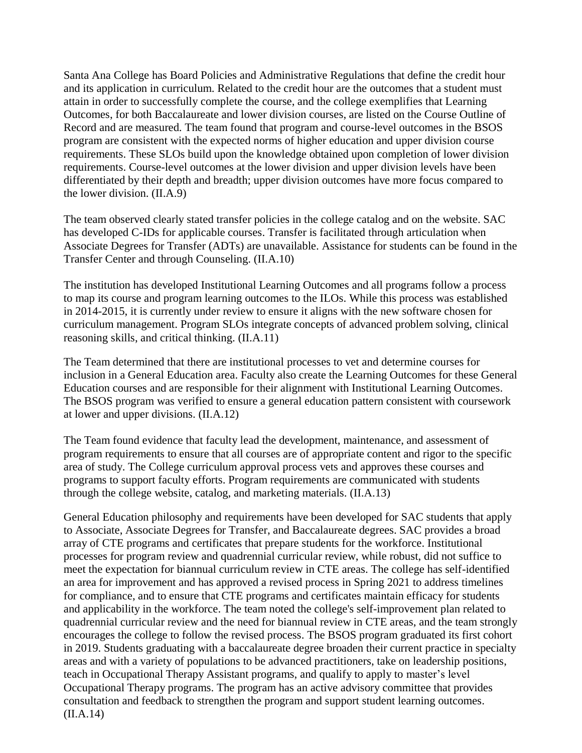Santa Ana College has Board Policies and Administrative Regulations that define the credit hour and its application in curriculum. Related to the credit hour are the outcomes that a student must attain in order to successfully complete the course, and the college exemplifies that Learning Outcomes, for both Baccalaureate and lower division courses, are listed on the Course Outline of Record and are measured. The team found that program and course-level outcomes in the BSOS program are consistent with the expected norms of higher education and upper division course requirements. These SLOs build upon the knowledge obtained upon completion of lower division requirements. Course-level outcomes at the lower division and upper division levels have been differentiated by their depth and breadth; upper division outcomes have more focus compared to the lower division. (II.A.9)

The team observed clearly stated transfer policies in the college catalog and on the website. SAC has developed C-IDs for applicable courses. Transfer is facilitated through articulation when Associate Degrees for Transfer (ADTs) are unavailable. Assistance for students can be found in the Transfer Center and through Counseling. (II.A.10)

The institution has developed Institutional Learning Outcomes and all programs follow a process to map its course and program learning outcomes to the ILOs. While this process was established in 2014-2015, it is currently under review to ensure it aligns with the new software chosen for curriculum management. Program SLOs integrate concepts of advanced problem solving, clinical reasoning skills, and critical thinking. (II.A.11)

The Team determined that there are institutional processes to vet and determine courses for inclusion in a General Education area. Faculty also create the Learning Outcomes for these General Education courses and are responsible for their alignment with Institutional Learning Outcomes. The BSOS program was verified to ensure a general education pattern consistent with coursework at lower and upper divisions. (II.A.12)

The Team found evidence that faculty lead the development, maintenance, and assessment of program requirements to ensure that all courses are of appropriate content and rigor to the specific area of study. The College curriculum approval process vets and approves these courses and programs to support faculty efforts. Program requirements are communicated with students through the college website, catalog, and marketing materials. (II.A.13)

General Education philosophy and requirements have been developed for SAC students that apply to Associate, Associate Degrees for Transfer, and Baccalaureate degrees. SAC provides a broad array of CTE programs and certificates that prepare students for the workforce. Institutional processes for program review and quadrennial curricular review, while robust, did not suffice to meet the expectation for biannual curriculum review in CTE areas. The college has self-identified an area for improvement and has approved a revised process in Spring 2021 to address timelines for compliance, and to ensure that CTE programs and certificates maintain efficacy for students and applicability in the workforce. The team noted the college's self-improvement plan related to quadrennial curricular review and the need for biannual review in CTE areas, and the team strongly encourages the college to follow the revised process. The BSOS program graduated its first cohort in 2019. Students graduating with a baccalaureate degree broaden their current practice in specialty areas and with a variety of populations to be advanced practitioners, take on leadership positions, teach in Occupational Therapy Assistant programs, and qualify to apply to master's level Occupational Therapy programs. The program has an active advisory committee that provides consultation and feedback to strengthen the program and support student learning outcomes. (II.A.14)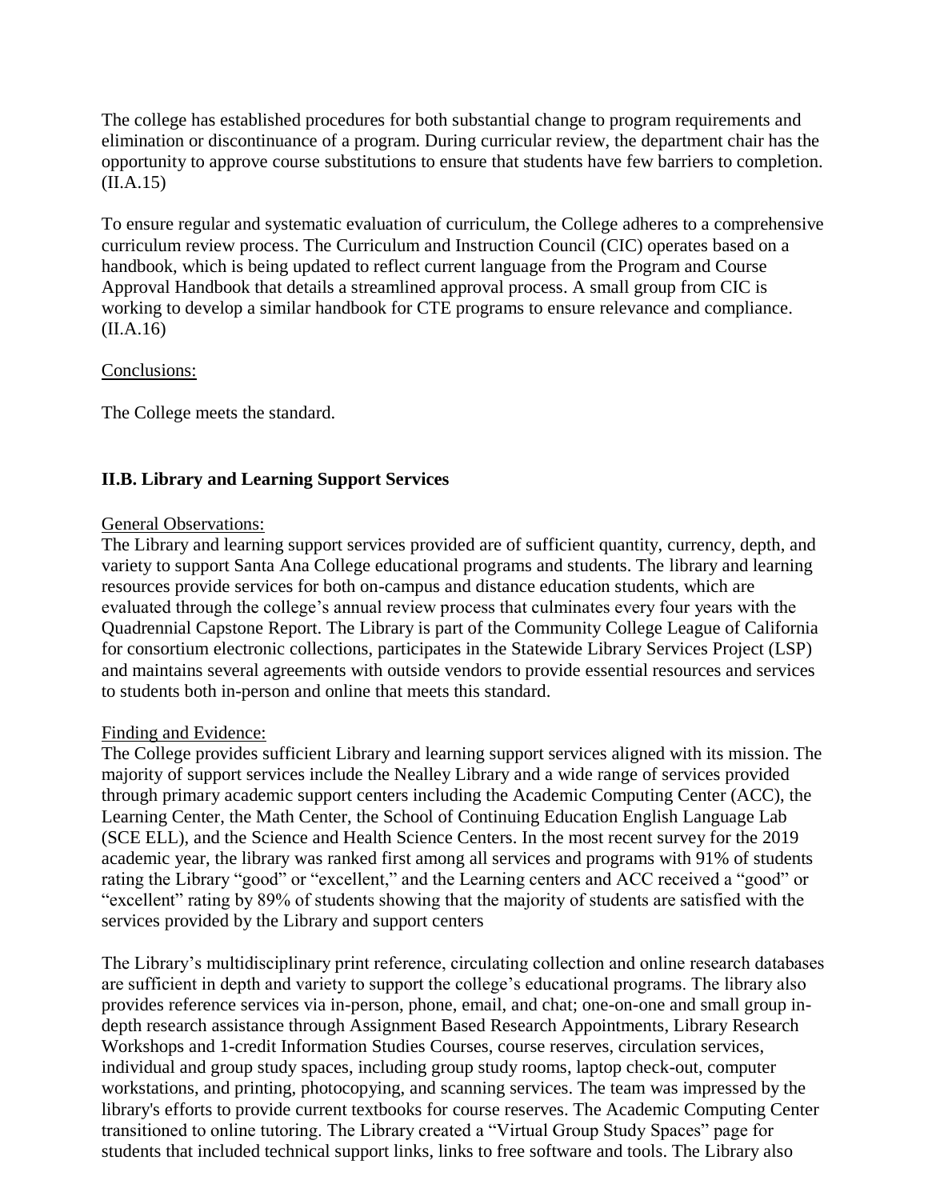The college has established procedures for both substantial change to program requirements and elimination or discontinuance of a program. During curricular review, the department chair has the opportunity to approve course substitutions to ensure that students have few barriers to completion. (II.A.15)

To ensure regular and systematic evaluation of curriculum, the College adheres to a comprehensive curriculum review process. The Curriculum and Instruction Council (CIC) operates based on a handbook, which is being updated to reflect current language from the Program and Course Approval Handbook that details a streamlined approval process. A small group from CIC is working to develop a similar handbook for CTE programs to ensure relevance and compliance. (II.A.16)

Conclusions:

The College meets the standard.

## II.B. Library and Learning Support Services

General Observations:

The Library and learning support services provided are of sufficient quantity, currency, depth, and variety to support Santa Ana College educational programs and students. The library and learning resources provide services for both on-campus and distance education students, which are evaluated through the college's annual review process that culminates every four years with the Quadrennial Capstone Report. The Library is part of the Community College League of California for consortium electronic collections, participates in the Statewide Library Services Project (LSP) and maintains several agreements with outside vendors to provide essential resources and services to students both in-person and online that meets this standard.

Finding and Evidence:

The College provides sufficient Library and learning support services aligned with its mission. The majority of support services include the Nealley Library and a wide range of services provided through primary academic support centers including the Academic Computing Center (ACC), the Learning Center, the Math Center, the School of Continuing Education English Language Lab (SCE ELL), and the Science and Health Science Centers. In the most recent survey for the 2019 academic year, the library was ranked first among all services and programs with 91% of students rating the Library "good" or "excellent," and the Learning centers and ACC received a "good" or "excellent" rating by 89% of students showing that the majority of students are satisfied with the services provided by the Library and support centers

The Library's multidisciplinary print reference, circulating collection and online research databases are sufficient in depth and variety to support the college's educational programs. The library also provides reference services via in-person, phone, email, and chat; one-on-one and small group in-depth research assistance through Assignment Based Research Appointments, Library Research Workshops and 1-credit Information Studies Courses, course reserves, circulation services, individual and group study spaces, including group study rooms, laptop check-out, computer workstations, and printing, photocopying, and scanning services. The team was impressed by the library's efforts to provide current textbooks for course reserves. The Academic Computing Center transitioned to online tutoring. The Library created a "Virtual Group Study Spaces" page for students that included technical support links, links to free software and tools. The Library also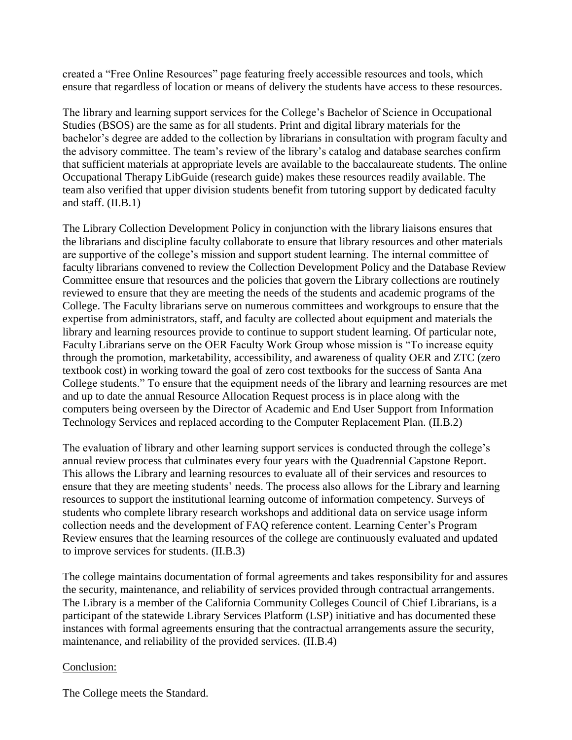created a "Free Online Resources" page featuring freely accessible resources and tools, which ensure that regardless of location or means of delivery the students have access to these resources.

The library and learning support services for the College's Bachelor of Science in Occupational Studies (BSOS) are the same as for all students. Print and digital library materials for the bachelor's degree are added to the collection by librarians in consultation with program faculty and the advisory committee. The team's review of the library's catalog and database searches confirm that sufficient materials at appropriate levels are available to the baccalaureate students. The online Occupational Therapy LibGuide (research guide) makes these resources readily available. The team also verified that upper division students benefit from tutoring support by dedicated faculty and staff. (II.B.1)

The Library Collection Development Policy in conjunction with the library liaisons ensures that the librarians and discipline faculty collaborate to ensure that library resources and other materials are supportive of the college's mission and support student learning. The internal committee of faculty librarians convened to review the Collection Development Policy and the Database Review Committee ensure that resources and the policies that govern the Library collections are routinely reviewed to ensure that they are meeting the needs of the students and academic programs of the College. The Faculty librarians serve on numerous committees and workgroups to ensure that the expertise from administrators, staff, and faculty are collected about equipment and materials the library and learning resources provide to continue to support student learning. Of particular note, Faculty Librarians serve on the OER Faculty Work Group whose mission is "To increase equity through the promotion, marketability, accessibility, and awareness of quality OER and ZTC (zero textbook cost) in working toward the goal of zero cost textbooks for the success of Santa Ana College students." To ensure that the equipment needs of the library and learning resources are met and up to date the annual Resource Allocation Request process is in place along with the computers being overseen by the Director of Academic and End User Support from Information Technology Services and replaced according to the Computer Replacement Plan. (II.B.2)

The evaluation of library and other learning support services is conducted through the college's annual review process that culminates every four years with the Quadrennial Capstone Report. This allows the Library and learning resources to evaluate all of their services and resources to ensure that they are meeting students' needs. The process also allows for the Library and learning resources to support the institutional learning outcome of information competency. Surveys of students who complete library research workshops and additional data on service usage inform collection needs and the development of FAQ reference content. Learning Center's Program Review ensures that the learning resources of the college are continuously evaluated and updated to improve services for students. (II.B.3)

The college maintains documentation of formal agreements and takes responsibility for and assures the security, maintenance, and reliability of services provided through contractual arrangements. The Library is a member of the California Community Colleges Council of Chief Librarians, is a participant of the statewide Library Services Platform (LSP) initiative and has documented these instances with formal agreements ensuring that the contractual arrangements assure the security, maintenance, and reliability of the provided services. (II.B.4)

Conclusion:

The College meets the Standard.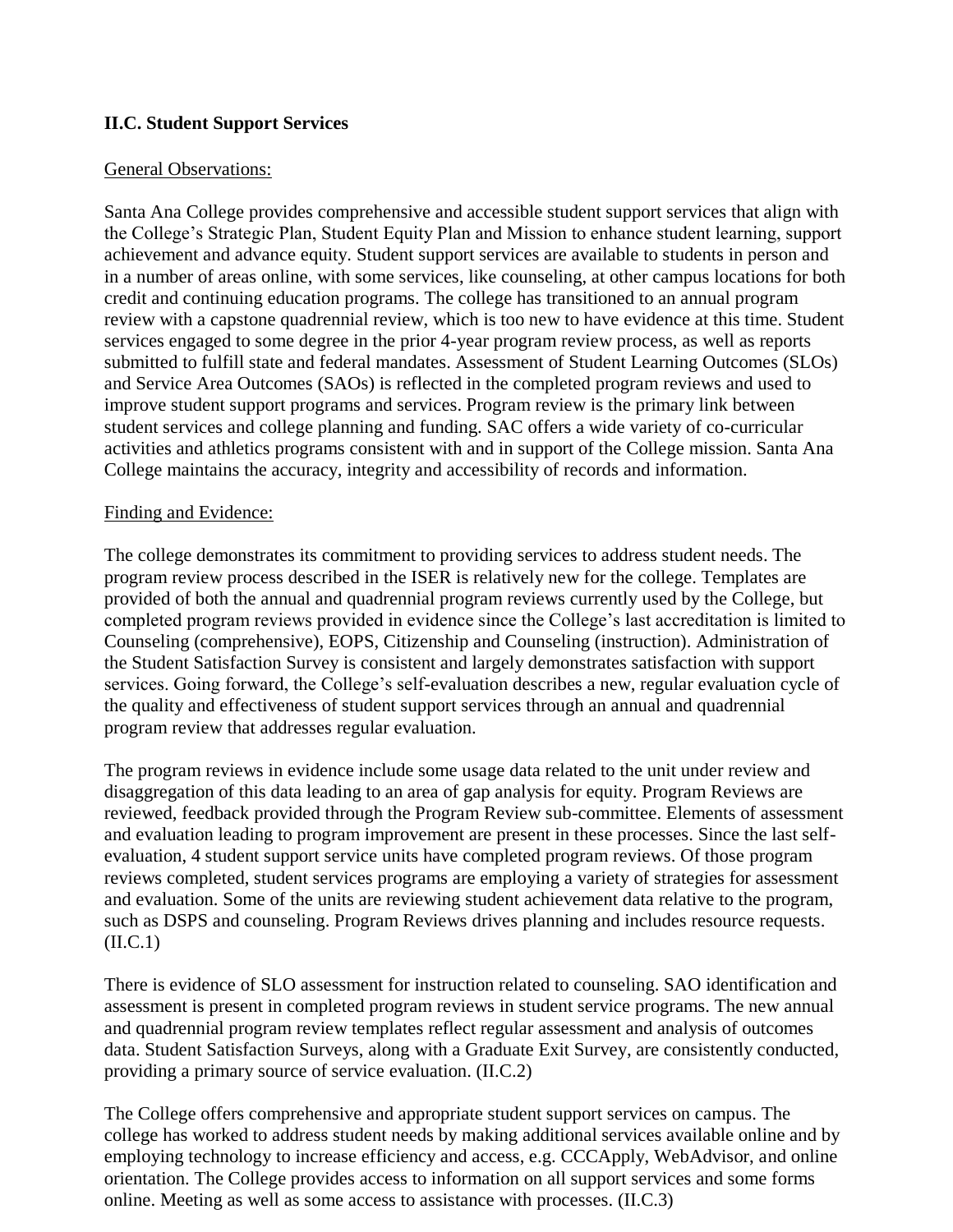**II.C. Student Support Services**

General Observations:

Santa Ana College provides comprehensive and accessible student support services that align with the College's Strategic Plan, Student Equity Plan and Mission to enhance student learning, support achievement and advance equity. Student support services are available to students in person and in a number of areas online, with some services, like counseling, at other campus locations for both credit and continuing education programs. The college has transitioned to an annual program review with a capstone quadrennial review, which is too new to have evidence at this time. Student services engaged to some degree in the prior 4-year program review process, as well as reports submitted to fulfill state and federal mandates. Assessment of Student Learning Outcomes (SLOs) and Service Area Outcomes (SAOs) is reflected in the completed program reviews and used to improve student support programs and services. Program review is the primary link between student services and college planning and funding. SAC offers a wide variety of co-curricular activities and athletics programs consistent with and in support of the College mission. Santa Ana College maintains the accuracy, integrity and accessibility of records and information.

Finding and Evidence:

The college demonstrates its commitment to providing services to address student needs. The program review process described in the ISER is relatively new for the college. Templates are provided of both the annual and quadrennial program reviews currently used by the College, but completed program reviews provided in evidence since the College's last accreditation is limited to Counseling (comprehensive), EOPS, Citizenship and Counseling (instruction). Administration of the Student Satisfaction Survey is consistent and largely demonstrates satisfaction with support services. Going forward, the College's self-evaluation describes a new, regular evaluation cycle of the quality and effectiveness of student support services through an annual and quadrennial program review that addresses regular evaluation.

The program reviews in evidence include some usage data related to the unit under review and disaggregation of this data leading to an area of gap analysis for equity. Program Reviews are reviewed, feedback provided through the Program Review sub-committee. Elements of assessment and evaluation leading to program improvement are present in these processes. Since the last self-evaluation, 4 student support service units have completed program reviews. Of those program reviews completed, student services programs are employing a variety of strategies for assessment and evaluation. Some of the units are reviewing student achievement data relative to the program, such as DSPS and counseling. Program Reviews drives planning and includes resource requests. (II.C.1)

There is evidence of SLO assessment for instruction related to counseling. SAO identification and assessment is present in completed program reviews in student service programs. The new annual and quadrennial program review templates reflect regular assessment and analysis of outcomes data. Student Satisfaction Surveys, along with a Graduate Exit Survey, are consistently conducted, providing a primary source of service evaluation. (II.C.2)

The College offers comprehensive and appropriate student support services on campus. The college has worked to address student needs by making additional services available online and by employing technology to increase efficiency and access, e.g. CCCApply, WebAdvisor, and online orientation. The College provides access to information on all support services and some forms online. Meeting as well as some access to assistance with processes. (II.C.3)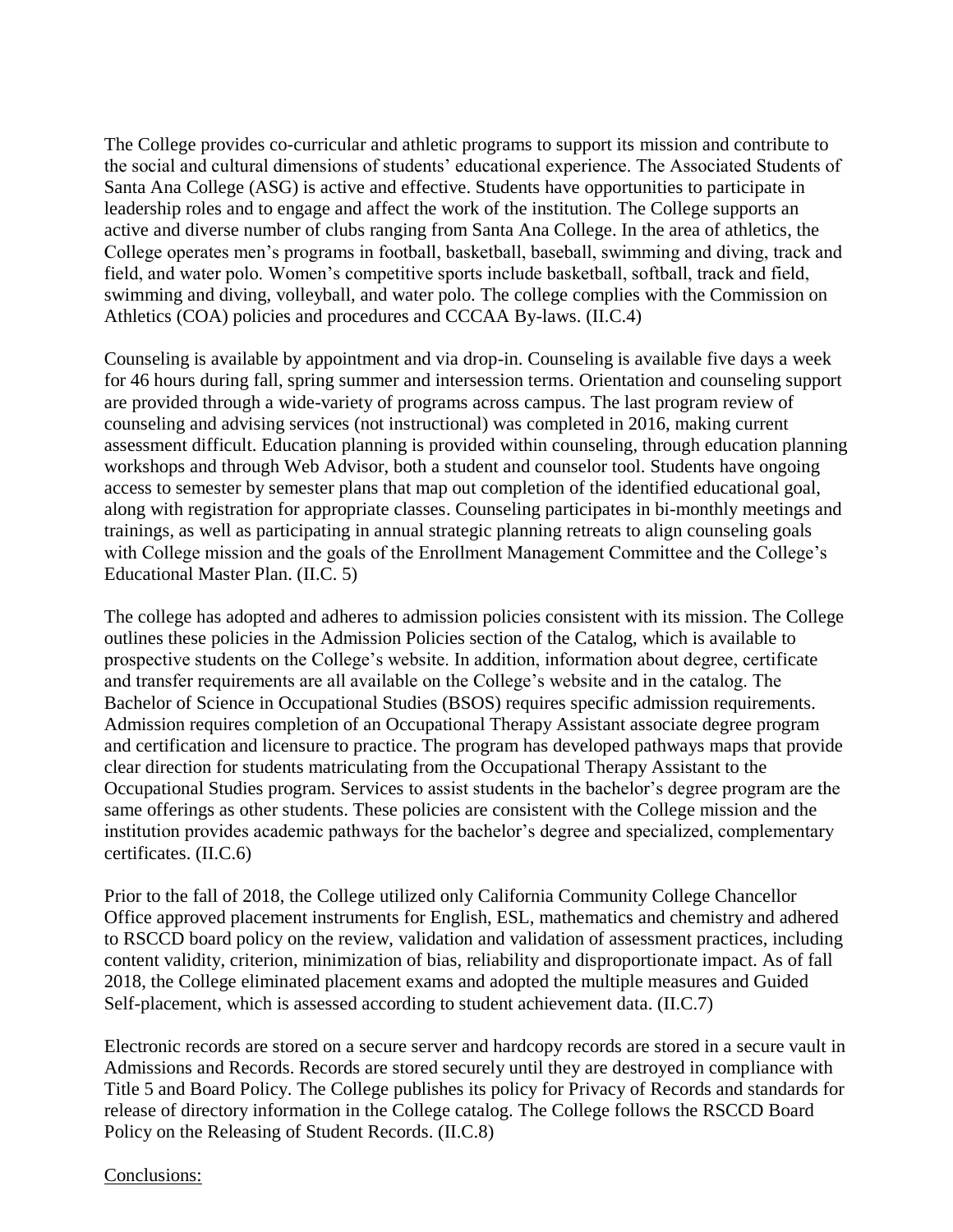The College provides co-curricular and athletic programs to support its mission and contribute to the social and cultural dimensions of students' educational experience. The Associated Students of Santa Ana College (ASG) is active and effective. Students have opportunities to participate in leadership roles and to engage and affect the work of the institution. The College supports an active and diverse number of clubs ranging from Santa Ana College. In the area of athletics, the College operates men's programs in football, basketball, baseball, swimming and diving, track and field, and water polo. Women's competitive sports include basketball, softball, track and field, swimming and diving, volleyball, and water polo. The college complies with the Commission on Athletics (COA) policies and procedures and CCCAA By-laws. (II.C.4)

Counseling is available by appointment and via drop-in. Counseling is available five days a week for 46 hours during fall, spring summer and intersession terms. Orientation and counseling support are provided through a wide-variety of programs across campus. The last program review of counseling and advising services (not instructional) was completed in 2016, making current assessment difficult. Education planning is provided within counseling, through education planning workshops and through Web Advisor, both a student and counselor tool. Students have ongoing access to semester by semester plans that map out completion of the identified educational goal, along with registration for appropriate classes. Counseling participates in bi-monthly meetings and trainings, as well as participating in annual strategic planning retreats to align counseling goals with College mission and the goals of the Enrollment Management Committee and the College's Educational Master Plan. (II.C. 5)

The college has adopted and adheres to admission policies consistent with its mission. The College outlines these policies in the Admission Policies section of the Catalog, which is available to prospective students on the College's website. In addition, information about degree, certificate and transfer requirements are all available on the College's website and in the catalog. The Bachelor of Science in Occupational Studies (BSOS) requires specific admission requirements. Admission requires completion of an Occupational Therapy Assistant associate degree program and certification and licensure to practice. The program has developed pathways maps that provide clear direction for students matriculating from the Occupational Therapy Assistant to the Occupational Studies program. Services to assist students in the bachelor's degree program are the same offerings as other students. These policies are consistent with the College mission and the institution provides academic pathways for the bachelor's degree and specialized, complementary certificates. (II.C.6)

Prior to the fall of 2018, the College utilized only California Community College Chancellor Office approved placement instruments for English, ESL, mathematics and chemistry and adhered to RSCCD board policy on the review, validation and validation of assessment practices, including content validity, criterion, minimization of bias, reliability and disproportionate impact. As of fall 2018, the College eliminated placement exams and adopted the multiple measures and Guided Self-placement, which is assessed according to student achievement data. (II.C.7)

Electronic records are stored on a secure server and hardcopy records are stored in a secure vault in Admissions and Records. Records are stored securely until they are destroyed in compliance with Title 5 and Board Policy. The College publishes its policy for Privacy of Records and standards for release of directory information in the College catalog. The College follows the RSCCD Board Policy on the Releasing of Student Records. (II.C.8)

Conclusions: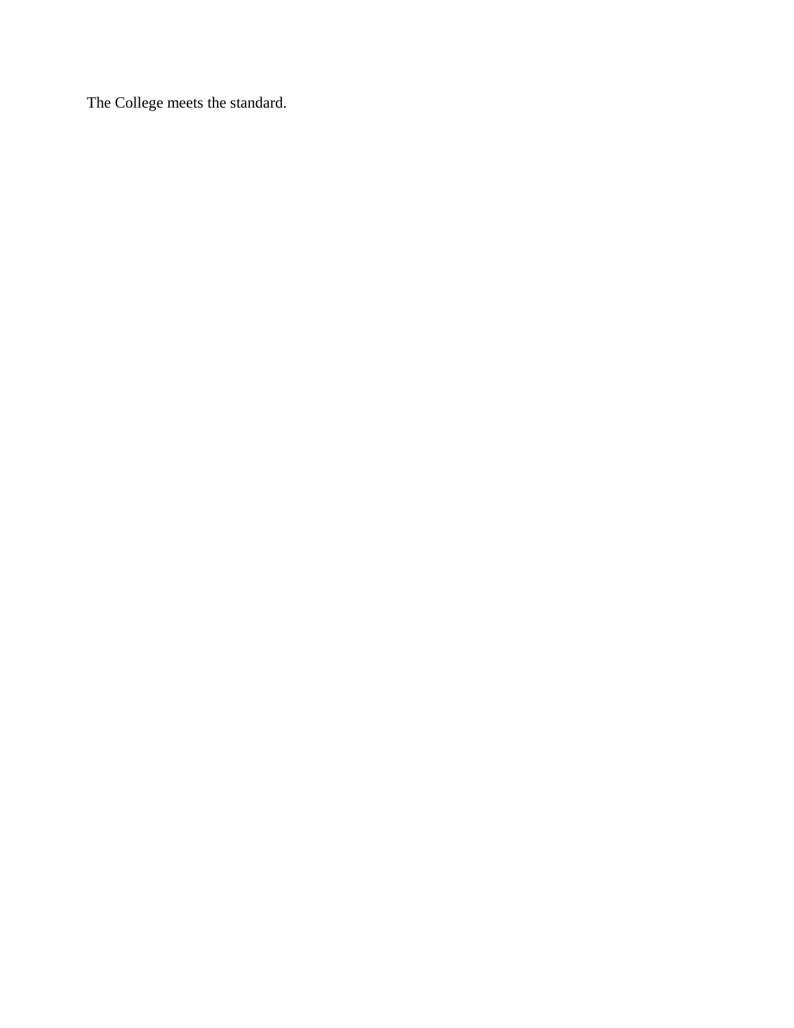The College meets the standard.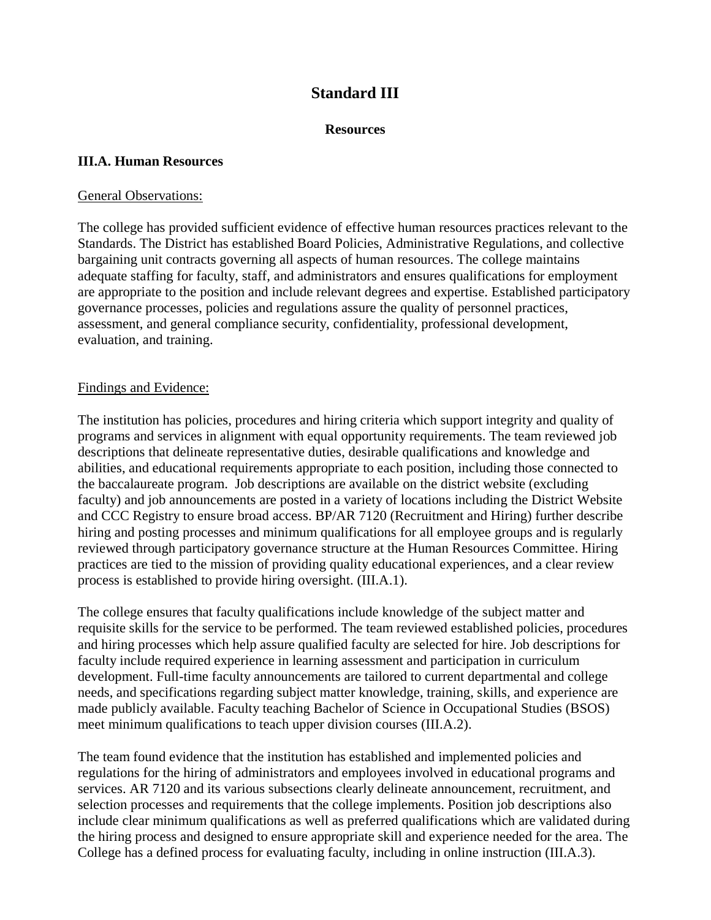# Standard III

## Resources

### III.A. Human Resources

General Observations:

The college has provided sufficient evidence of effective human resources practices relevant to the Standards. The District has established Board Policies, Administrative Regulations, and collective bargaining unit contracts governing all aspects of human resources. The college maintains adequate staffing for faculty, staff, and administrators and ensures qualifications for employment are appropriate to the position and include relevant degrees and expertise. Established participatory governance processes, policies and regulations assure the quality of personnel practices, assessment, and general compliance security, confidentiality, professional development, evaluation, and training.

Findings and Evidence:

The institution has policies, procedures and hiring criteria which support integrity and quality of programs and services in alignment with equal opportunity requirements. The team reviewed job descriptions that delineate representative duties, desirable qualifications and knowledge and abilities, and educational requirements appropriate to each position, including those connected to the baccalaureate program. Job descriptions are available on the district website (excluding faculty) and job announcements are posted in a variety of locations including the District Website and CCC Registry to ensure broad access. BP/AR 7120 (Recruitment and Hiring) further describe hiring and posting processes and minimum qualifications for all employee groups and is regularly reviewed through participatory governance structure at the Human Resources Committee. Hiring practices are tied to the mission of providing quality educational experiences, and a clear review process is established to provide hiring oversight. (III.A.1).

The college ensures that faculty qualifications include knowledge of the subject matter and requisite skills for the service to be performed. The team reviewed established policies, procedures and hiring processes which help assure qualified faculty are selected for hire. Job descriptions for faculty include required experience in learning assessment and participation in curriculum development. Full-time faculty announcements are tailored to current departmental and college needs, and specifications regarding subject matter knowledge, training, skills, and experience are made publicly available. Faculty teaching Bachelor of Science in Occupational Studies (BSOS) meet minimum qualifications to teach upper division courses (III.A.2).

The team found evidence that the institution has established and implemented policies and regulations for the hiring of administrators and employees involved in educational programs and services. AR 7120 and its various subsections clearly delineate announcement, recruitment, and selection processes and requirements that the college implements. Position job descriptions also include clear minimum qualifications as well as preferred qualifications which are validated during the hiring process and designed to ensure appropriate skill and experience needed for the area. The College has a defined process for evaluating faculty, including in online instruction (III.A.3).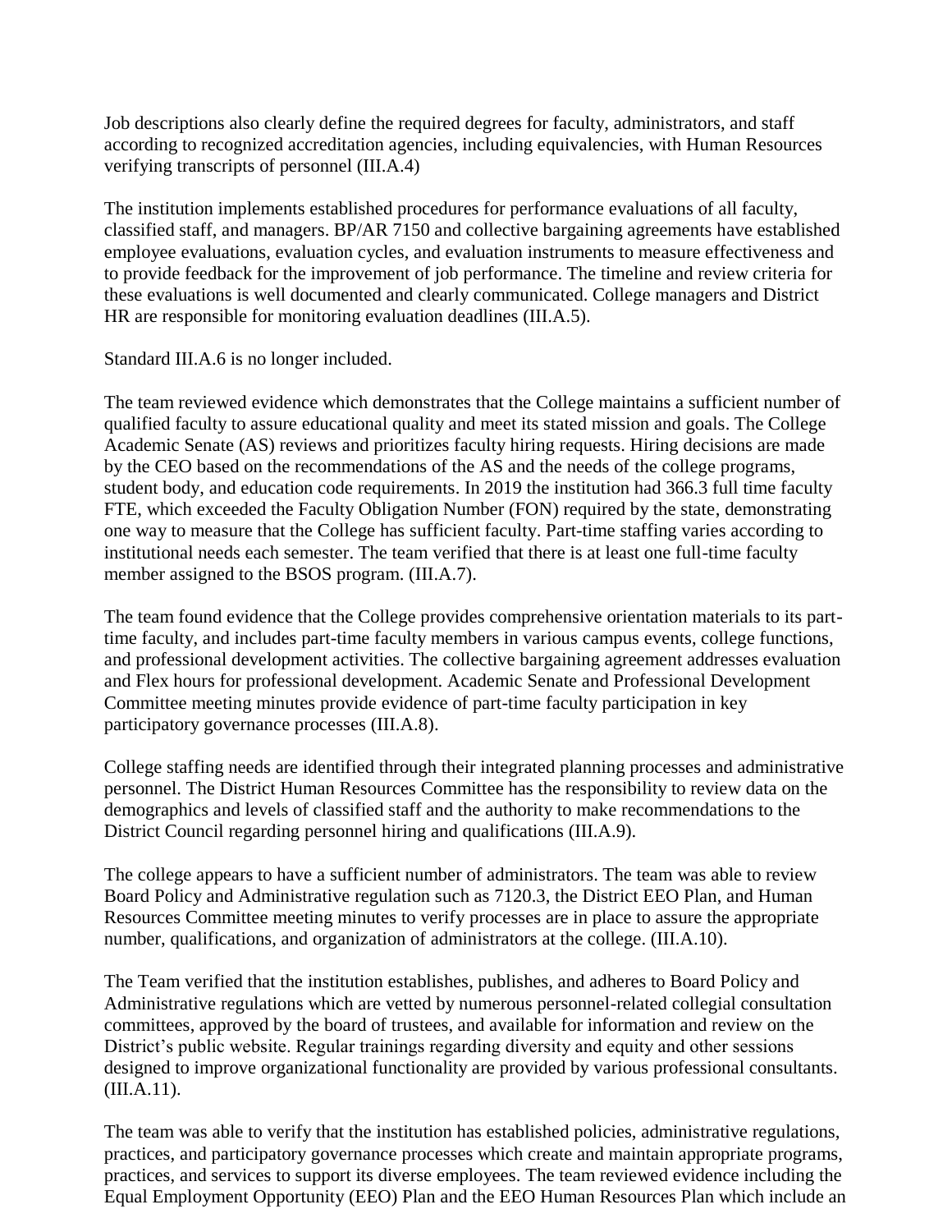Job descriptions also clearly define the required degrees for faculty, administrators, and staff according to recognized accreditation agencies, including equivalencies, with Human Resources verifying transcripts of personnel (III.A.4)

The institution implements established procedures for performance evaluations of all faculty, classified staff, and managers. BP/AR 7150 and collective bargaining agreements have established employee evaluations, evaluation cycles, and evaluation instruments to measure effectiveness and to provide feedback for the improvement of job performance. The timeline and review criteria for these evaluations is well documented and clearly communicated. College managers and District HR are responsible for monitoring evaluation deadlines (III.A.5).

Standard III.A.6 is no longer included.

The team reviewed evidence which demonstrates that the College maintains a sufficient number of qualified faculty to assure educational quality and meet its stated mission and goals. The College Academic Senate (AS) reviews and prioritizes faculty hiring requests. Hiring decisions are made by the CEO based on the recommendations of the AS and the needs of the college programs, student body, and education code requirements. In 2019 the institution had 366.3 full time faculty FTE, which exceeded the Faculty Obligation Number (FON) required by the state, demonstrating one way to measure that the College has sufficient faculty. Part-time staffing varies according to institutional needs each semester. The team verified that there is at least one full-time faculty member assigned to the BSOS program. (III.A.7).

The team found evidence that the College provides comprehensive orientation materials to its part-time faculty, and includes part-time faculty members in various campus events, college functions, and professional development activities. The collective bargaining agreement addresses evaluation and Flex hours for professional development. Academic Senate and Professional Development Committee meeting minutes provide evidence of part-time faculty participation in key participatory governance processes (III.A.8).

College staffing needs are identified through their integrated planning processes and administrative personnel. The District Human Resources Committee has the responsibility to review data on the demographics and levels of classified staff and the authority to make recommendations to the District Council regarding personnel hiring and qualifications (III.A.9).

The college appears to have a sufficient number of administrators. The team was able to review Board Policy and Administrative regulation such as 7120.3, the District EEO Plan, and Human Resources Committee meeting minutes to verify processes are in place to assure the appropriate number, qualifications, and organization of administrators at the college. (III.A.10).

The Team verified that the institution establishes, publishes, and adheres to Board Policy and Administrative regulations which are vetted by numerous personnel-related collegial consultation committees, approved by the board of trustees, and available for information and review on the District's public website. Regular trainings regarding diversity and equity and other sessions designed to improve organizational functionality are provided by various professional consultants. (III.A.11).

The team was able to verify that the institution has established policies, administrative regulations, practices, and participatory governance processes which create and maintain appropriate programs, practices, and services to support its diverse employees. The team reviewed evidence including the Equal Employment Opportunity (EEO) Plan and the EEO Human Resources Plan which include an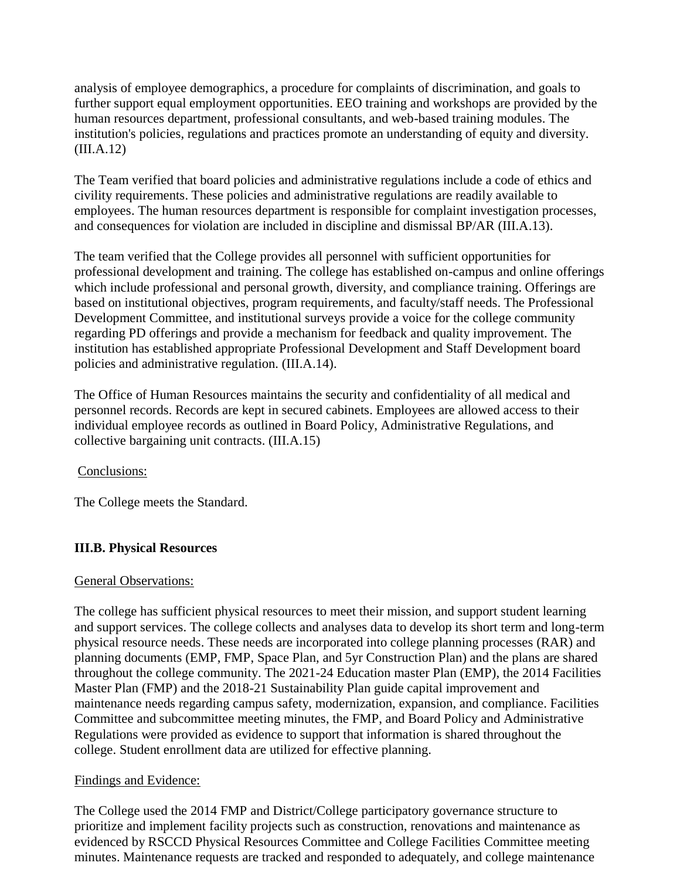analysis of employee demographics, a procedure for complaints of discrimination, and goals to further support equal employment opportunities. EEO training and workshops are provided by the human resources department, professional consultants, and web-based training modules. The institution's policies, regulations and practices promote an understanding of equity and diversity. (III.A.12)

The Team verified that board policies and administrative regulations include a code of ethics and civility requirements. These policies and administrative regulations are readily available to employees. The human resources department is responsible for complaint investigation processes, and consequences for violation are included in discipline and dismissal BP/AR (III.A.13).

The team verified that the College provides all personnel with sufficient opportunities for professional development and training. The college has established on-campus and online offerings which include professional and personal growth, diversity, and compliance training. Offerings are based on institutional objectives, program requirements, and faculty/staff needs. The Professional Development Committee, and institutional surveys provide a voice for the college community regarding PD offerings and provide a mechanism for feedback and quality improvement. The institution has established appropriate Professional Development and Staff Development board policies and administrative regulation. (III.A.14).

The Office of Human Resources maintains the security and confidentiality of all medical and personnel records. Records are kept in secured cabinets. Employees are allowed access to their individual employee records as outlined in Board Policy, Administrative Regulations, and collective bargaining unit contracts. (III.A.15)

Conclusions:

The College meets the Standard.

### III.B. Physical Resources

General Observations:

The college has sufficient physical resources to meet their mission, and support student learning and support services. The college collects and analyses data to develop its short term and long-term physical resource needs. These needs are incorporated into college planning processes (RAR) and planning documents (EMP, FMP, Space Plan, and 5yr Construction Plan) and the plans are shared throughout the college community. The 2021-24 Education master Plan (EMP), the 2014 Facilities Master Plan (FMP) and the 2018-21 Sustainability Plan guide capital improvement and maintenance needs regarding campus safety, modernization, expansion, and compliance. Facilities Committee and subcommittee meeting minutes, the FMP, and Board Policy and Administrative Regulations were provided as evidence to support that information is shared throughout the college. Student enrollment data are utilized for effective planning.

Findings and Evidence:

The College used the 2014 FMP and District/College participatory governance structure to prioritize and implement facility projects such as construction, renovations and maintenance as evidenced by RSCCD Physical Resources Committee and College Facilities Committee meeting minutes. Maintenance requests are tracked and responded to adequately, and college maintenance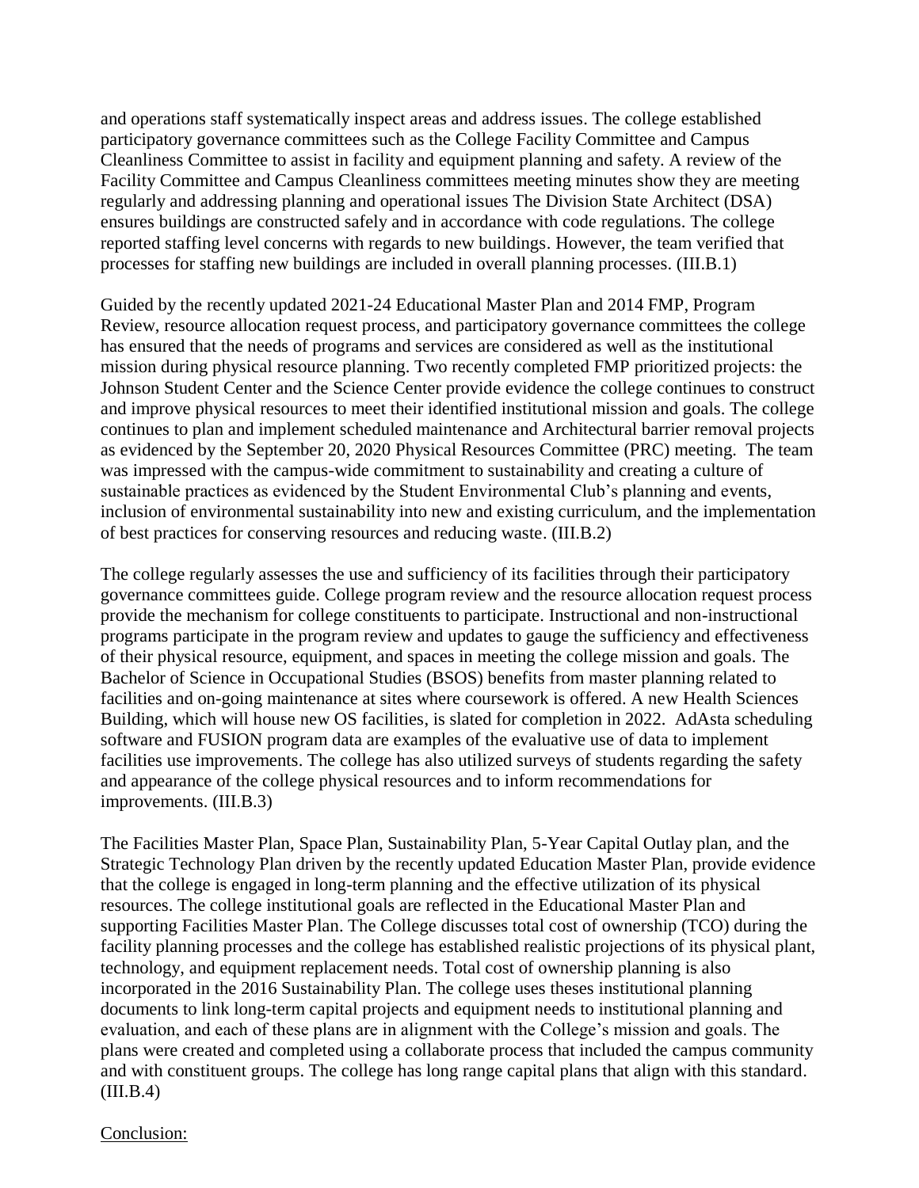and operations staff systematically inspect areas and address issues. The college established participatory governance committees such as the College Facility Committee and Campus Cleanliness Committee to assist in facility and equipment planning and safety. A review of the Facility Committee and Campus Cleanliness committees meeting minutes show they are meeting regularly and addressing planning and operational issues The Division State Architect (DSA) ensures buildings are constructed safely and in accordance with code regulations. The college reported staffing level concerns with regards to new buildings. However, the team verified that processes for staffing new buildings are included in overall planning processes. (III.B.1)

Guided by the recently updated 2021-24 Educational Master Plan and 2014 FMP, Program Review, resource allocation request process, and participatory governance committees the college has ensured that the needs of programs and services are considered as well as the institutional mission during physical resource planning. Two recently completed FMP prioritized projects: the Johnson Student Center and the Science Center provide evidence the college continues to construct and improve physical resources to meet their identified institutional mission and goals. The college continues to plan and implement scheduled maintenance and Architectural barrier removal projects as evidenced by the September 20, 2020 Physical Resources Committee (PRC) meeting. The team was impressed with the campus-wide commitment to sustainability and creating a culture of sustainable practices as evidenced by the Student Environmental Club's planning and events, inclusion of environmental sustainability into new and existing curriculum, and the implementation of best practices for conserving resources and reducing waste. (III.B.2)

The college regularly assesses the use and sufficiency of its facilities through their participatory governance committees guide. College program review and the resource allocation request process provide the mechanism for college constituents to participate. Instructional and non-instructional programs participate in the program review and updates to gauge the sufficiency and effectiveness of their physical resource, equipment, and spaces in meeting the college mission and goals. The Bachelor of Science in Occupational Studies (BSOS) benefits from master planning related to facilities and on-going maintenance at sites where coursework is offered. A new Health Sciences Building, which will house new OS facilities, is slated for completion in 2022. AdAsta scheduling software and FUSION program data are examples of the evaluative use of data to implement facilities use improvements. The college has also utilized surveys of students regarding the safety and appearance of the college physical resources and to inform recommendations for improvements. (III.B.3)

The Facilities Master Plan, Space Plan, Sustainability Plan, 5-Year Capital Outlay plan, and the Strategic Technology Plan driven by the recently updated Education Master Plan, provide evidence that the college is engaged in long-term planning and the effective utilization of its physical resources. The college institutional goals are reflected in the Educational Master Plan and supporting Facilities Master Plan. The College discusses total cost of ownership (TCO) during the facility planning processes and the college has established realistic projections of its physical plant, technology, and equipment replacement needs. Total cost of ownership planning is also incorporated in the 2016 Sustainability Plan. The college uses theses institutional planning documents to link long-term capital projects and equipment needs to institutional planning and evaluation, and each of these plans are in alignment with the College's mission and goals. The plans were created and completed using a collaborate process that included the campus community and with constituent groups. The college has long range capital plans that align with this standard. (III.B.4)

Conclusion: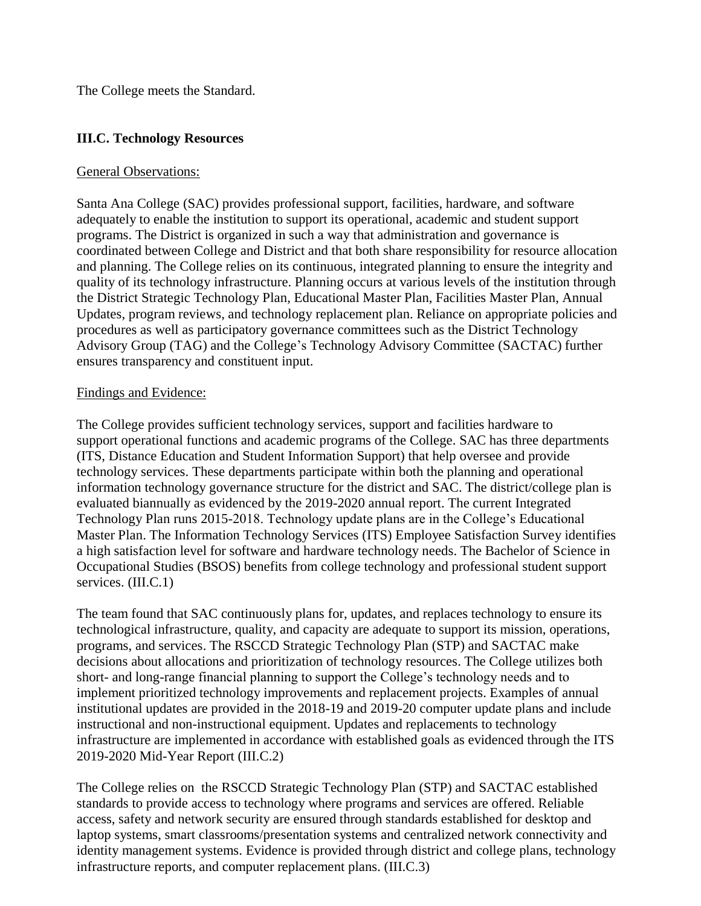The College meets the Standard.

### III.C. Technology Resources

General Observations:

Santa Ana College (SAC) provides professional support, facilities, hardware, and software adequately to enable the institution to support its operational, academic and student support programs. The District is organized in such a way that administration and governance is coordinated between College and District and that both share responsibility for resource allocation and planning. The College relies on its continuous, integrated planning to ensure the integrity and quality of its technology infrastructure. Planning occurs at various levels of the institution through the District Strategic Technology Plan, Educational Master Plan, Facilities Master Plan, Annual Updates, program reviews, and technology replacement plan. Reliance on appropriate policies and procedures as well as participatory governance committees such as the District Technology Advisory Group (TAG) and the College's Technology Advisory Committee (SACTAC) further ensures transparency and constituent input.

Findings and Evidence:

The College provides sufficient technology services, support and facilities hardware to support operational functions and academic programs of the College. SAC has three departments (ITS, Distance Education and Student Information Support) that help oversee and provide technology services. These departments participate within both the planning and operational information technology governance structure for the district and SAC. The district/college plan is evaluated biannually as evidenced by the 2019-2020 annual report. The current Integrated Technology Plan runs 2015-2018. Technology update plans are in the College's Educational Master Plan. The Information Technology Services (ITS) Employee Satisfaction Survey identifies a high satisfaction level for software and hardware technology needs. The Bachelor of Science in Occupational Studies (BSOS) benefits from college technology and professional student support services. (III.C.1)

The team found that SAC continuously plans for, updates, and replaces technology to ensure its technological infrastructure, quality, and capacity are adequate to support its mission, operations, programs, and services. The RSCCD Strategic Technology Plan (STP) and SACTAC make decisions about allocations and prioritization of technology resources. The College utilizes both short- and long-range financial planning to support the College's technology needs and to implement prioritized technology improvements and replacement projects. Examples of annual institutional updates are provided in the 2018-19 and 2019-20 computer update plans and include instructional and non-instructional equipment. Updates and replacements to technology infrastructure are implemented in accordance with established goals as evidenced through the ITS 2019-2020 Mid-Year Report (III.C.2)

The College relies on the RSCCD Strategic Technology Plan (STP) and SACTAC established standards to provide access to technology where programs and services are offered. Reliable access, safety and network security are ensured through standards established for desktop and laptop systems, smart classrooms/presentation systems and centralized network connectivity and identity management systems. Evidence is provided through district and college plans, technology infrastructure reports, and computer replacement plans. (III.C.3)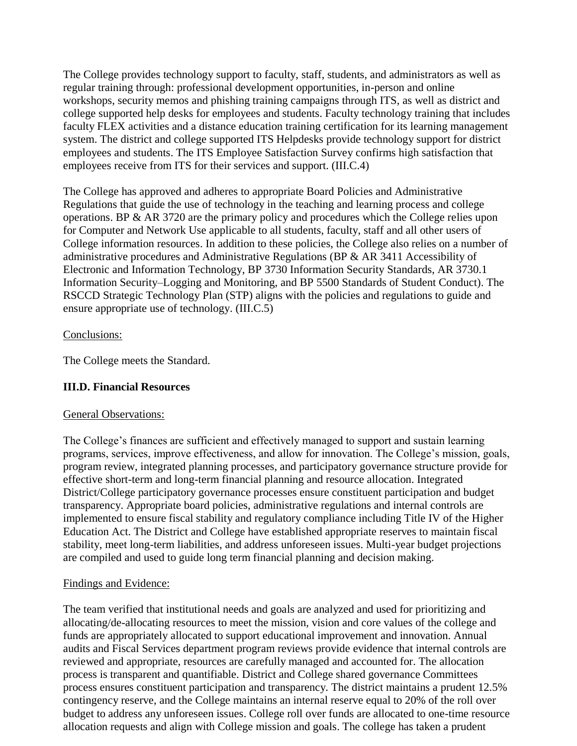The College provides technology support to faculty, staff, students, and administrators as well as regular training through: professional development opportunities, in-person and online workshops, security memos and phishing training campaigns through ITS, as well as district and college supported help desks for employees and students. Faculty technology training that includes faculty FLEX activities and a distance education training certification for its learning management system. The district and college supported ITS Helpdesks provide technology support for district employees and students. The ITS Employee Satisfaction Survey confirms high satisfaction that employees receive from ITS for their services and support. (III.C.4)

The College has approved and adheres to appropriate Board Policies and Administrative Regulations that guide the use of technology in the teaching and learning process and college operations. BP & AR 3720 are the primary policy and procedures which the College relies upon for Computer and Network Use applicable to all students, faculty, staff and all other users of College information resources. In addition to these policies, the College also relies on a number of administrative procedures and Administrative Regulations (BP & AR 3411 Accessibility of Electronic and Information Technology, BP 3730 Information Security Standards, AR 3730.1 Information Security–Logging and Monitoring, and BP 5500 Standards of Student Conduct). The RSCCD Strategic Technology Plan (STP) aligns with the policies and regulations to guide and ensure appropriate use of technology. (III.C.5)

Conclusions:

The College meets the Standard.

**III.D. Financial Resources**

General Observations:

The College's finances are sufficient and effectively managed to support and sustain learning programs, services, improve effectiveness, and allow for innovation. The College's mission, goals, program review, integrated planning processes, and participatory governance structure provide for effective short-term and long-term financial planning and resource allocation. Integrated District/College participatory governance processes ensure constituent participation and budget transparency. Appropriate board policies, administrative regulations and internal controls are implemented to ensure fiscal stability and regulatory compliance including Title IV of the Higher Education Act. The District and College have established appropriate reserves to maintain fiscal stability, meet long-term liabilities, and address unforeseen issues. Multi-year budget projections are compiled and used to guide long term financial planning and decision making.

Findings and Evidence:

The team verified that institutional needs and goals are analyzed and used for prioritizing and allocating/de-allocating resources to meet the mission, vision and core values of the college and funds are appropriately allocated to support educational improvement and innovation. Annual audits and Fiscal Services department program reviews provide evidence that internal controls are reviewed and appropriate, resources are carefully managed and accounted for. The allocation process is transparent and quantifiable. District and College shared governance Committees process ensures constituent participation and transparency. The district maintains a prudent 12.5% contingency reserve, and the College maintains an internal reserve equal to 20% of the roll over budget to address any unforeseen issues. College roll over funds are allocated to one-time resource allocation requests and align with College mission and goals. The college has taken a prudent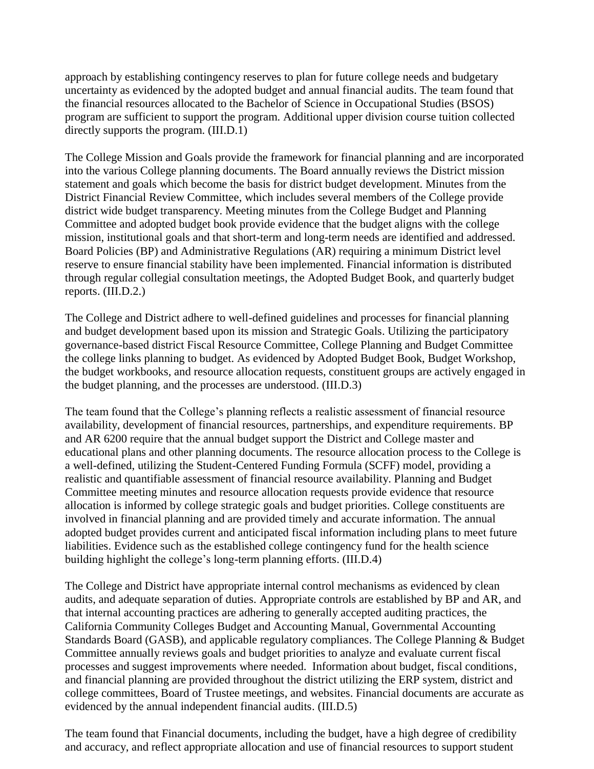approach by establishing contingency reserves to plan for future college needs and budgetary uncertainty as evidenced by the adopted budget and annual financial audits. The team found that the financial resources allocated to the Bachelor of Science in Occupational Studies (BSOS) program are sufficient to support the program. Additional upper division course tuition collected directly supports the program. (III.D.1)

The College Mission and Goals provide the framework for financial planning and are incorporated into the various College planning documents. The Board annually reviews the District mission statement and goals which become the basis for district budget development. Minutes from the District Financial Review Committee, which includes several members of the College provide district wide budget transparency. Meeting minutes from the College Budget and Planning Committee and adopted budget book provide evidence that the budget aligns with the college mission, institutional goals and that short-term and long-term needs are identified and addressed. Board Policies (BP) and Administrative Regulations (AR) requiring a minimum District level reserve to ensure financial stability have been implemented. Financial information is distributed through regular collegial consultation meetings, the Adopted Budget Book, and quarterly budget reports. (III.D.2.)

The College and District adhere to well-defined guidelines and processes for financial planning and budget development based upon its mission and Strategic Goals. Utilizing the participatory governance-based district Fiscal Resource Committee, College Planning and Budget Committee the college links planning to budget. As evidenced by Adopted Budget Book, Budget Workshop, the budget workbooks, and resource allocation requests, constituent groups are actively engaged in the budget planning, and the processes are understood. (III.D.3)

The team found that the College's planning reflects a realistic assessment of financial resource availability, development of financial resources, partnerships, and expenditure requirements. BP and AR 6200 require that the annual budget support the District and College master and educational plans and other planning documents. The resource allocation process to the College is a well-defined, utilizing the Student-Centered Funding Formula (SCFF) model, providing a realistic and quantifiable assessment of financial resource availability. Planning and Budget Committee meeting minutes and resource allocation requests provide evidence that resource allocation is informed by college strategic goals and budget priorities. College constituents are involved in financial planning and are provided timely and accurate information. The annual adopted budget provides current and anticipated fiscal information including plans to meet future liabilities. Evidence such as the established college contingency fund for the health science building highlight the college's long-term planning efforts. (III.D.4)

The College and District have appropriate internal control mechanisms as evidenced by clean audits, and adequate separation of duties. Appropriate controls are established by BP and AR, and that internal accounting practices are adhering to generally accepted auditing practices, the California Community Colleges Budget and Accounting Manual, Governmental Accounting Standards Board (GASB), and applicable regulatory compliances. The College Planning & Budget Committee annually reviews goals and budget priorities to analyze and evaluate current fiscal processes and suggest improvements where needed. Information about budget, fiscal conditions, and financial planning are provided throughout the district utilizing the ERP system, district and college committees, Board of Trustee meetings, and websites. Financial documents are accurate as evidenced by the annual independent financial audits. (III.D.5)

The team found that Financial documents, including the budget, have a high degree of credibility and accuracy, and reflect appropriate allocation and use of financial resources to support student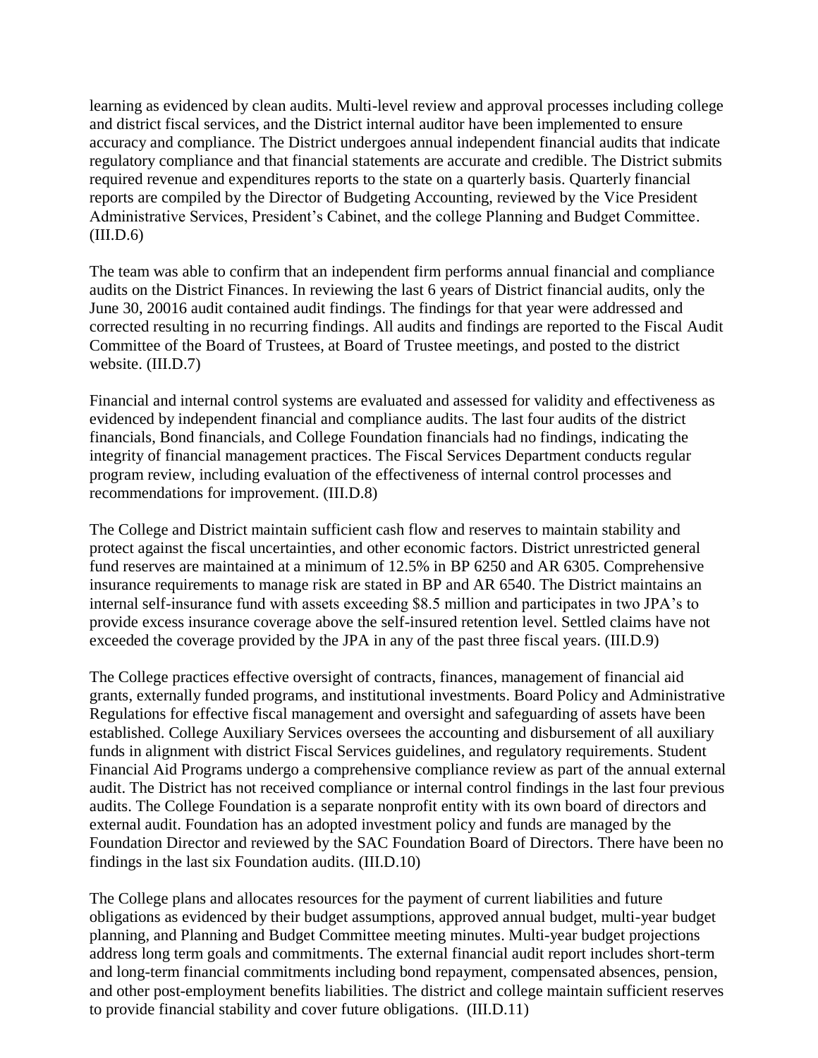learning as evidenced by clean audits. Multi-level review and approval processes including college and district fiscal services, and the District internal auditor have been implemented to ensure accuracy and compliance. The District undergoes annual independent financial audits that indicate regulatory compliance and that financial statements are accurate and credible. The District submits required revenue and expenditures reports to the state on a quarterly basis. Quarterly financial reports are compiled by the Director of Budgeting Accounting, reviewed by the Vice President Administrative Services, President's Cabinet, and the college Planning and Budget Committee. (III.D.6)

The team was able to confirm that an independent firm performs annual financial and compliance audits on the District Finances. In reviewing the last 6 years of District financial audits, only the June 30, 20016 audit contained audit findings. The findings for that year were addressed and corrected resulting in no recurring findings. All audits and findings are reported to the Fiscal Audit Committee of the Board of Trustees, at Board of Trustee meetings, and posted to the district website. (III.D.7)

Financial and internal control systems are evaluated and assessed for validity and effectiveness as evidenced by independent financial and compliance audits. The last four audits of the district financials, Bond financials, and College Foundation financials had no findings, indicating the integrity of financial management practices. The Fiscal Services Department conducts regular program review, including evaluation of the effectiveness of internal control processes and recommendations for improvement. (III.D.8)

The College and District maintain sufficient cash flow and reserves to maintain stability and protect against the fiscal uncertainties, and other economic factors. District unrestricted general fund reserves are maintained at a minimum of 12.5% in BP 6250 and AR 6305. Comprehensive insurance requirements to manage risk are stated in BP and AR 6540. The District maintains an internal self-insurance fund with assets exceeding $8.5 million and participates in two JPA's to provide excess insurance coverage above the self-insured retention level. Settled claims have not exceeded the coverage provided by the JPA in any of the past three fiscal years. (III.D.9)

The College practices effective oversight of contracts, finances, management of financial aid grants, externally funded programs, and institutional investments. Board Policy and Administrative Regulations for effective fiscal management and oversight and safeguarding of assets have been established. College Auxiliary Services oversees the accounting and disbursement of all auxiliary funds in alignment with district Fiscal Services guidelines, and regulatory requirements. Student Financial Aid Programs undergo a comprehensive compliance review as part of the annual external audit. The District has not received compliance or internal control findings in the last four previous audits. The College Foundation is a separate nonprofit entity with its own board of directors and external audit. Foundation has an adopted investment policy and funds are managed by the Foundation Director and reviewed by the SAC Foundation Board of Directors. There have been no findings in the last six Foundation audits. (III.D.10)

The College plans and allocates resources for the payment of current liabilities and future obligations as evidenced by their budget assumptions, approved annual budget, multi-year budget planning, and Planning and Budget Committee meeting minutes. Multi-year budget projections address long term goals and commitments. The external financial audit report includes short-term and long-term financial commitments including bond repayment, compensated absences, pension, and other post-employment benefits liabilities. The district and college maintain sufficient reserves to provide financial stability and cover future obligations. (III.D.11)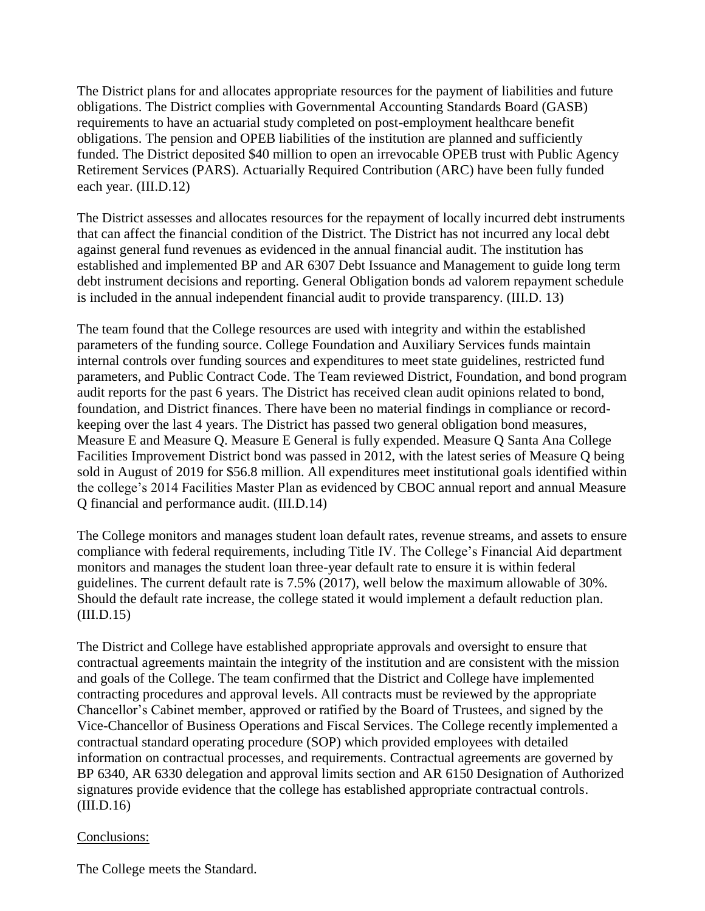The District plans for and allocates appropriate resources for the payment of liabilities and future obligations. The District complies with Governmental Accounting Standards Board (GASB) requirements to have an actuarial study completed on post-employment healthcare benefit obligations. The pension and OPEB liabilities of the institution are planned and sufficiently funded. The District deposited $40 million to open an irrevocable OPEB trust with Public Agency Retirement Services (PARS). Actuarially Required Contribution (ARC) have been fully funded each year. (III.D.12)

The District assesses and allocates resources for the repayment of locally incurred debt instruments that can affect the financial condition of the District. The District has not incurred any local debt against general fund revenues as evidenced in the annual financial audit. The institution has established and implemented BP and AR 6307 Debt Issuance and Management to guide long term debt instrument decisions and reporting. General Obligation bonds ad valorem repayment schedule is included in the annual independent financial audit to provide transparency. (III.D. 13)

The team found that the College resources are used with integrity and within the established parameters of the funding source. College Foundation and Auxiliary Services funds maintain internal controls over funding sources and expenditures to meet state guidelines, restricted fund parameters, and Public Contract Code. The Team reviewed District, Foundation, and bond program audit reports for the past 6 years. The District has received clean audit opinions related to bond, foundation, and District finances. There have been no material findings in compliance or record-keeping over the last 4 years. The District has passed two general obligation bond measures, Measure E and Measure Q. Measure E General is fully expended. Measure Q Santa Ana College Facilities Improvement District bond was passed in 2012, with the latest series of Measure Q being sold in August of 2019 for $56.8 million. All expenditures meet institutional goals identified within the college's 2014 Facilities Master Plan as evidenced by CBOC annual report and annual Measure Q financial and performance audit. (III.D.14)

The College monitors and manages student loan default rates, revenue streams, and assets to ensure compliance with federal requirements, including Title IV. The College's Financial Aid department monitors and manages the student loan three-year default rate to ensure it is within federal guidelines. The current default rate is 7.5% (2017), well below the maximum allowable of 30%. Should the default rate increase, the college stated it would implement a default reduction plan. (III.D.15)

The District and College have established appropriate approvals and oversight to ensure that contractual agreements maintain the integrity of the institution and are consistent with the mission and goals of the College. The team confirmed that the District and College have implemented contracting procedures and approval levels. All contracts must be reviewed by the appropriate Chancellor's Cabinet member, approved or ratified by the Board of Trustees, and signed by the Vice-Chancellor of Business Operations and Fiscal Services. The College recently implemented a contractual standard operating procedure (SOP) which provided employees with detailed information on contractual processes, and requirements. Contractual agreements are governed by BP 6340, AR 6330 delegation and approval limits section and AR 6150 Designation of Authorized signatures provide evidence that the college has established appropriate contractual controls. (III.D.16)

<u>Conclusions:</u>

The College meets the Standard.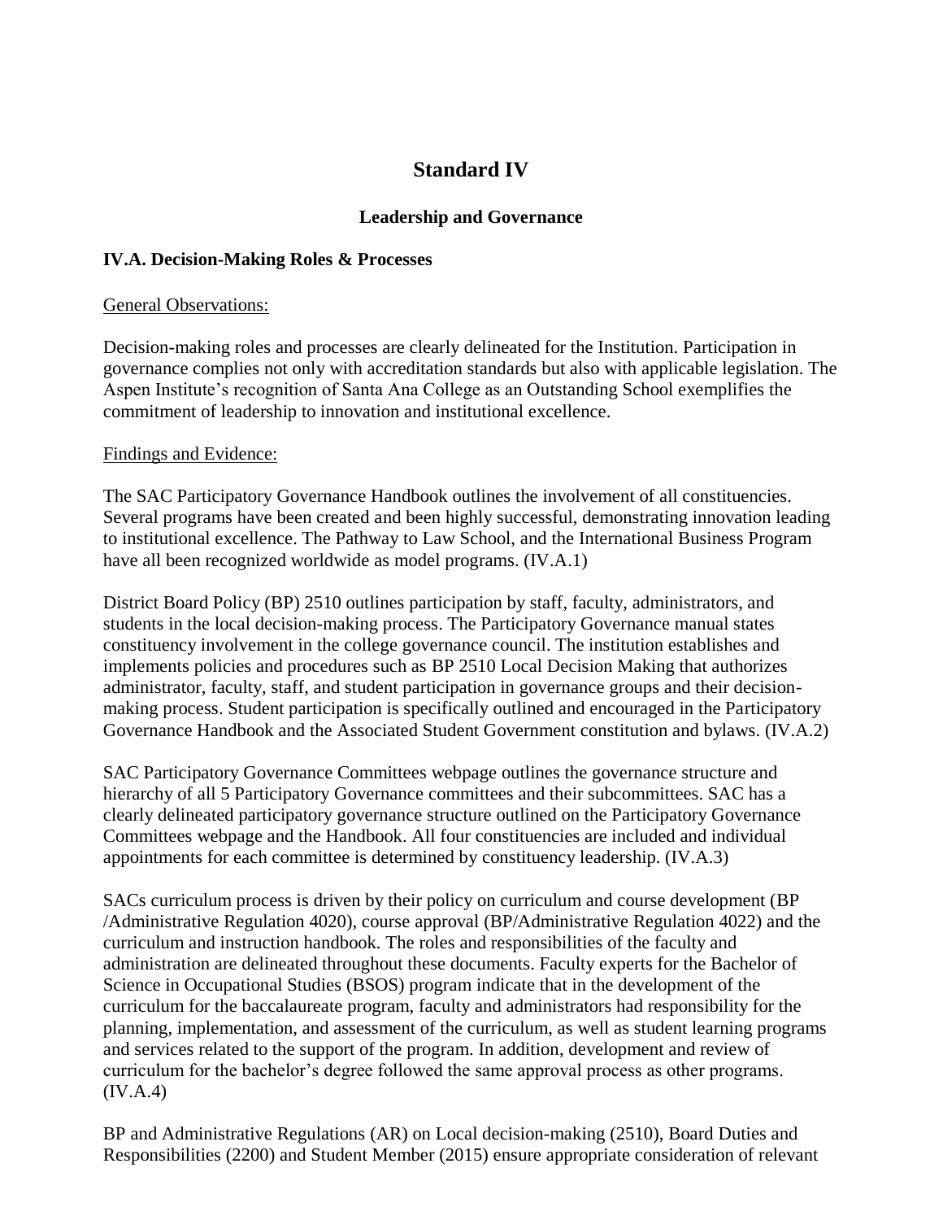# Standard IV

## Leadership and Governance

### IV.A. Decision-Making Roles & Processes

General Observations:

Decision-making roles and processes are clearly delineated for the Institution. Participation in governance complies not only with accreditation standards but also with applicable legislation. The Aspen Institute's recognition of Santa Ana College as an Outstanding School exemplifies the commitment of leadership to innovation and institutional excellence.

Findings and Evidence:

The SAC Participatory Governance Handbook outlines the involvement of all constituencies. Several programs have been created and been highly successful, demonstrating innovation leading to institutional excellence. The Pathway to Law School, and the International Business Program have all been recognized worldwide as model programs. (IV.A.1)

District Board Policy (BP) 2510 outlines participation by staff, faculty, administrators, and students in the local decision-making process. The Participatory Governance manual states constituency involvement in the college governance council. The institution establishes and implements policies and procedures such as BP 2510 Local Decision Making that authorizes administrator, faculty, staff, and student participation in governance groups and their decision-making process. Student participation is specifically outlined and encouraged in the Participatory Governance Handbook and the Associated Student Government constitution and bylaws. (IV.A.2)

SAC Participatory Governance Committees webpage outlines the governance structure and hierarchy of all 5 Participatory Governance committees and their subcommittees. SAC has a clearly delineated participatory governance structure outlined on the Participatory Governance Committees webpage and the Handbook. All four constituencies are included and individual appointments for each committee is determined by constituency leadership. (IV.A.3)

SACs curriculum process is driven by their policy on curriculum and course development (BP /Administrative Regulation 4020), course approval (BP/Administrative Regulation 4022) and the curriculum and instruction handbook. The roles and responsibilities of the faculty and administration are delineated throughout these documents. Faculty experts for the Bachelor of Science in Occupational Studies (BSOS) program indicate that in the development of the curriculum for the baccalaureate program, faculty and administrators had responsibility for the planning, implementation, and assessment of the curriculum, as well as student learning programs and services related to the support of the program. In addition, development and review of curriculum for the bachelor's degree followed the same approval process as other programs. (IV.A.4)

BP and Administrative Regulations (AR) on Local decision-making (2510), Board Duties and Responsibilities (2200) and Student Member (2015) ensure appropriate consideration of relevant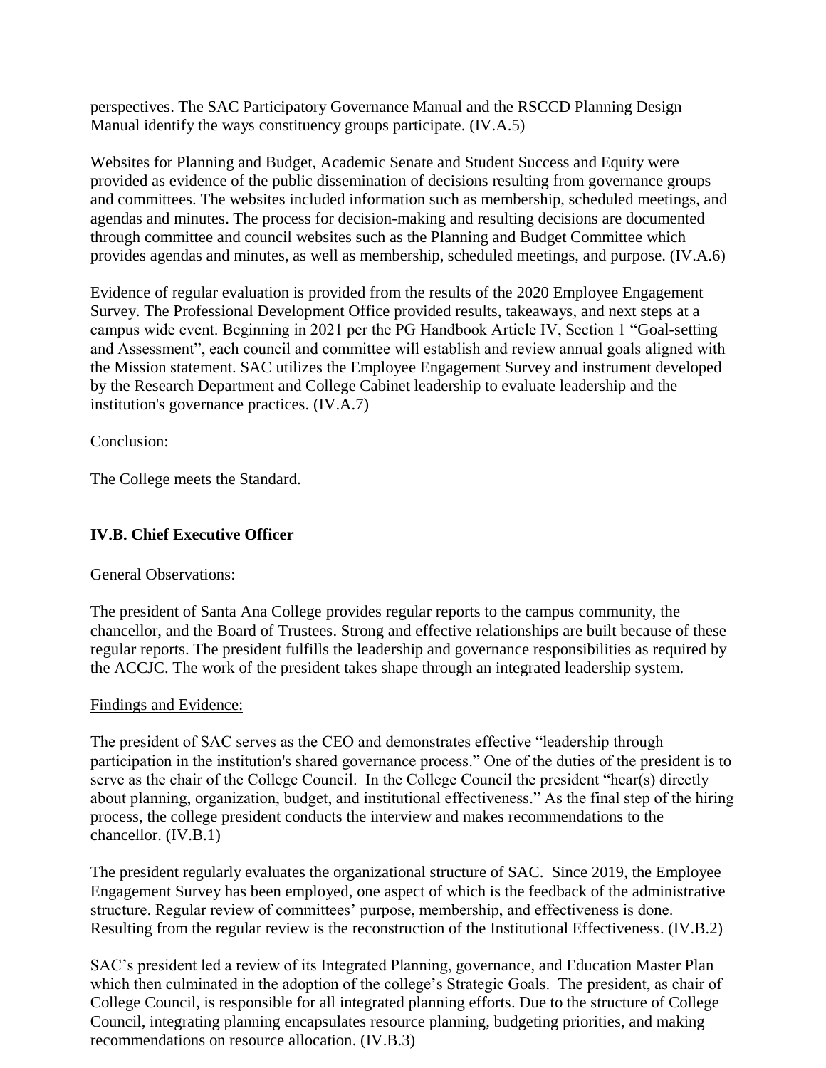perspectives. The SAC Participatory Governance Manual and the RSCCD Planning Design Manual identify the ways constituency groups participate. (IV.A.5)

Websites for Planning and Budget, Academic Senate and Student Success and Equity were provided as evidence of the public dissemination of decisions resulting from governance groups and committees. The websites included information such as membership, scheduled meetings, and agendas and minutes. The process for decision-making and resulting decisions are documented through committee and council websites such as the Planning and Budget Committee which provides agendas and minutes, as well as membership, scheduled meetings, and purpose. (IV.A.6)

Evidence of regular evaluation is provided from the results of the 2020 Employee Engagement Survey. The Professional Development Office provided results, takeaways, and next steps at a campus wide event. Beginning in 2021 per the PG Handbook Article IV, Section 1 "Goal-setting and Assessment", each council and committee will establish and review annual goals aligned with the Mission statement. SAC utilizes the Employee Engagement Survey and instrument developed by the Research Department and College Cabinet leadership to evaluate leadership and the institution's governance practices. (IV.A.7)

Conclusion:

The College meets the Standard.

## IV.B. Chief Executive Officer

General Observations:

The president of Santa Ana College provides regular reports to the campus community, the chancellor, and the Board of Trustees. Strong and effective relationships are built because of these regular reports. The president fulfills the leadership and governance responsibilities as required by the ACCJC. The work of the president takes shape through an integrated leadership system.

Findings and Evidence:

The president of SAC serves as the CEO and demonstrates effective "leadership through participation in the institution's shared governance process." One of the duties of the president is to serve as the chair of the College Council. In the College Council the president "hear(s) directly about planning, organization, budget, and institutional effectiveness." As the final step of the hiring process, the college president conducts the interview and makes recommendations to the chancellor. (IV.B.1)

The president regularly evaluates the organizational structure of SAC. Since 2019, the Employee Engagement Survey has been employed, one aspect of which is the feedback of the administrative structure. Regular review of committees' purpose, membership, and effectiveness is done. Resulting from the regular review is the reconstruction of the Institutional Effectiveness. (IV.B.2)

SAC's president led a review of its Integrated Planning, governance, and Education Master Plan which then culminated in the adoption of the college's Strategic Goals. The president, as chair of College Council, is responsible for all integrated planning efforts. Due to the structure of College Council, integrating planning encapsulates resource planning, budgeting priorities, and making recommendations on resource allocation. (IV.B.3)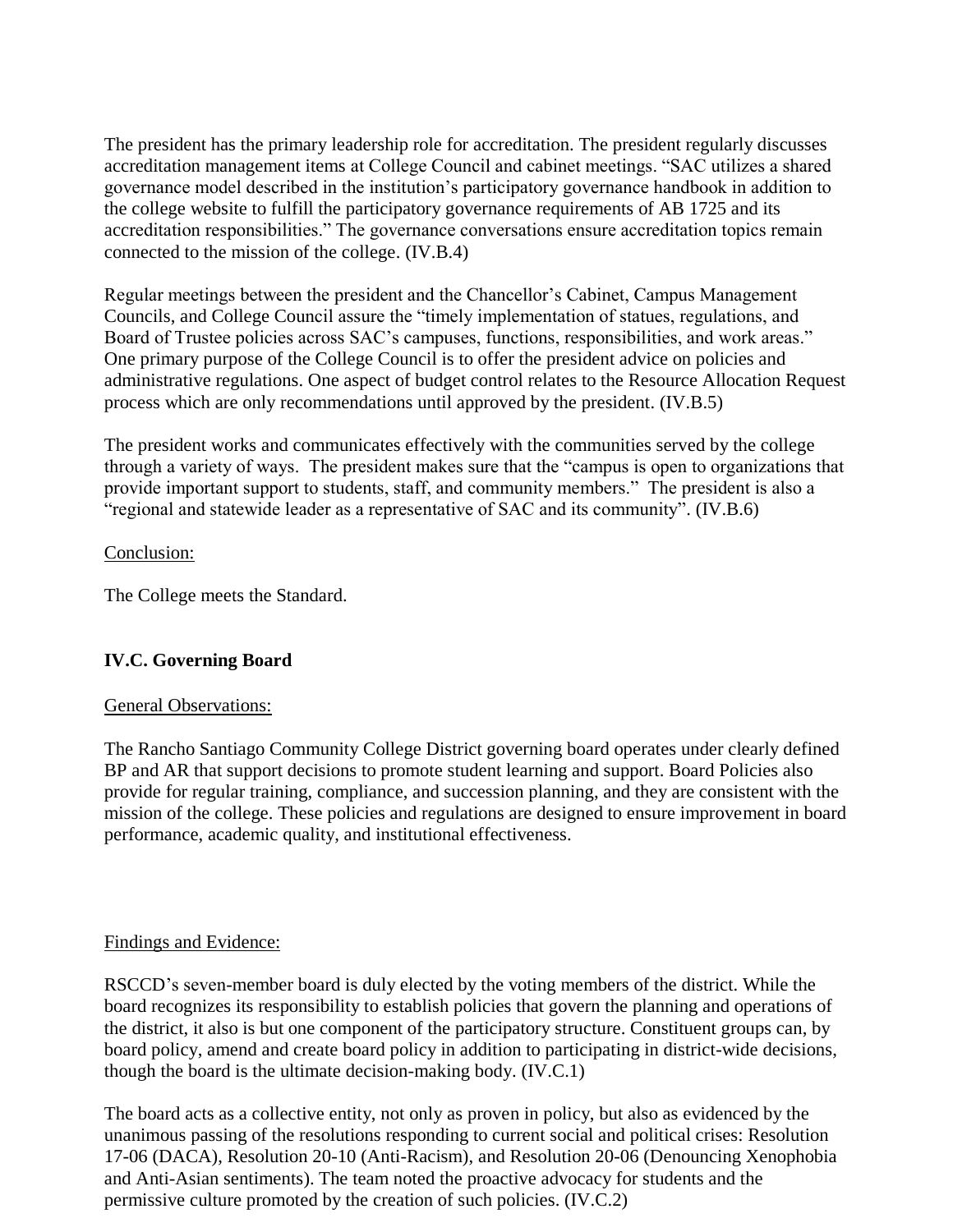The president has the primary leadership role for accreditation. The president regularly discusses accreditation management items at College Council and cabinet meetings. "SAC utilizes a shared governance model described in the institution's participatory governance handbook in addition to the college website to fulfill the participatory governance requirements of AB 1725 and its accreditation responsibilities." The governance conversations ensure accreditation topics remain connected to the mission of the college. (IV.B.4)

Regular meetings between the president and the Chancellor's Cabinet, Campus Management Councils, and College Council assure the "timely implementation of statues, regulations, and Board of Trustee policies across SAC's campuses, functions, responsibilities, and work areas." One primary purpose of the College Council is to offer the president advice on policies and administrative regulations. One aspect of budget control relates to the Resource Allocation Request process which are only recommendations until approved by the president. (IV.B.5)

The president works and communicates effectively with the communities served by the college through a variety of ways. The president makes sure that the "campus is open to organizations that provide important support to students, staff, and community members." The president is also a "regional and statewide leader as a representative of SAC and its community". (IV.B.6)

Conclusion:

The College meets the Standard.

## IV.C. Governing Board

General Observations:

The Rancho Santiago Community College District governing board operates under clearly defined BP and AR that support decisions to promote student learning and support. Board Policies also provide for regular training, compliance, and succession planning, and they are consistent with the mission of the college. These policies and regulations are designed to ensure improvement in board performance, academic quality, and institutional effectiveness.

Findings and Evidence:

RSCCD's seven-member board is duly elected by the voting members of the district. While the board recognizes its responsibility to establish policies that govern the planning and operations of the district, it also is but one component of the participatory structure. Constituent groups can, by board policy, amend and create board policy in addition to participating in district-wide decisions, though the board is the ultimate decision-making body. (IV.C.1)

The board acts as a collective entity, not only as proven in policy, but also as evidenced by the unanimous passing of the resolutions responding to current social and political crises: Resolution 17-06 (DACA), Resolution 20-10 (Anti-Racism), and Resolution 20-06 (Denouncing Xenophobia and Anti-Asian sentiments). The team noted the proactive advocacy for students and the permissive culture promoted by the creation of such policies. (IV.C.2)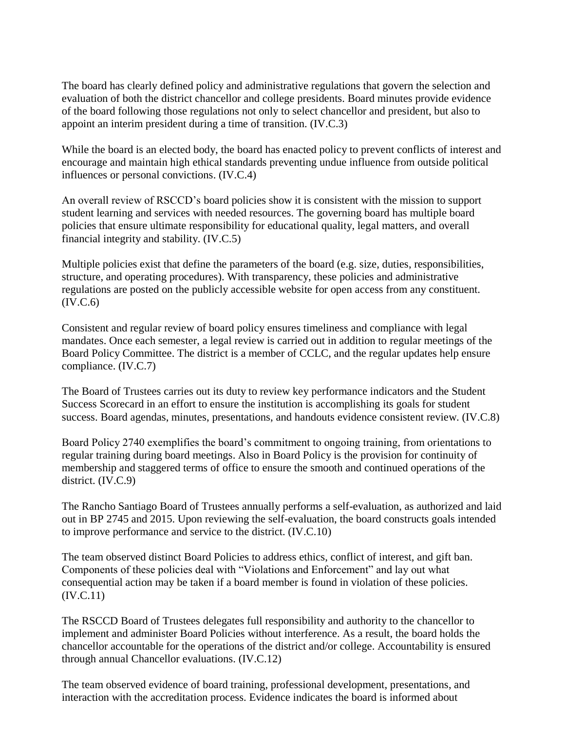The board has clearly defined policy and administrative regulations that govern the selection and evaluation of both the district chancellor and college presidents. Board minutes provide evidence of the board following those regulations not only to select chancellor and president, but also to appoint an interim president during a time of transition. (IV.C.3)

While the board is an elected body, the board has enacted policy to prevent conflicts of interest and encourage and maintain high ethical standards preventing undue influence from outside political influences or personal convictions. (IV.C.4)

An overall review of RSCCD's board policies show it is consistent with the mission to support student learning and services with needed resources. The governing board has multiple board policies that ensure ultimate responsibility for educational quality, legal matters, and overall financial integrity and stability. (IV.C.5)

Multiple policies exist that define the parameters of the board (e.g. size, duties, responsibilities, structure, and operating procedures). With transparency, these policies and administrative regulations are posted on the publicly accessible website for open access from any constituent. (IV.C.6)

Consistent and regular review of board policy ensures timeliness and compliance with legal mandates. Once each semester, a legal review is carried out in addition to regular meetings of the Board Policy Committee. The district is a member of CCLC, and the regular updates help ensure compliance. (IV.C.7)

The Board of Trustees carries out its duty to review key performance indicators and the Student Success Scorecard in an effort to ensure the institution is accomplishing its goals for student success. Board agendas, minutes, presentations, and handouts evidence consistent review. (IV.C.8)

Board Policy 2740 exemplifies the board's commitment to ongoing training, from orientations to regular training during board meetings. Also in Board Policy is the provision for continuity of membership and staggered terms of office to ensure the smooth and continued operations of the district. (IV.C.9)

The Rancho Santiago Board of Trustees annually performs a self-evaluation, as authorized and laid out in BP 2745 and 2015. Upon reviewing the self-evaluation, the board constructs goals intended to improve performance and service to the district. (IV.C.10)

The team observed distinct Board Policies to address ethics, conflict of interest, and gift ban. Components of these policies deal with "Violations and Enforcement" and lay out what consequential action may be taken if a board member is found in violation of these policies. (IV.C.11)

The RSCCD Board of Trustees delegates full responsibility and authority to the chancellor to implement and administer Board Policies without interference. As a result, the board holds the chancellor accountable for the operations of the district and/or college. Accountability is ensured through annual Chancellor evaluations. (IV.C.12)

The team observed evidence of board training, professional development, presentations, and interaction with the accreditation process. Evidence indicates the board is informed about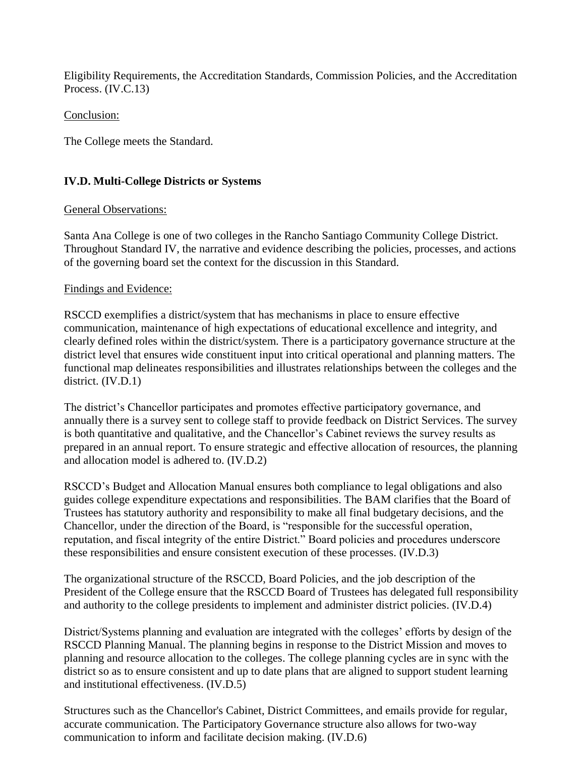Eligibility Requirements, the Accreditation Standards, Commission Policies, and the Accreditation Process. (IV.C.13)

Conclusion:

The College meets the Standard.

**IV.D. Multi-College Districts or Systems**

General Observations:

Santa Ana College is one of two colleges in the Rancho Santiago Community College District. Throughout Standard IV, the narrative and evidence describing the policies, processes, and actions of the governing board set the context for the discussion in this Standard.

Findings and Evidence:

RSCCD exemplifies a district/system that has mechanisms in place to ensure effective communication, maintenance of high expectations of educational excellence and integrity, and clearly defined roles within the district/system. There is a participatory governance structure at the district level that ensures wide constituent input into critical operational and planning matters. The functional map delineates responsibilities and illustrates relationships between the colleges and the district. (IV.D.1)

The district's Chancellor participates and promotes effective participatory governance, and annually there is a survey sent to college staff to provide feedback on District Services. The survey is both quantitative and qualitative, and the Chancellor's Cabinet reviews the survey results as prepared in an annual report. To ensure strategic and effective allocation of resources, the planning and allocation model is adhered to. (IV.D.2)

RSCCD's Budget and Allocation Manual ensures both compliance to legal obligations and also guides college expenditure expectations and responsibilities. The BAM clarifies that the Board of Trustees has statutory authority and responsibility to make all final budgetary decisions, and the Chancellor, under the direction of the Board, is "responsible for the successful operation, reputation, and fiscal integrity of the entire District." Board policies and procedures underscore these responsibilities and ensure consistent execution of these processes. (IV.D.3)

The organizational structure of the RSCCD, Board Policies, and the job description of the President of the College ensure that the RSCCD Board of Trustees has delegated full responsibility and authority to the college presidents to implement and administer district policies. (IV.D.4)

District/Systems planning and evaluation are integrated with the colleges' efforts by design of the RSCCD Planning Manual. The planning begins in response to the District Mission and moves to planning and resource allocation to the colleges. The college planning cycles are in sync with the district so as to ensure consistent and up to date plans that are aligned to support student learning and institutional effectiveness. (IV.D.5)

Structures such as the Chancellor's Cabinet, District Committees, and emails provide for regular, accurate communication. The Participatory Governance structure also allows for two-way communication to inform and facilitate decision making. (IV.D.6)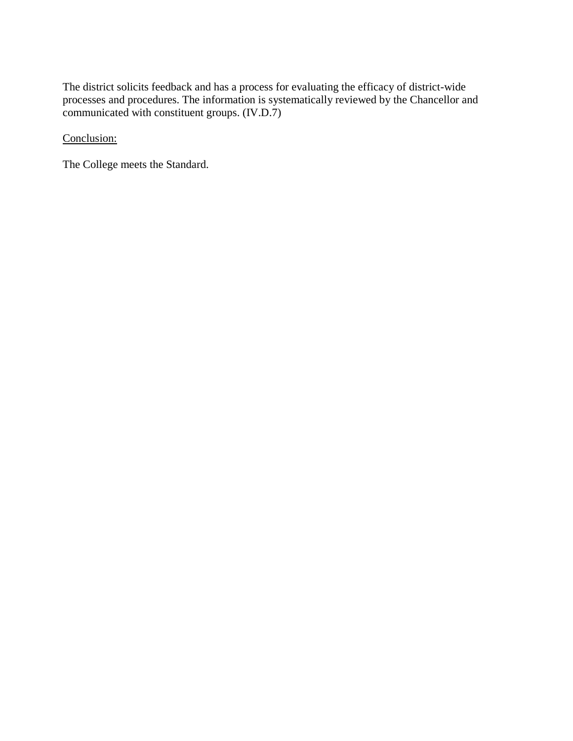The district solicits feedback and has a process for evaluating the efficacy of district-wide processes and procedures. The information is systematically reviewed by the Chancellor and communicated with constituent groups. (IV.D.7)

<u>Conclusion:</u>

The College meets the Standard.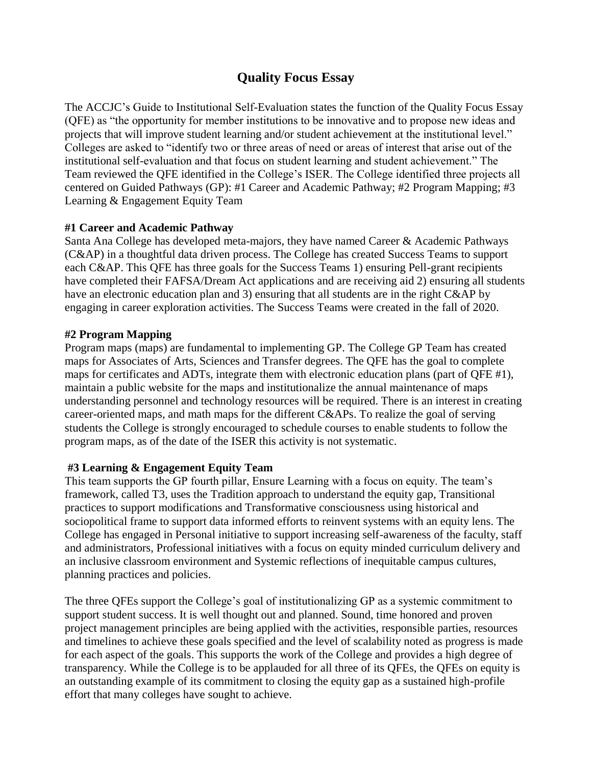# Quality Focus Essay

The ACCJC's Guide to Institutional Self-Evaluation states the function of the Quality Focus Essay (QFE) as "the opportunity for member institutions to be innovative and to propose new ideas and projects that will improve student learning and/or student achievement at the institutional level." Colleges are asked to "identify two or three areas of need or areas of interest that arise out of the institutional self-evaluation and that focus on student learning and student achievement." The Team reviewed the QFE identified in the College's ISER. The College identified three projects all centered on Guided Pathways (GP): #1 Career and Academic Pathway; #2 Program Mapping; #3 Learning & Engagement Equity Team

**#1 Career and Academic Pathway**

Santa Ana College has developed meta-majors, they have named Career & Academic Pathways (C&AP) in a thoughtful data driven process. The College has created Success Teams to support each C&AP. This QFE has three goals for the Success Teams 1) ensuring Pell-grant recipients have completed their FAFSA/Dream Act applications and are receiving aid 2) ensuring all students have an electronic education plan and 3) ensuring that all students are in the right C&AP by engaging in career exploration activities. The Success Teams were created in the fall of 2020.

**#2 Program Mapping**

Program maps (maps) are fundamental to implementing GP. The College GP Team has created maps for Associates of Arts, Sciences and Transfer degrees. The QFE has the goal to complete maps for certificates and ADTs, integrate them with electronic education plans (part of QFE #1), maintain a public website for the maps and institutionalize the annual maintenance of maps understanding personnel and technology resources will be required. There is an interest in creating career-oriented maps, and math maps for the different C&APs. To realize the goal of serving students the College is strongly encouraged to schedule courses to enable students to follow the program maps, as of the date of the ISER this activity is not systematic.

**#3 Learning & Engagement Equity Team**

This team supports the GP fourth pillar, Ensure Learning with a focus on equity. The team's framework, called T3, uses the Tradition approach to understand the equity gap, Transitional practices to support modifications and Transformative consciousness using historical and sociopolitical frame to support data informed efforts to reinvent systems with an equity lens. The College has engaged in Personal initiative to support increasing self-awareness of the faculty, staff and administrators, Professional initiatives with a focus on equity minded curriculum delivery and an inclusive classroom environment and Systemic reflections of inequitable campus cultures, planning practices and policies.

The three QFEs support the College's goal of institutionalizing GP as a systemic commitment to support student success. It is well thought out and planned. Sound, time honored and proven project management principles are being applied with the activities, responsible parties, resources and timelines to achieve these goals specified and the level of scalability noted as progress is made for each aspect of the goals. This supports the work of the College and provides a high degree of transparency. While the College is to be applauded for all three of its QFEs, the QFEs on equity is an outstanding example of its commitment to closing the equity gap as a sustained high-profile effort that many colleges have sought to achieve.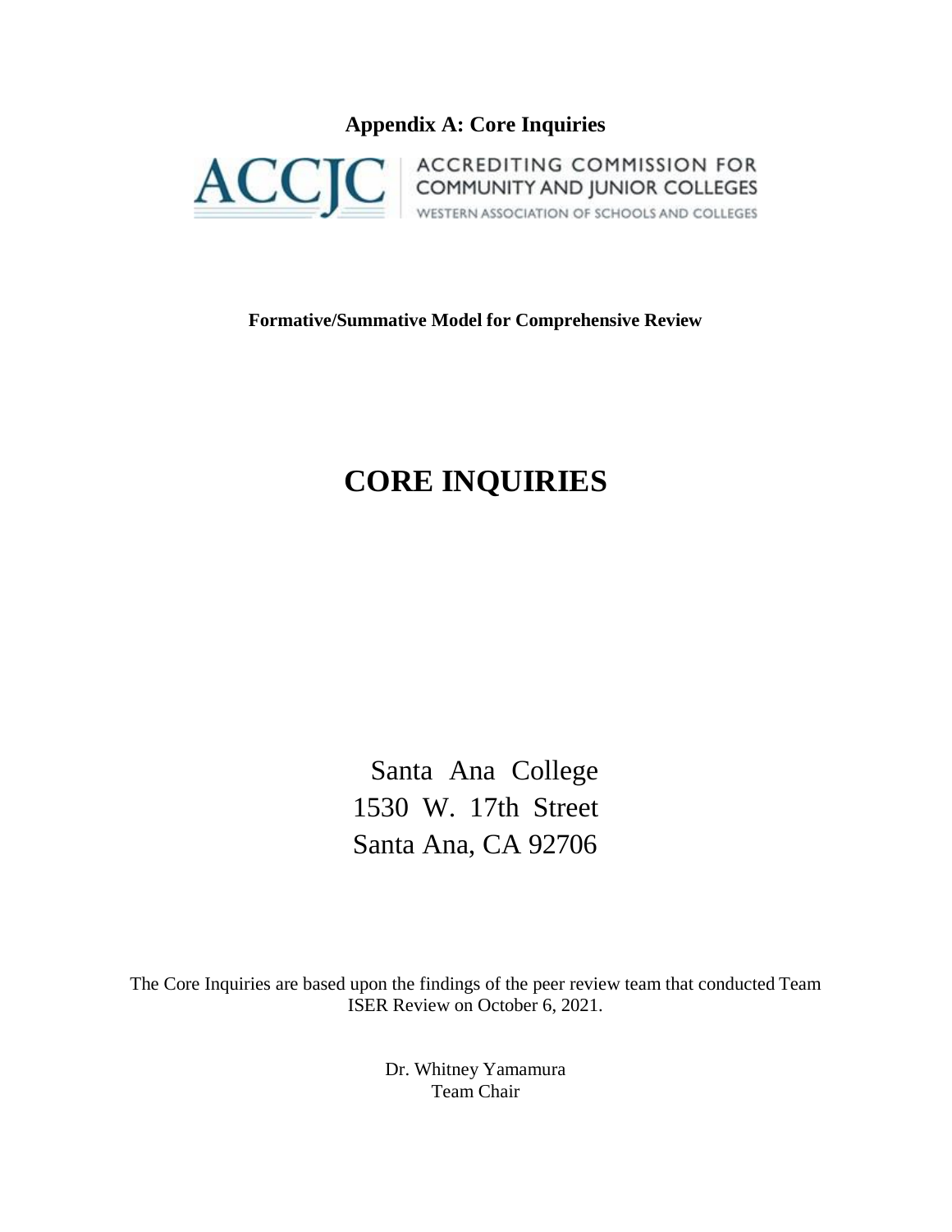**Appendix A: Core Inquiries**

ACCREDITING COMMISSION FOR COMMUNITY AND JUNIOR COLLEGES

WESTERN ASSOCIATION OF SCHOOLS AND COLLEGES

**Formative/Summative Model for Comprehensive Review**

# CORE INQUIRIES

Santa Ana College
1530 W. 17th Street
Santa Ana, CA 92706

The Core Inquiries are based upon the findings of the peer review team that conducted Team ISER Review on October 6, 2021.

Dr. Whitney Yamamura
Team Chair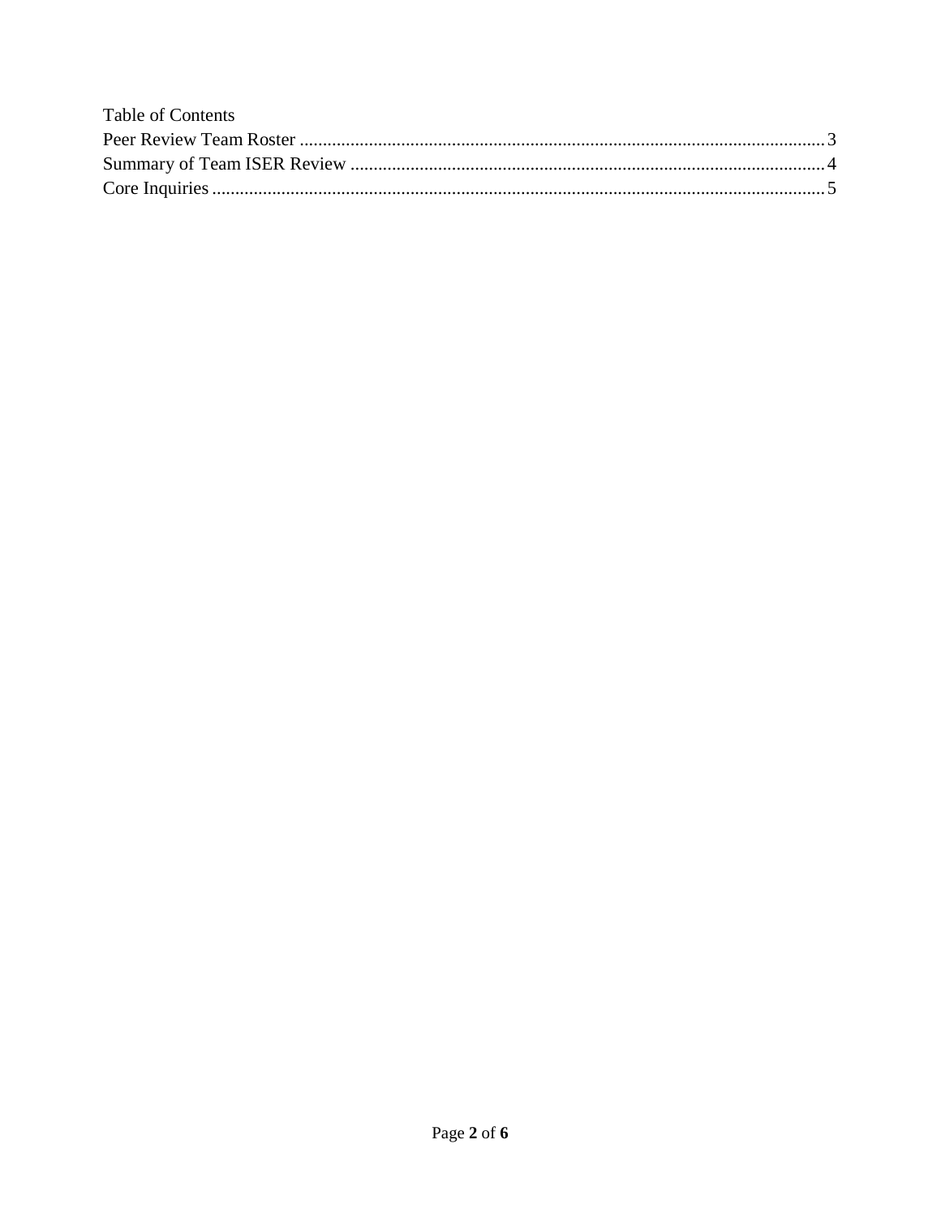Table of Contents

Peer Review Team Roster .......... 3

Summary of Team ISER Review .......... 4

Core Inquiries .......... 5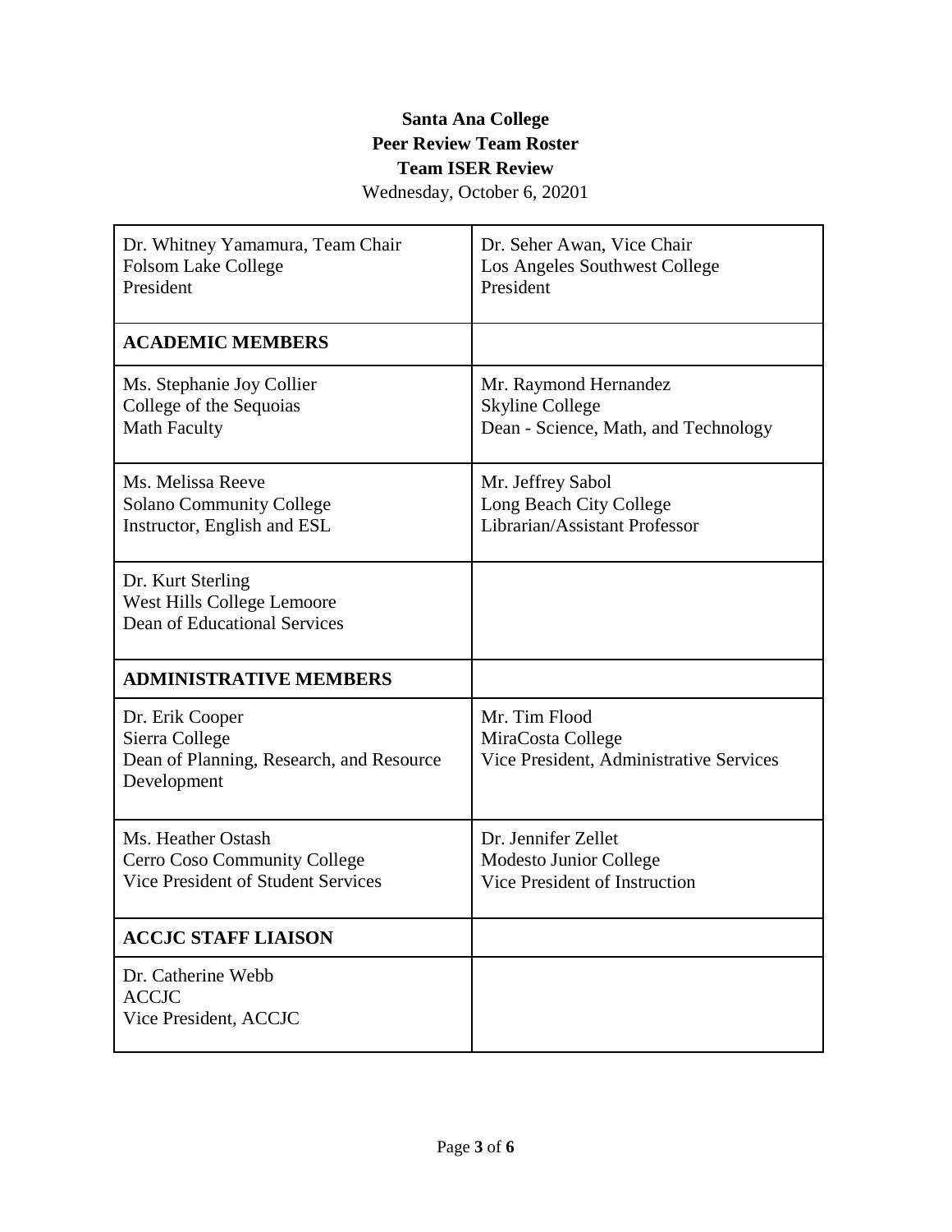**Santa Ana College**
**Peer Review Team Roster**
**Team ISER Review**
Wednesday, October 6, 20201

| | |
|---|---|
| Dr. Whitney Yamamura, Team Chair<br>Folsom Lake College<br>President | Dr. Seher Awan, Vice Chair<br>Los Angeles Southwest College<br>President |
| **ACADEMIC MEMBERS** | |
| Ms. Stephanie Joy Collier<br>College of the Sequoias<br>Math Faculty | Mr. Raymond Hernandez<br>Skyline College<br>Dean - Science, Math, and Technology |
| Ms. Melissa Reeve<br>Solano Community College<br>Instructor, English and ESL | Mr. Jeffrey Sabol<br>Long Beach City College<br>Librarian/Assistant Professor |
| Dr. Kurt Sterling<br>West Hills College Lemoore<br>Dean of Educational Services | |
| **ADMINISTRATIVE MEMBERS** | |
| Dr. Erik Cooper<br>Sierra College<br>Dean of Planning, Research, and Resource Development | Mr. Tim Flood<br>MiraCosta College<br>Vice President, Administrative Services |
| Ms. Heather Ostash<br>Cerro Coso Community College<br>Vice President of Student Services | Dr. Jennifer Zellet<br>Modesto Junior College<br>Vice President of Instruction |
| **ACCJC STAFF LIAISON** | |
| Dr. Catherine Webb<br>ACCJC<br>Vice President, ACCJC | |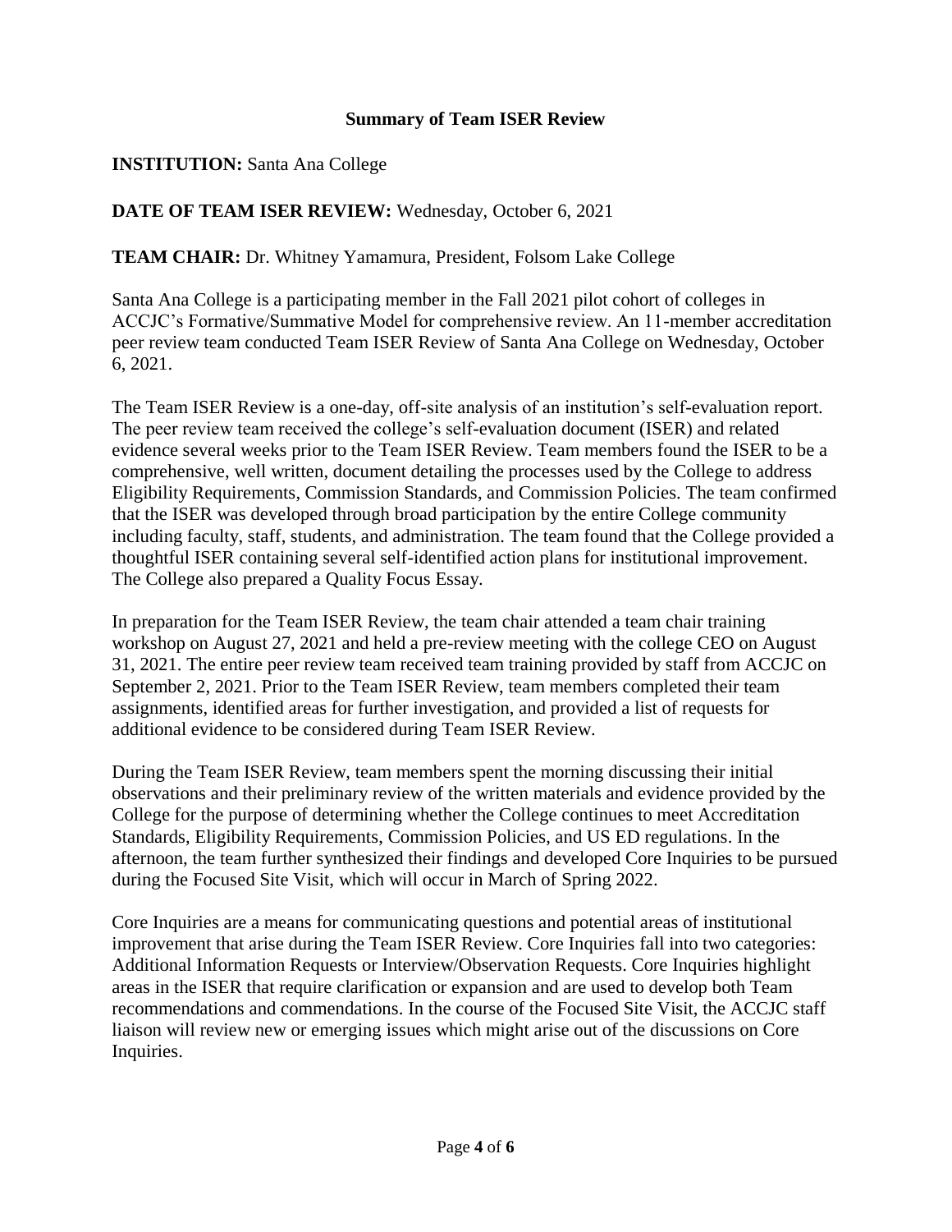**Summary of Team ISER Review**

**INSTITUTION:** Santa Ana College

**DATE OF TEAM ISER REVIEW:** Wednesday, October 6, 2021

**TEAM CHAIR:** Dr. Whitney Yamamura, President, Folsom Lake College

Santa Ana College is a participating member in the Fall 2021 pilot cohort of colleges in ACCJC's Formative/Summative Model for comprehensive review. An 11-member accreditation peer review team conducted Team ISER Review of Santa Ana College on Wednesday, October 6, 2021.

The Team ISER Review is a one-day, off-site analysis of an institution's self-evaluation report. The peer review team received the college's self-evaluation document (ISER) and related evidence several weeks prior to the Team ISER Review. Team members found the ISER to be a comprehensive, well written, document detailing the processes used by the College to address Eligibility Requirements, Commission Standards, and Commission Policies. The team confirmed that the ISER was developed through broad participation by the entire College community including faculty, staff, students, and administration. The team found that the College provided a thoughtful ISER containing several self-identified action plans for institutional improvement. The College also prepared a Quality Focus Essay.

In preparation for the Team ISER Review, the team chair attended a team chair training workshop on August 27, 2021 and held a pre-review meeting with the college CEO on August 31, 2021. The entire peer review team received team training provided by staff from ACCJC on September 2, 2021. Prior to the Team ISER Review, team members completed their team assignments, identified areas for further investigation, and provided a list of requests for additional evidence to be considered during Team ISER Review.

During the Team ISER Review, team members spent the morning discussing their initial observations and their preliminary review of the written materials and evidence provided by the College for the purpose of determining whether the College continues to meet Accreditation Standards, Eligibility Requirements, Commission Policies, and US ED regulations. In the afternoon, the team further synthesized their findings and developed Core Inquiries to be pursued during the Focused Site Visit, which will occur in March of Spring 2022.

Core Inquiries are a means for communicating questions and potential areas of institutional improvement that arise during the Team ISER Review. Core Inquiries fall into two categories: Additional Information Requests or Interview/Observation Requests. Core Inquiries highlight areas in the ISER that require clarification or expansion and are used to develop both Team recommendations and commendations. In the course of the Focused Site Visit, the ACCJC staff liaison will review new or emerging issues which might arise out of the discussions on Core Inquiries.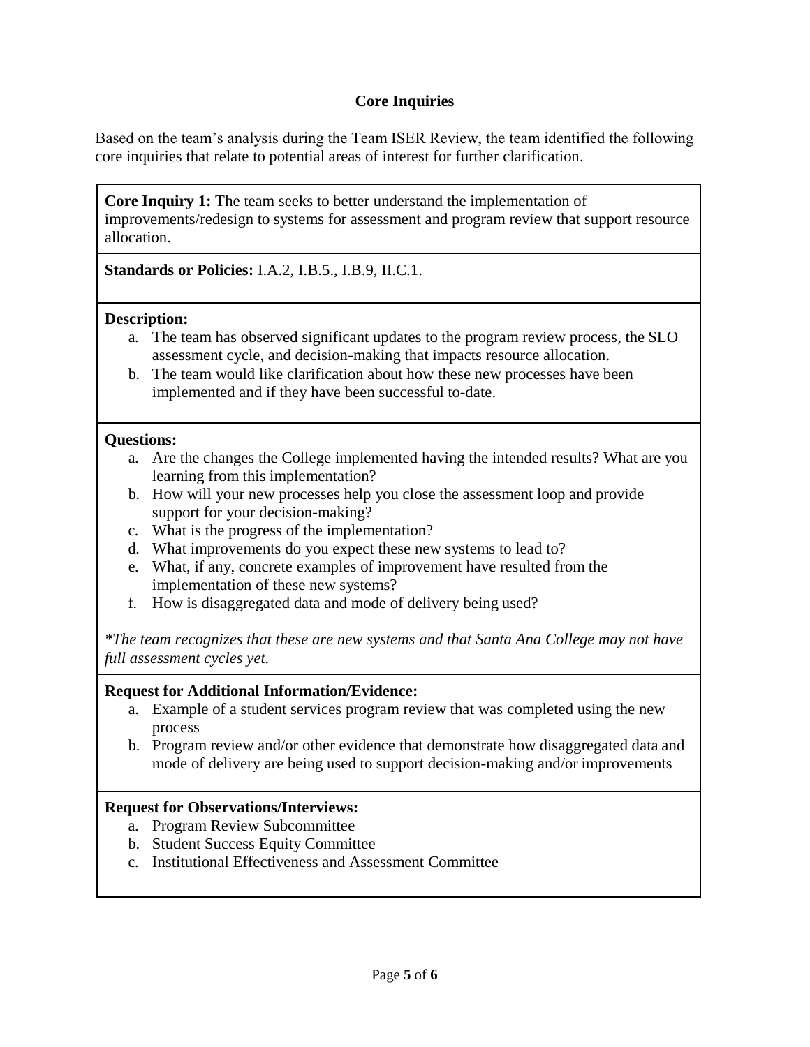## Core Inquiries

Based on the team's analysis during the Team ISER Review, the team identified the following core inquiries that relate to potential areas of interest for further clarification.

**Core Inquiry 1:** The team seeks to better understand the implementation of improvements/redesign to systems for assessment and program review that support resource allocation.

**Standards or Policies:** I.A.2, I.B.5., I.B.9, II.C.1.

**Description:**

a. The team has observed significant updates to the program review process, the SLO assessment cycle, and decision-making that impacts resource allocation.
b. The team would like clarification about how these new processes have been implemented and if they have been successful to-date.

**Questions:**

a. Are the changes the College implemented having the intended results? What are you learning from this implementation?
b. How will your new processes help you close the assessment loop and provide support for your decision-making?
c. What is the progress of the implementation?
d. What improvements do you expect these new systems to lead to?
e. What, if any, concrete examples of improvement have resulted from the implementation of these new systems?
f. How is disaggregated data and mode of delivery being used?

*\*The team recognizes that these are new systems and that Santa Ana College may not have full assessment cycles yet.*

**Request for Additional Information/Evidence:**

a. Example of a student services program review that was completed using the new process
b. Program review and/or other evidence that demonstrate how disaggregated data and mode of delivery are being used to support decision-making and/or improvements

**Request for Observations/Interviews:**

a. Program Review Subcommittee
b. Student Success Equity Committee
c. Institutional Effectiveness and Assessment Committee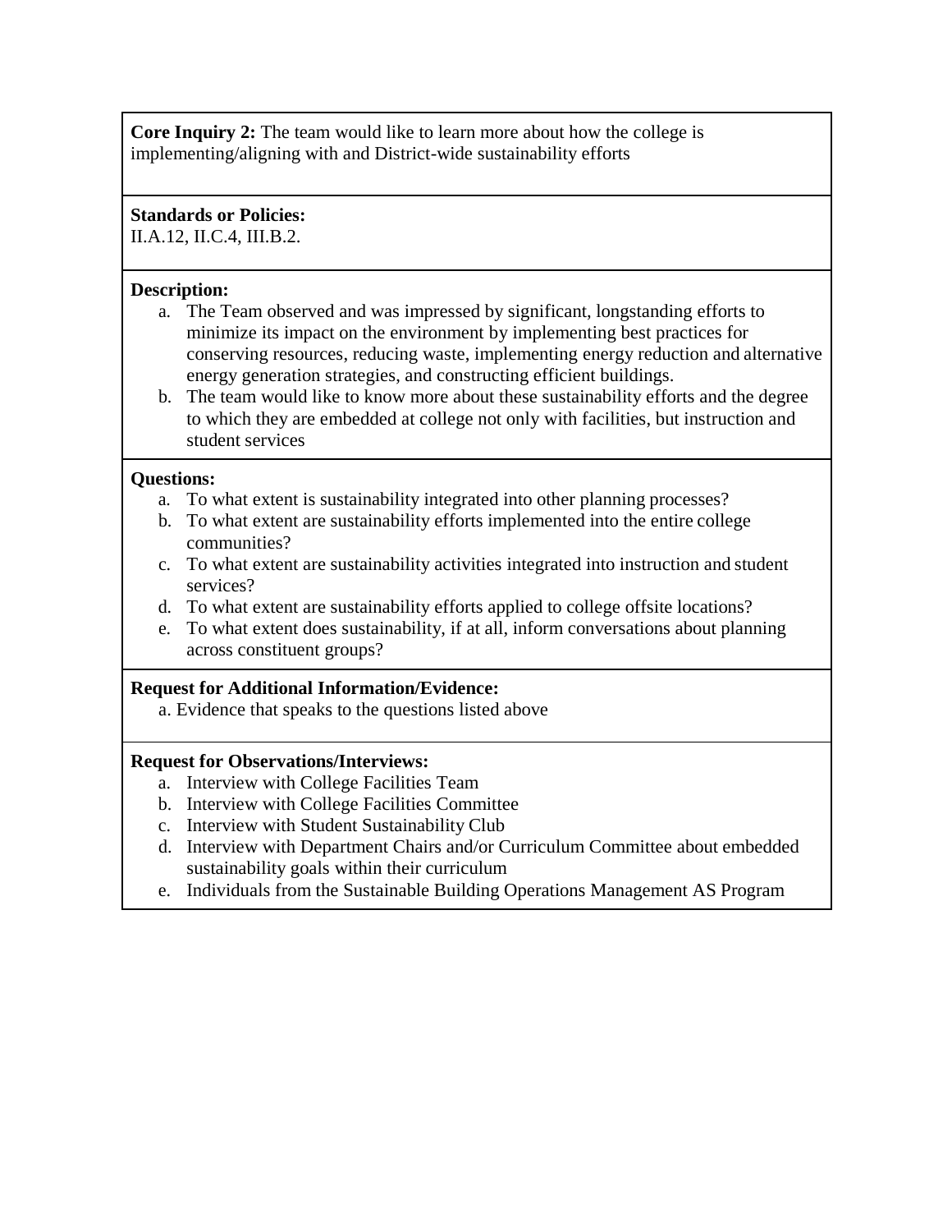**Core Inquiry 2:** The team would like to learn more about how the college is implementing/aligning with and District-wide sustainability efforts

**Standards or Policies:**
II.A.12, II.C.4, III.B.2.

**Description:**

a. The Team observed and was impressed by significant, longstanding efforts to minimize its impact on the environment by implementing best practices for conserving resources, reducing waste, implementing energy reduction and alternative energy generation strategies, and constructing efficient buildings.
b. The team would like to know more about these sustainability efforts and the degree to which they are embedded at college not only with facilities, but instruction and student services

**Questions:**

a. To what extent is sustainability integrated into other planning processes?
b. To what extent are sustainability efforts implemented into the entire college communities?
c. To what extent are sustainability activities integrated into instruction and student services?
d. To what extent are sustainability efforts applied to college offsite locations?
e. To what extent does sustainability, if at all, inform conversations about planning across constituent groups?

**Request for Additional Information/Evidence:**

a. Evidence that speaks to the questions listed above

**Request for Observations/Interviews:**

a. Interview with College Facilities Team
b. Interview with College Facilities Committee
c. Interview with Student Sustainability Club
d. Interview with Department Chairs and/or Curriculum Committee about embedded sustainability goals within their curriculum
e. Individuals from the Sustainable Building Operations Management AS Program